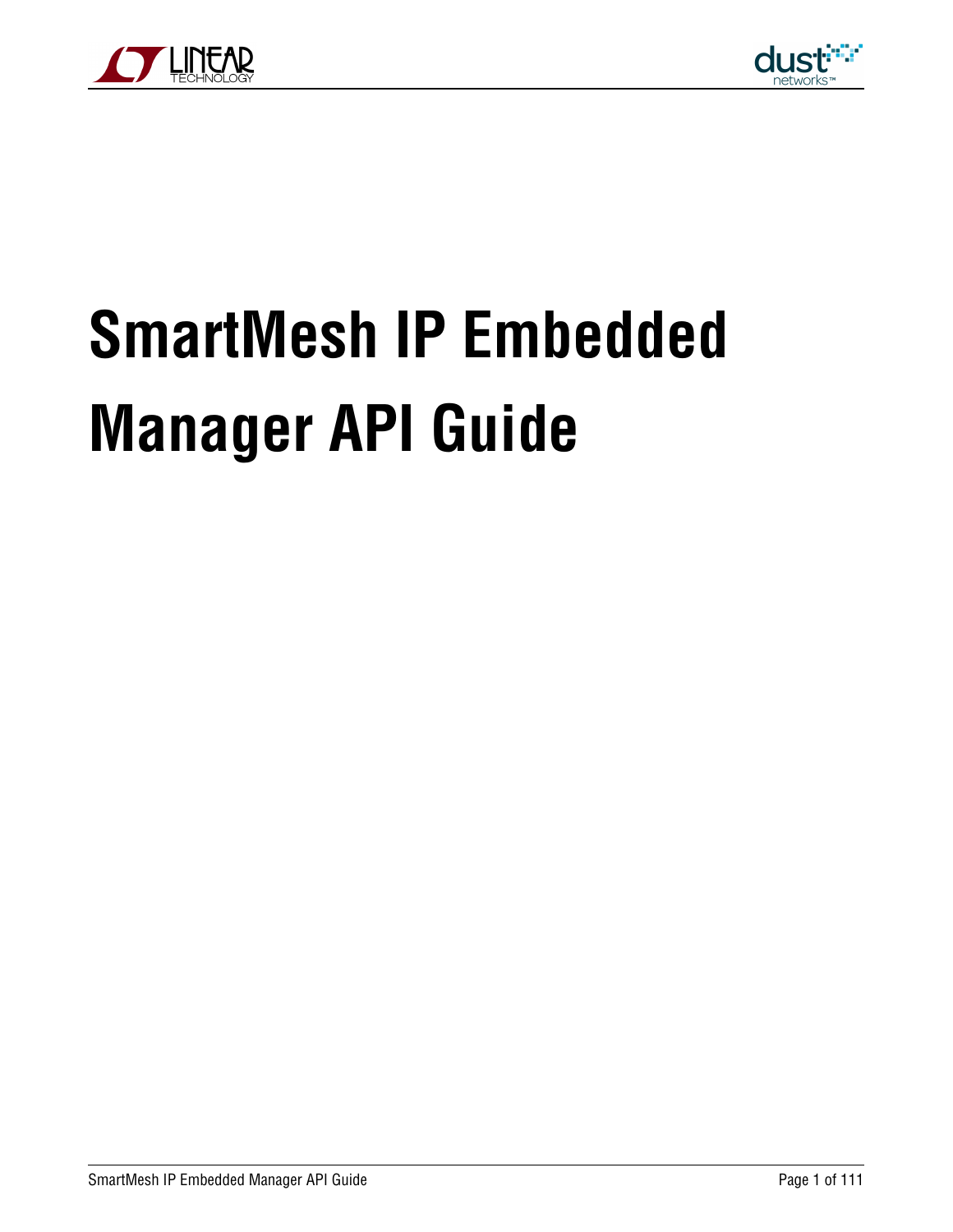# SmartMesh IP Embedded Manager API Guide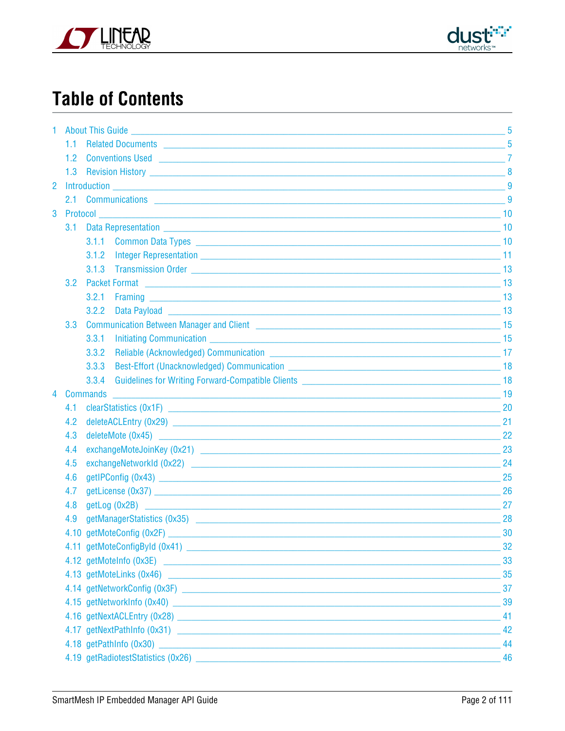# Table of Contents

- 1 About This Guide — 5
  - 1.1 Related Documents — 5
  - 1.2 Conventions Used — 7
  - 1.3 Revision History — 8
- 2 Introduction — 9
  - 2.1 Communications — 9
- 3 Protocol — 10
  - 3.1 Data Representation — 10
    - 3.1.1 Common Data Types — 10
    - 3.1.2 Integer Representation — 11
    - 3.1.3 Transmission Order — 13
  - 3.2 Packet Format — 13
    - 3.2.1 Framing — 13
    - 3.2.2 Data Payload — 13
  - 3.3 Communication Between Manager and Client — 15
    - 3.3.1 Initiating Communication — 15
    - 3.3.2 Reliable (Acknowledged) Communication — 17
    - 3.3.3 Best-Effort (Unacknowledged) Communication — 18
    - 3.3.4 Guidelines for Writing Forward-Compatible Clients — 18
- 4 Commands — 19
  - 4.1 clearStatistics (0x1F) — 20
  - 4.2 deleteACLEntry (0x29) — 21
  - 4.3 deleteMote (0x45) — 22
  - 4.4 exchangeMoteJoinKey (0x21) — 23
  - 4.5 exchangeNetworkId (0x22) — 24
  - 4.6 getIPConfig (0x43) — 25
  - 4.7 getLicense (0x37) — 26
  - 4.8 getLog (0x2B) — 27
  - 4.9 getManagerStatistics (0x35) — 28
  - 4.10 getMoteConfig (0x2F) — 30
  - 4.11 getMoteConfigById (0x41) — 32
  - 4.12 getMoteInfo (0x3E) — 33
  - 4.13 getMoteLinks (0x46) — 35
  - 4.14 getNetworkConfig (0x3F) — 37
  - 4.15 getNetworkInfo (0x40) — 39
  - 4.16 getNextACLEntry (0x28) — 41
  - 4.17 getNextPathInfo (0x31) — 42
  - 4.18 getPathInfo (0x30) — 44
  - 4.19 getRadiotestStatistics (0x26) — 46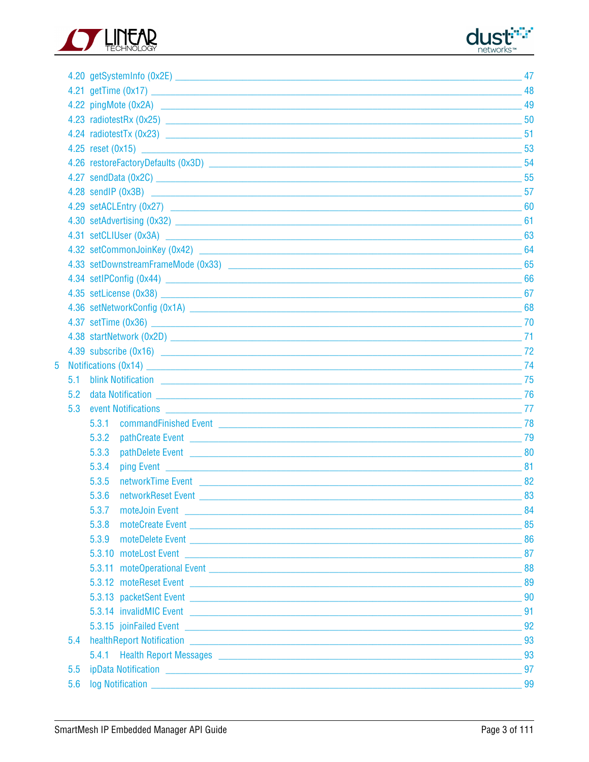4.20 getSystemInfo (0x2E) ____ 47
4.21 getTime (0x17) ____ 48
4.22 pingMote (0x2A) ____ 49
4.23 radiotestRx (0x25) ____ 50
4.24 radiotestTx (0x23) ____ 51
4.25 reset (0x15) ____ 53
4.26 restoreFactoryDefaults (0x3D) ____ 54
4.27 sendData (0x2C) ____ 55
4.28 sendIP (0x3B) ____ 57
4.29 setACLEntry (0x27) ____ 60
4.30 setAdvertising (0x32) ____ 61
4.31 setCLIUser (0x3A) ____ 63
4.32 setCommonJoinKey (0x42) ____ 64
4.33 setDownstreamFrameMode (0x33) ____ 65
4.34 setIPConfig (0x44) ____ 66
4.35 setLicense (0x38) ____ 67
4.36 setNetworkConfig (0x1A) ____ 68
4.37 setTime (0x36) ____ 70
4.38 startNetwork (0x2D) ____ 71
4.39 subscribe (0x16) ____ 72

5 Notifications (0x14) ____ 74
- 5.1 blink Notification ____ 75
- 5.2 data Notification ____ 76
- 5.3 event Notifications ____ 77
  - 5.3.1 commandFinished Event ____ 78
  - 5.3.2 pathCreate Event ____ 79
  - 5.3.3 pathDelete Event ____ 80
  - 5.3.4 ping Event ____ 81
  - 5.3.5 networkTime Event ____ 82
  - 5.3.6 networkReset Event ____ 83
  - 5.3.7 moteJoin Event ____ 84
  - 5.3.8 moteCreate Event ____ 85
  - 5.3.9 moteDelete Event ____ 86
  - 5.3.10 moteLost Event ____ 87
  - 5.3.11 moteOperational Event ____ 88
  - 5.3.12 moteReset Event ____ 89
  - 5.3.13 packetSent Event ____ 90
  - 5.3.14 invalidMIC Event ____ 91
  - 5.3.15 joinFailed Event ____ 92
- 5.4 healthReport Notification ____ 93
  - 5.4.1 Health Report Messages ____ 93
- 5.5 ipData Notification ____ 97
- 5.6 log Notification ____ 99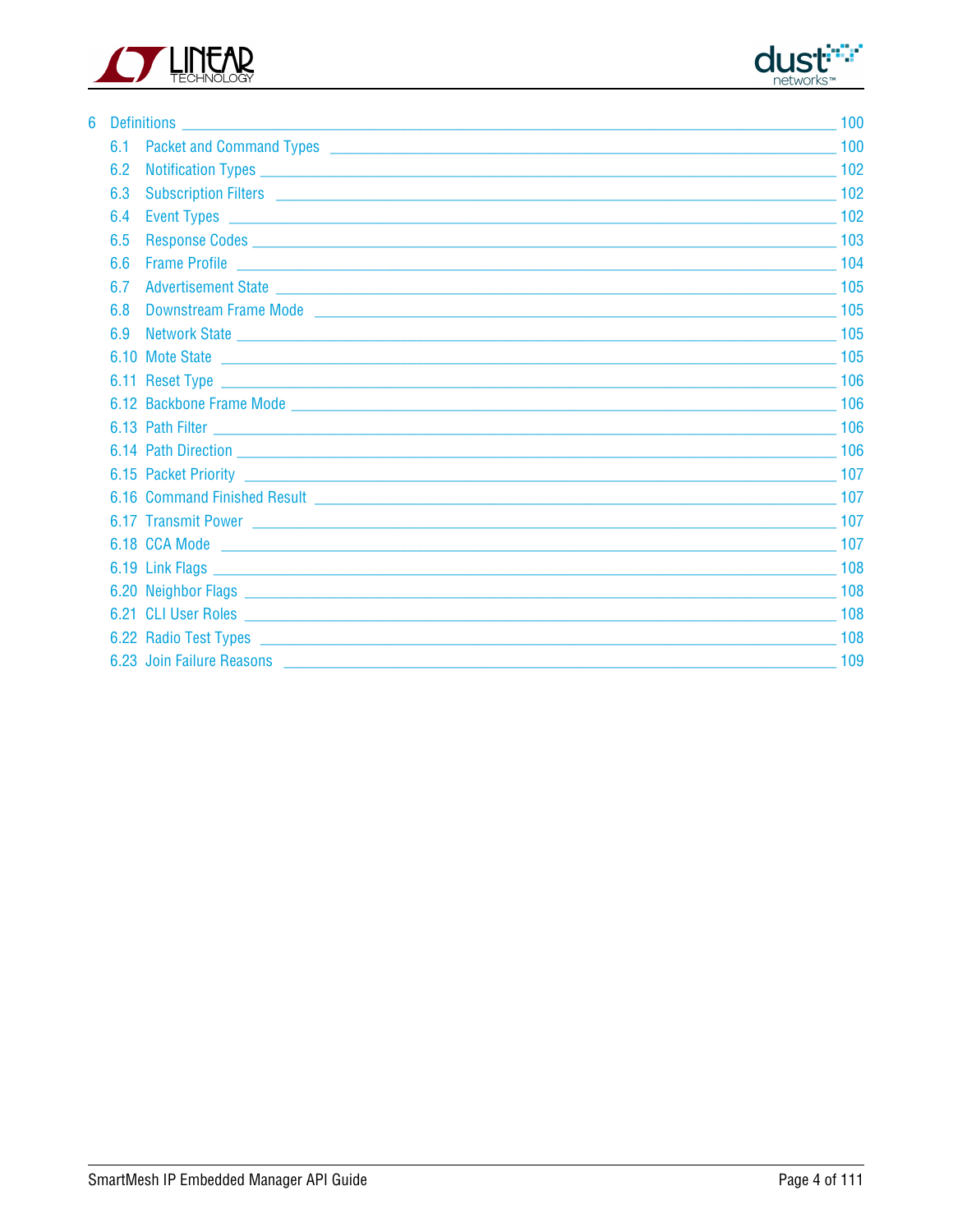6 Definitions _______________________________________________ 100
- 6.1 Packet and Command Types _______________________________ 100
- 6.2 Notification Types _____________________________________ 102
- 6.3 Subscription Filters ___________________________________ 102
- 6.4 Event Types ___________________________________________ 102
- 6.5 Response Codes ________________________________________ 103
- 6.6 Frame Profile _________________________________________ 104
- 6.7 Advertisement State ____________________________________ 105
- 6.8 Downstream Frame Mode __________________________________ 105
- 6.9 Network State _________________________________________ 105
- 6.10 Mote State ___________________________________________ 105
- 6.11 Reset Type ___________________________________________ 106
- 6.12 Backbone Frame Mode ___________________________________ 106
- 6.13 Path Filter ___________________________________________ 106
- 6.14 Path Direction ________________________________________ 106
- 6.15 Packet Priority _______________________________________ 107
- 6.16 Command Finished Result ________________________________ 107
- 6.17 Transmit Power ________________________________________ 107
- 6.18 CCA Mode _____________________________________________ 107
- 6.19 Link Flags ___________________________________________ 108
- 6.20 Neighbor Flags ________________________________________ 108
- 6.21 CLI User Roles ________________________________________ 108
- 6.22 Radio Test Types ______________________________________ 108
- 6.23 Join Failure Reasons ___________________________________ 109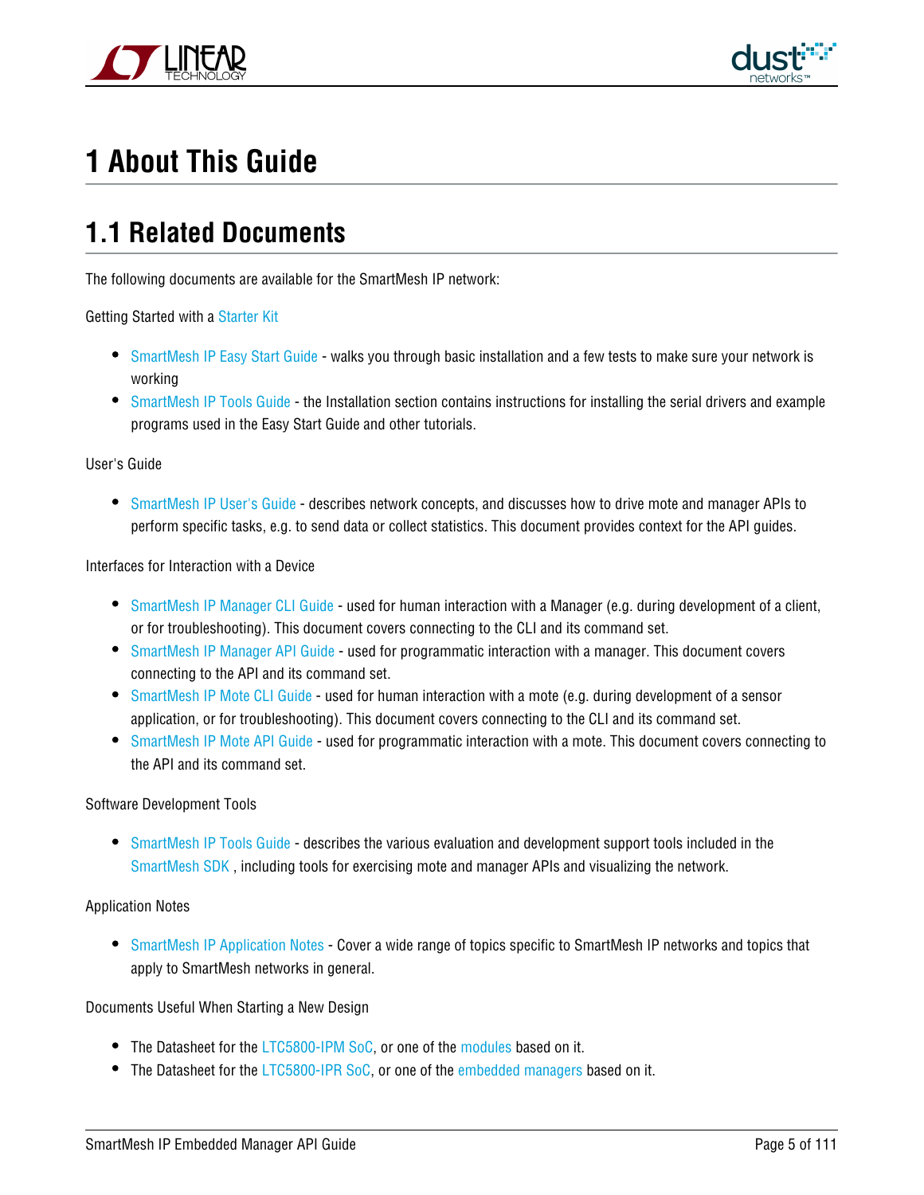# 1 About This Guide

## 1.1 Related Documents

The following documents are available for the SmartMesh IP network:

Getting Started with a Starter Kit

- SmartMesh IP Easy Start Guide - walks you through basic installation and a few tests to make sure your network is working
- SmartMesh IP Tools Guide - the Installation section contains instructions for installing the serial drivers and example programs used in the Easy Start Guide and other tutorials.

User's Guide

- SmartMesh IP User's Guide - describes network concepts, and discusses how to drive mote and manager APIs to perform specific tasks, e.g. to send data or collect statistics. This document provides context for the API guides.

Interfaces for Interaction with a Device

- SmartMesh IP Manager CLI Guide - used for human interaction with a Manager (e.g. during development of a client, or for troubleshooting). This document covers connecting to the CLI and its command set.
- SmartMesh IP Manager API Guide - used for programmatic interaction with a manager. This document covers connecting to the API and its command set.
- SmartMesh IP Mote CLI Guide - used for human interaction with a mote (e.g. during development of a sensor application, or for troubleshooting). This document covers connecting to the CLI and its command set.
- SmartMesh IP Mote API Guide - used for programmatic interaction with a mote. This document covers connecting to the API and its command set.

Software Development Tools

- SmartMesh IP Tools Guide - describes the various evaluation and development support tools included in the SmartMesh SDK , including tools for exercising mote and manager APIs and visualizing the network.

Application Notes

- SmartMesh IP Application Notes - Cover a wide range of topics specific to SmartMesh IP networks and topics that apply to SmartMesh networks in general.

Documents Useful When Starting a New Design

- The Datasheet for the LTC5800-IPM SoC, or one of the modules based on it.
- The Datasheet for the LTC5800-IPR SoC, or one of the embedded managers based on it.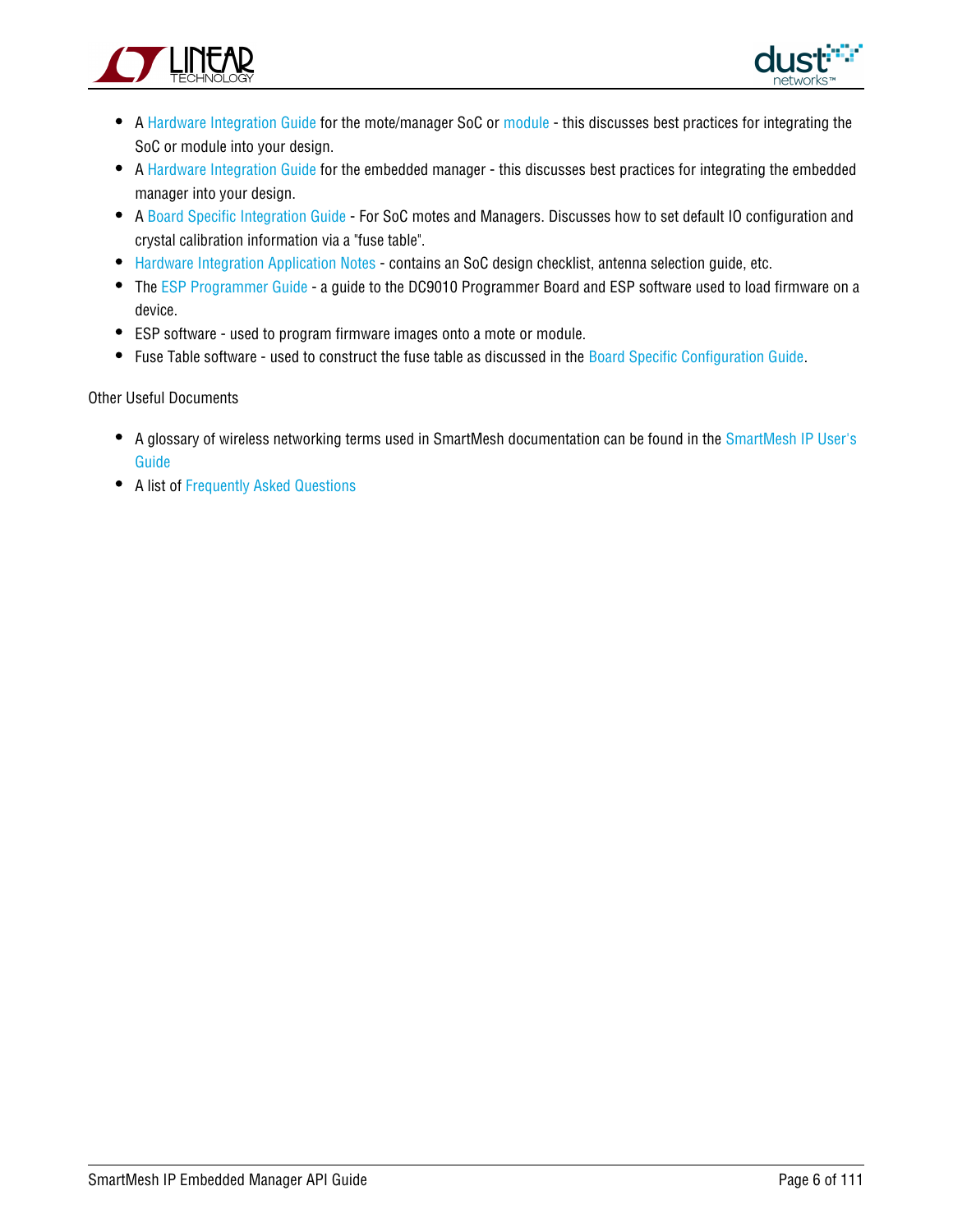- A Hardware Integration Guide for the mote/manager SoC or module - this discusses best practices for integrating the SoC or module into your design.
- A Hardware Integration Guide for the embedded manager - this discusses best practices for integrating the embedded manager into your design.
- A Board Specific Integration Guide - For SoC motes and Managers. Discusses how to set default IO configuration and crystal calibration information via a "fuse table".
- Hardware Integration Application Notes - contains an SoC design checklist, antenna selection guide, etc.
- The ESP Programmer Guide - a guide to the DC9010 Programmer Board and ESP software used to load firmware on a device.
- ESP software - used to program firmware images onto a mote or module.
- Fuse Table software - used to construct the fuse table as discussed in the Board Specific Configuration Guide.

Other Useful Documents

- A glossary of wireless networking terms used in SmartMesh documentation can be found in the SmartMesh IP User's Guide
- A list of Frequently Asked Questions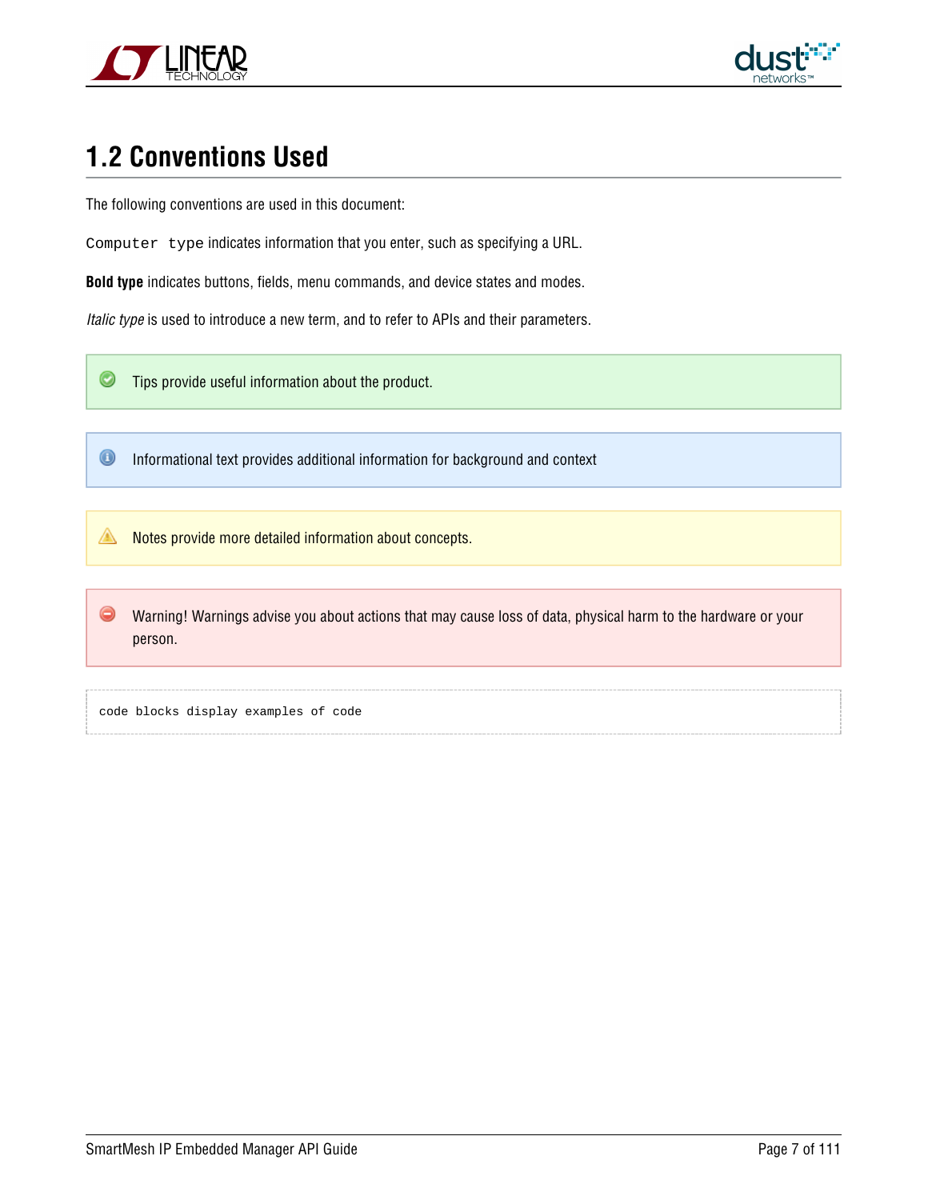## 1.2 Conventions Used

The following conventions are used in this document:

`Computer type` indicates information that you enter, such as specifying a URL.

**Bold type** indicates buttons, fields, menu commands, and device states and modes.

*Italic type* is used to introduce a new term, and to refer to APIs and their parameters.

Tips provide useful information about the product.

Informational text provides additional information for background and context

Notes provide more detailed information about concepts.

Warning! Warnings advise you about actions that may cause loss of data, physical harm to the hardware or your person.

```
code blocks display examples of code
```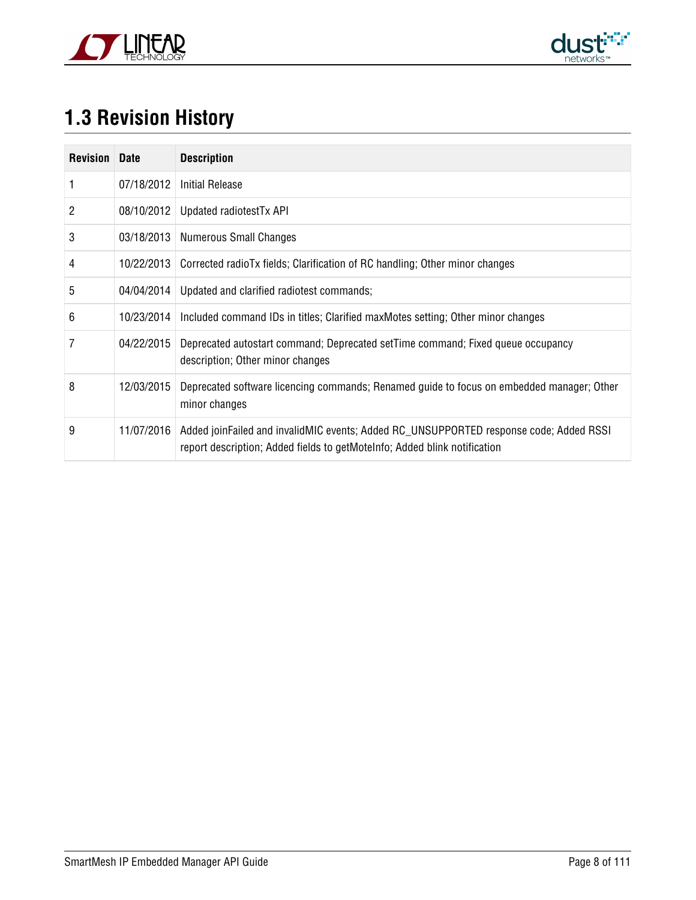## 1.3 Revision History

| Revision | Date | Description |
|---|---|---|
| 1 | 07/18/2012 | Initial Release |
| 2 | 08/10/2012 | Updated radiotestTx API |
| 3 | 03/18/2013 | Numerous Small Changes |
| 4 | 10/22/2013 | Corrected radioTx fields; Clarification of RC handling; Other minor changes |
| 5 | 04/04/2014 | Updated and clarified radiotest commands; |
| 6 | 10/23/2014 | Included command IDs in titles; Clarified maxMotes setting; Other minor changes |
| 7 | 04/22/2015 | Deprecated autostart command; Deprecated setTime command; Fixed queue occupancy description; Other minor changes |
| 8 | 12/03/2015 | Deprecated software licencing commands; Renamed guide to focus on embedded manager; Other minor changes |
| 9 | 11/07/2016 | Added joinFailed and invalidMIC events; Added RC_UNSUPPORTED response code; Added RSSI report description; Added fields to getMoteInfo; Added blink notification |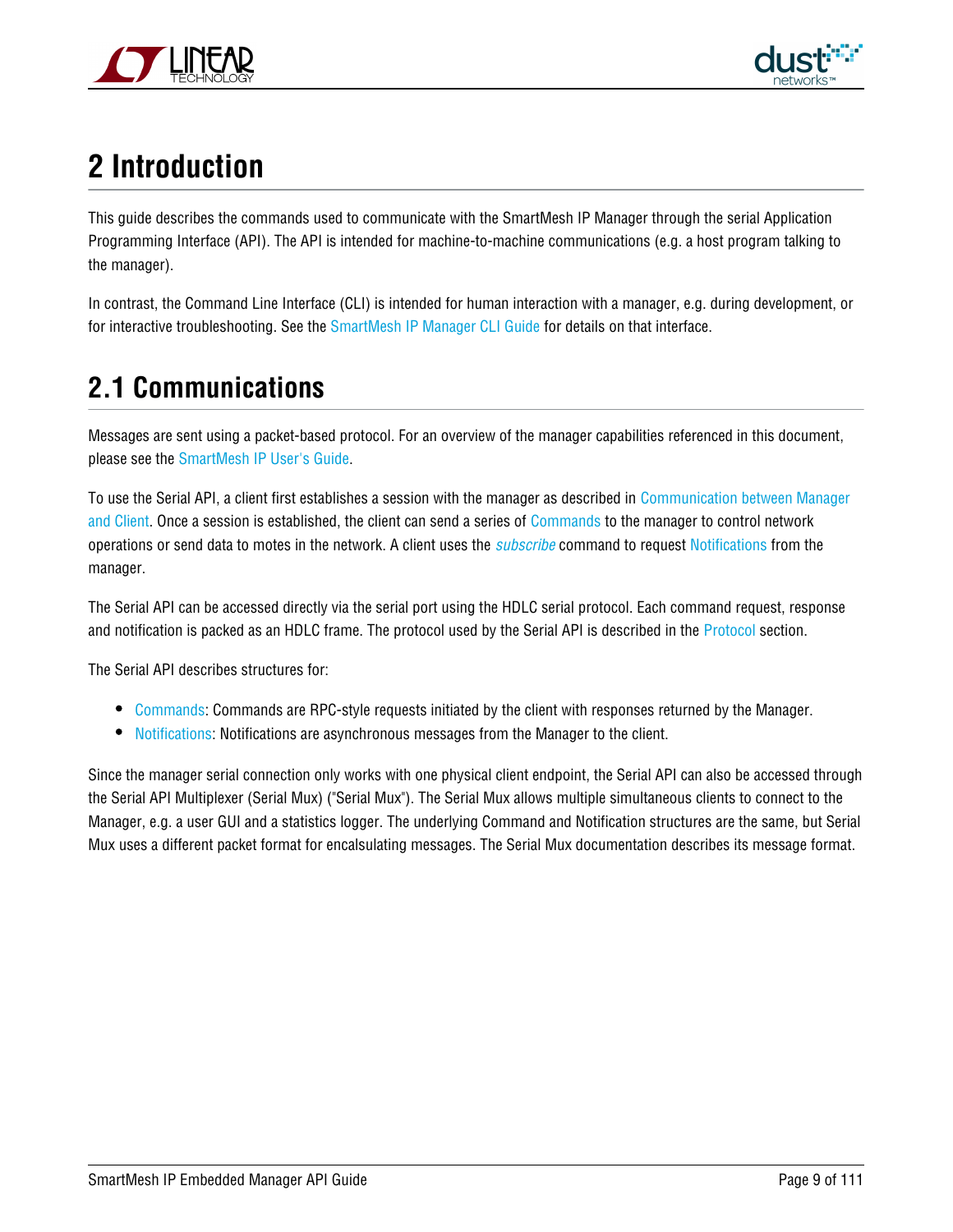# 2 Introduction

This guide describes the commands used to communicate with the SmartMesh IP Manager through the serial Application Programming Interface (API). The API is intended for machine-to-machine communications (e.g. a host program talking to the manager).

In contrast, the Command Line Interface (CLI) is intended for human interaction with a manager, e.g. during development, or for interactive troubleshooting. See the SmartMesh IP Manager CLI Guide for details on that interface.

## 2.1 Communications

Messages are sent using a packet-based protocol. For an overview of the manager capabilities referenced in this document, please see the SmartMesh IP User's Guide.

To use the Serial API, a client first establishes a session with the manager as described in Communication between Manager and Client. Once a session is established, the client can send a series of Commands to the manager to control network operations or send data to motes in the network. A client uses the *subscribe* command to request Notifications from the manager.

The Serial API can be accessed directly via the serial port using the HDLC serial protocol. Each command request, response and notification is packed as an HDLC frame. The protocol used by the Serial API is described in the Protocol section.

The Serial API describes structures for:

- Commands: Commands are RPC-style requests initiated by the client with responses returned by the Manager.
- Notifications: Notifications are asynchronous messages from the Manager to the client.

Since the manager serial connection only works with one physical client endpoint, the Serial API can also be accessed through the Serial API Multiplexer (Serial Mux) ("Serial Mux"). The Serial Mux allows multiple simultaneous clients to connect to the Manager, e.g. a user GUI and a statistics logger. The underlying Command and Notification structures are the same, but Serial Mux uses a different packet format for encalsulating messages. The Serial Mux documentation describes its message format.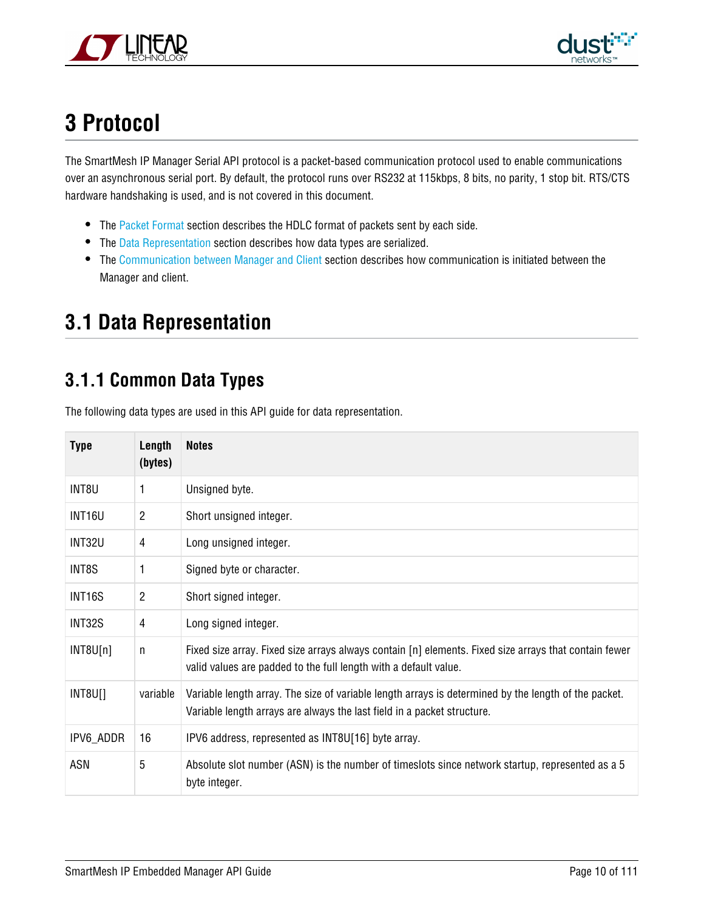# 3 Protocol

The SmartMesh IP Manager Serial API protocol is a packet-based communication protocol used to enable communications over an asynchronous serial port. By default, the protocol runs over RS232 at 115kbps, 8 bits, no parity, 1 stop bit. RTS/CTS hardware handshaking is used, and is not covered in this document.

- The Packet Format section describes the HDLC format of packets sent by each side.
- The Data Representation section describes how data types are serialized.
- The Communication between Manager and Client section describes how communication is initiated between the Manager and client.

## 3.1 Data Representation

### 3.1.1 Common Data Types

The following data types are used in this API guide for data representation.

| Type | Length (bytes) | Notes |
|---|---|---|
| INT8U | 1 | Unsigned byte. |
| INT16U | 2 | Short unsigned integer. |
| INT32U | 4 | Long unsigned integer. |
| INT8S | 1 | Signed byte or character. |
| INT16S | 2 | Short signed integer. |
| INT32S | 4 | Long signed integer. |
| INT8U[n] | n | Fixed size array. Fixed size arrays always contain [n] elements. Fixed size arrays that contain fewer valid values are padded to the full length with a default value. |
| INT8U[] | variable | Variable length array. The size of variable length arrays is determined by the length of the packet. Variable length arrays are always the last field in a packet structure. |
| IPV6_ADDR | 16 | IPV6 address, represented as INT8U[16] byte array. |
| ASN | 5 | Absolute slot number (ASN) is the number of timeslots since network startup, represented as a 5 byte integer. |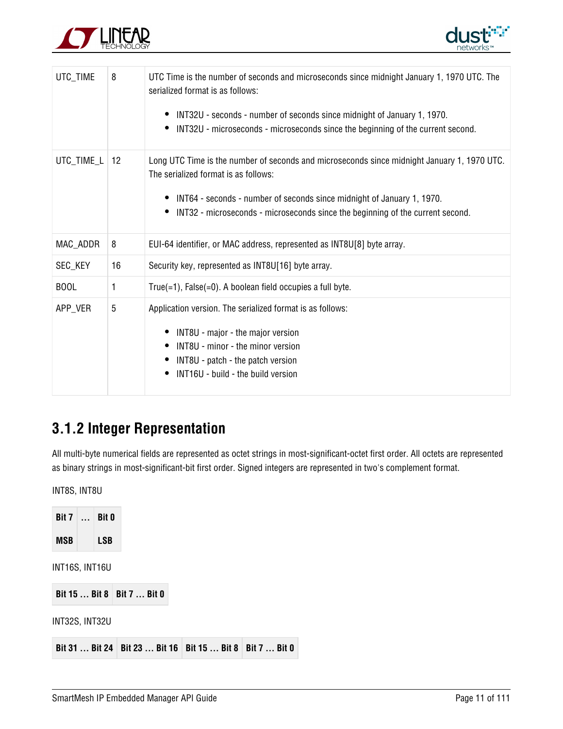| UTC_TIME | 8 | UTC Time is the number of seconds and microseconds since midnight January 1, 1970 UTC. The serialized format is as follows:<br><br>• INT32U - seconds - number of seconds since midnight of January 1, 1970.<br>• INT32U - microseconds - microseconds since the beginning of the current second. |
|---|---|---|
| UTC_TIME_L | 12 | Long UTC Time is the number of seconds and microseconds since midnight January 1, 1970 UTC. The serialized format is as follows:<br><br>• INT64 - seconds - number of seconds since midnight of January 1, 1970.<br>• INT32 - microseconds - microseconds since the beginning of the current second. |
| MAC_ADDR | 8 | EUI-64 identifier, or MAC address, represented as INT8U[8] byte array. |
| SEC_KEY | 16 | Security key, represented as INT8U[16] byte array. |
| BOOL | 1 | True(=1), False(=0). A boolean field occupies a full byte. |
| APP_VER | 5 | Application version. The serialized format is as follows:<br><br>• INT8U - major - the major version<br>• INT8U - minor - the minor version<br>• INT8U - patch - the patch version<br>• INT16U - build - the build version |

## 3.1.2 Integer Representation

All multi-byte numerical fields are represented as octet strings in most-significant-octet first order. All octets are represented as binary strings in most-significant-bit first order. Signed integers are represented in two's complement format.

INT8S, INT8U

| Bit 7 | ... | Bit 0 |
|---|---|---|
| MSB | | LSB |

INT16S, INT16U

| Bit 15 ... Bit 8 | Bit 7 ... Bit 0 |
|---|---|

INT32S, INT32U

| Bit 31 ... Bit 24 | Bit 23 ... Bit 16 | Bit 15 ... Bit 8 | Bit 7 ... Bit 0 |
|---|---|---|---|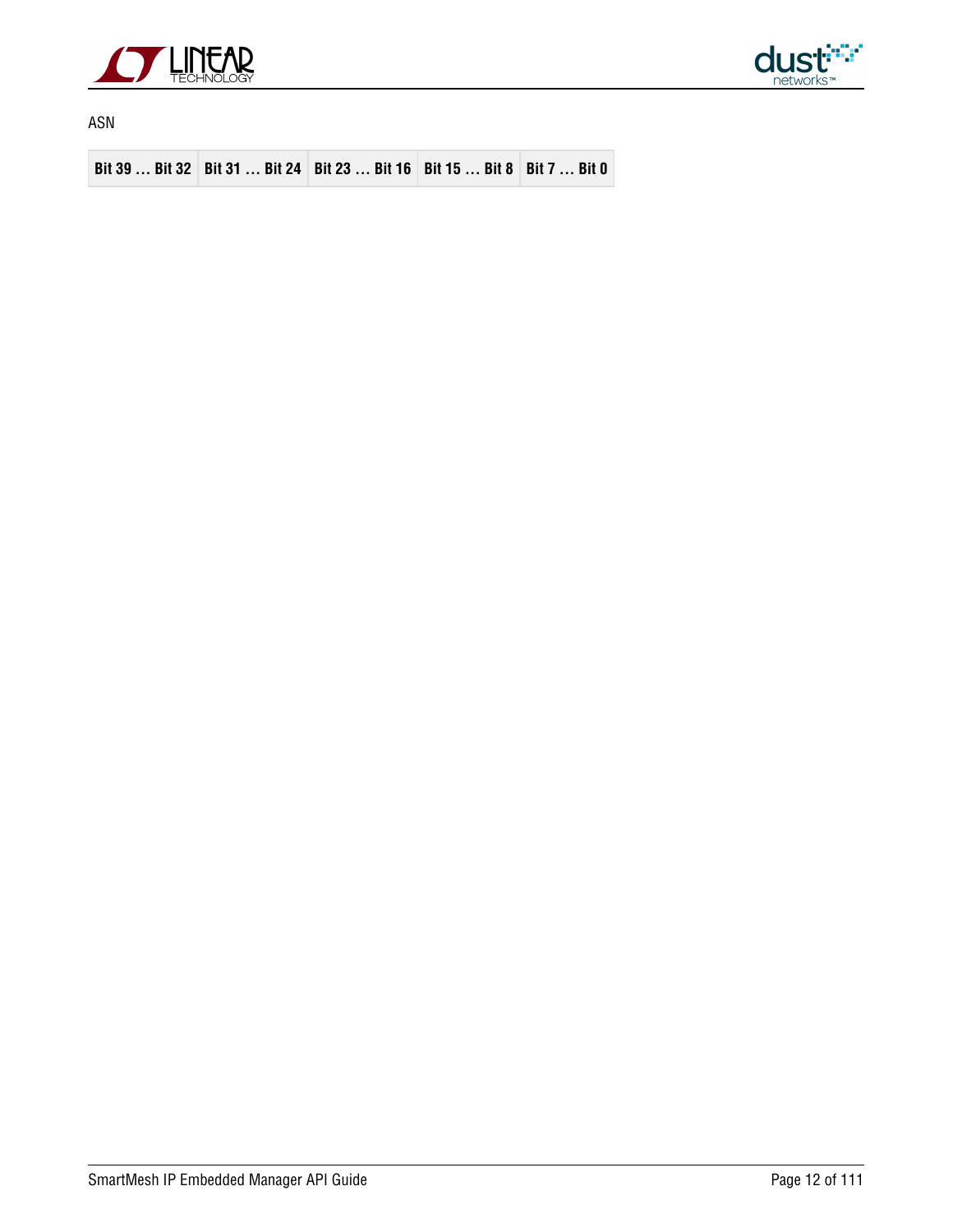ASN

| Bit 39 … Bit 32 | Bit 31 … Bit 24 | Bit 23 … Bit 16 | Bit 15 … Bit 8 | Bit 7 … Bit 0 |
|---|---|---|---|---|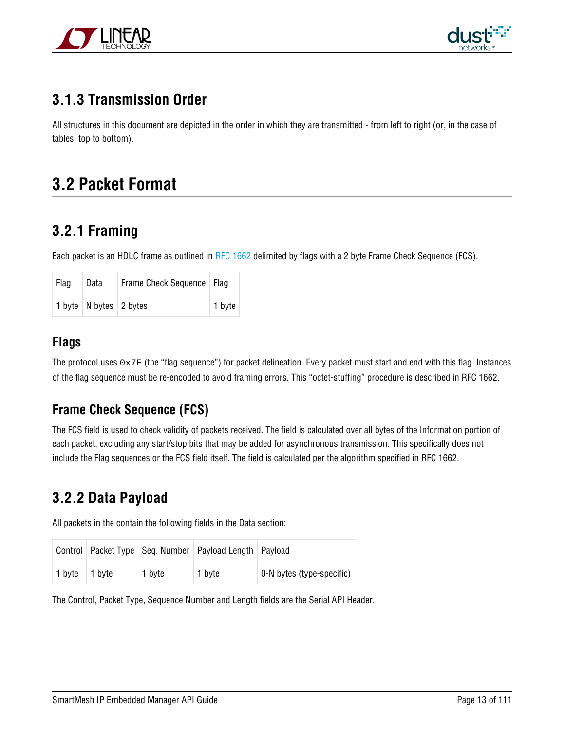### 3.1.3 Transmission Order

All structures in this document are depicted in the order in which they are transmitted - from left to right (or, in the case of tables, top to bottom).

## 3.2 Packet Format

### 3.2.1 Framing

Each packet is an HDLC frame as outlined in RFC 1662 delimited by flags with a 2 byte Frame Check Sequence (FCS).

| Flag | Data | Frame Check Sequence | Flag |
|---|---|---|---|
| 1 byte | N bytes | 2 bytes | 1 byte |

#### Flags

The protocol uses `0x7E` (the "flag sequence") for packet delineation. Every packet must start and end with this flag. Instances of the flag sequence must be re-encoded to avoid framing errors. This "octet-stuffing" procedure is described in RFC 1662.

#### Frame Check Sequence (FCS)

The FCS field is used to check validity of packets received. The field is calculated over all bytes of the Information portion of each packet, excluding any start/stop bits that may be added for asynchronous transmission. This specifically does not include the Flag sequences or the FCS field itself. The field is calculated per the algorithm specified in RFC 1662.

### 3.2.2 Data Payload

All packets in the contain the following fields in the Data section:

| Control | Packet Type | Seq. Number | Payload Length | Payload |
|---|---|---|---|---|
| 1 byte | 1 byte | 1 byte | 1 byte | 0-N bytes (type-specific) |

The Control, Packet Type, Sequence Number and Length fields are the Serial API Header.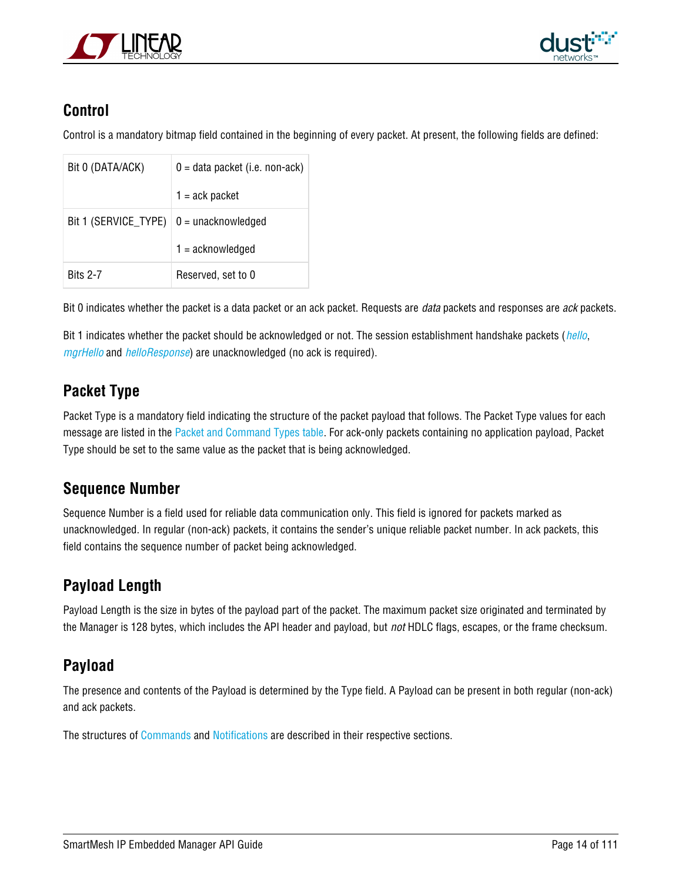## Control

Control is a mandatory bitmap field contained in the beginning of every packet. At present, the following fields are defined:

| | |
|---|---|
| Bit 0 (DATA/ACK) | 0 = data packet (i.e. non-ack)<br>1 = ack packet |
| Bit 1 (SERVICE_TYPE) | 0 = unacknowledged<br>1 = acknowledged |
| Bits 2-7 | Reserved, set to 0 |

Bit 0 indicates whether the packet is a data packet or an ack packet. Requests are *data* packets and responses are *ack* packets.

Bit 1 indicates whether the packet should be acknowledged or not. The session establishment handshake packets (*hello*, *mgrHello* and *helloResponse*) are unacknowledged (no ack is required).

## Packet Type

Packet Type is a mandatory field indicating the structure of the packet payload that follows. The Packet Type values for each message are listed in the Packet and Command Types table. For ack-only packets containing no application payload, Packet Type should be set to the same value as the packet that is being acknowledged.

## Sequence Number

Sequence Number is a field used for reliable data communication only. This field is ignored for packets marked as unacknowledged. In regular (non-ack) packets, it contains the sender's unique reliable packet number. In ack packets, this field contains the sequence number of packet being acknowledged.

## Payload Length

Payload Length is the size in bytes of the payload part of the packet. The maximum packet size originated and terminated by the Manager is 128 bytes, which includes the API header and payload, but *not* HDLC flags, escapes, or the frame checksum.

## Payload

The presence and contents of the Payload is determined by the Type field. A Payload can be present in both regular (non-ack) and ack packets.

The structures of Commands and Notifications are described in their respective sections.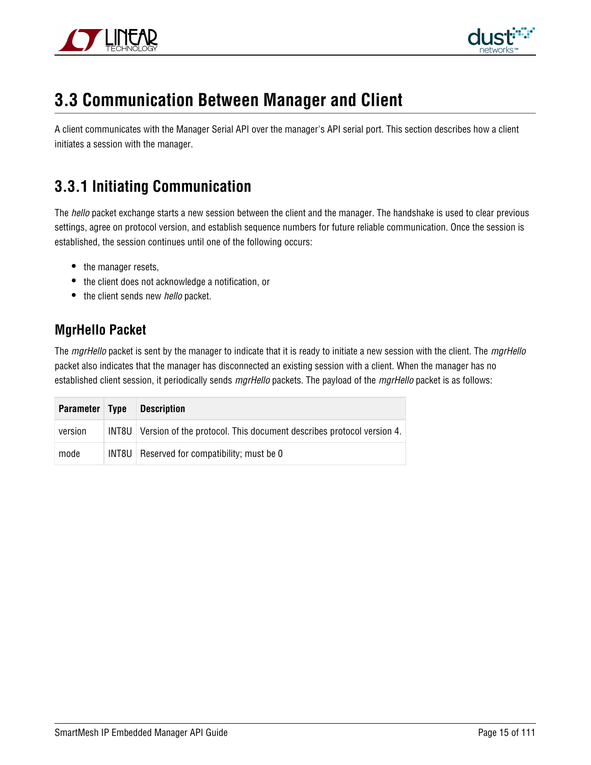# 3.3 Communication Between Manager and Client

A client communicates with the Manager Serial API over the manager's API serial port. This section describes how a client initiates a session with the manager.

## 3.3.1 Initiating Communication

The *hello* packet exchange starts a new session between the client and the manager. The handshake is used to clear previous settings, agree on protocol version, and establish sequence numbers for future reliable communication. Once the session is established, the session continues until one of the following occurs:

- the manager resets,
- the client does not acknowledge a notification, or
- the client sends new *hello* packet.

### MgrHello Packet

The *mgrHello* packet is sent by the manager to indicate that it is ready to initiate a new session with the client. The *mgrHello* packet also indicates that the manager has disconnected an existing session with a client. When the manager has no established client session, it periodically sends *mgrHello* packets. The payload of the *mgrHello* packet is as follows:

| Parameter | Type | Description |
|---|---|---|
| version | INT8U | Version of the protocol. This document describes protocol version 4. |
| mode | INT8U | Reserved for compatibility; must be 0 |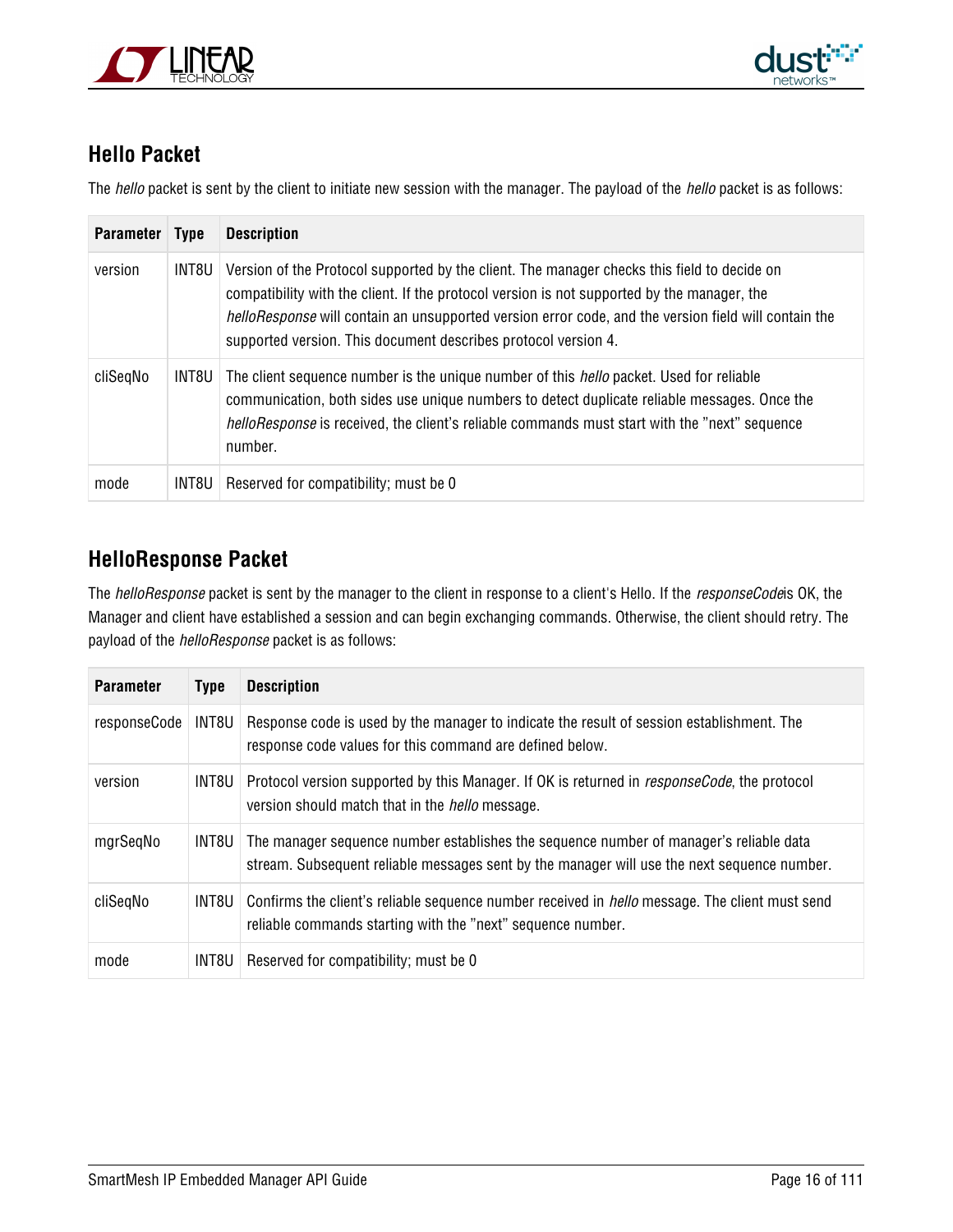## Hello Packet

The *hello* packet is sent by the client to initiate new session with the manager. The payload of the *hello* packet is as follows:

| Parameter | Type | Description |
|---|---|---|
| version | INT8U | Version of the Protocol supported by the client. The manager checks this field to decide on compatibility with the client. If the protocol version is not supported by the manager, the *helloResponse* will contain an unsupported version error code, and the version field will contain the supported version. This document describes protocol version 4. |
| cliSeqNo | INT8U | The client sequence number is the unique number of this *hello* packet. Used for reliable communication, both sides use unique numbers to detect duplicate reliable messages. Once the *helloResponse* is received, the client's reliable commands must start with the "next" sequence number. |
| mode | INT8U | Reserved for compatibility; must be 0 |

## HelloResponse Packet

The *helloResponse* packet is sent by the manager to the client in response to a client's Hello. If the *responseCode*is OK, the Manager and client have established a session and can begin exchanging commands. Otherwise, the client should retry. The payload of the *helloResponse* packet is as follows:

| Parameter | Type | Description |
|---|---|---|
| responseCode | INT8U | Response code is used by the manager to indicate the result of session establishment. The response code values for this command are defined below. |
| version | INT8U | Protocol version supported by this Manager. If OK is returned in *responseCode*, the protocol version should match that in the *hello* message. |
| mgrSeqNo | INT8U | The manager sequence number establishes the sequence number of manager's reliable data stream. Subsequent reliable messages sent by the manager will use the next sequence number. |
| cliSeqNo | INT8U | Confirms the client's reliable sequence number received in *hello* message. The client must send reliable commands starting with the "next" sequence number. |
| mode | INT8U | Reserved for compatibility; must be 0 |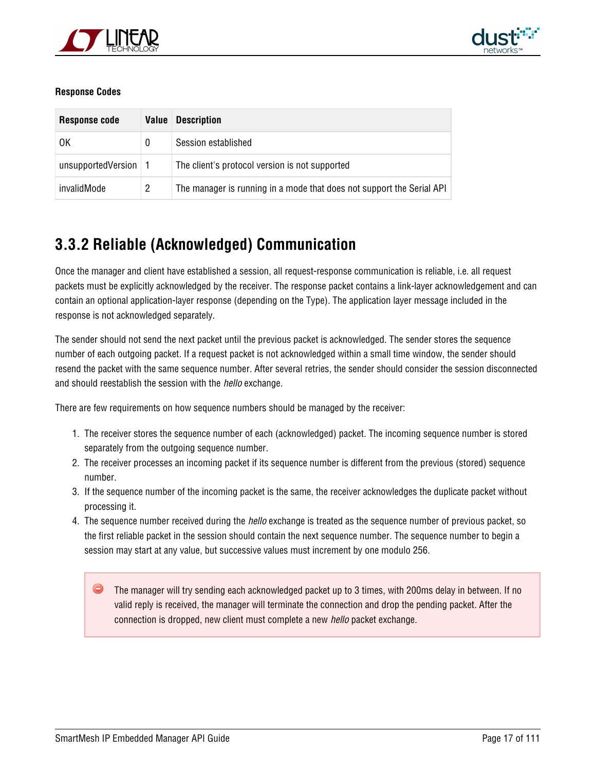**Response Codes**

| Response code | Value | Description |
|---|---|---|
| OK | 0 | Session established |
| unsupportedVersion | 1 | The client's protocol version is not supported |
| invalidMode | 2 | The manager is running in a mode that does not support the Serial API |

## 3.3.2 Reliable (Acknowledged) Communication

Once the manager and client have established a session, all request-response communication is reliable, i.e. all request packets must be explicitly acknowledged by the receiver. The response packet contains a link-layer acknowledgement and can contain an optional application-layer response (depending on the Type). The application layer message included in the response is not acknowledged separately.

The sender should not send the next packet until the previous packet is acknowledged. The sender stores the sequence number of each outgoing packet. If a request packet is not acknowledged within a small time window, the sender should resend the packet with the same sequence number. After several retries, the sender should consider the session disconnected and should reestablish the session with the *hello* exchange.

There are few requirements on how sequence numbers should be managed by the receiver:

1. The receiver stores the sequence number of each (acknowledged) packet. The incoming sequence number is stored separately from the outgoing sequence number.
2. The receiver processes an incoming packet if its sequence number is different from the previous (stored) sequence number.
3. If the sequence number of the incoming packet is the same, the receiver acknowledges the duplicate packet without processing it.
4. The sequence number received during the *hello* exchange is treated as the sequence number of previous packet, so the first reliable packet in the session should contain the next sequence number. The sequence number to begin a session may start at any value, but successive values must increment by one modulo 256.

> The manager will try sending each acknowledged packet up to 3 times, with 200ms delay in between. If no valid reply is received, the manager will terminate the connection and drop the pending packet. After the connection is dropped, new client must complete a new *hello* packet exchange.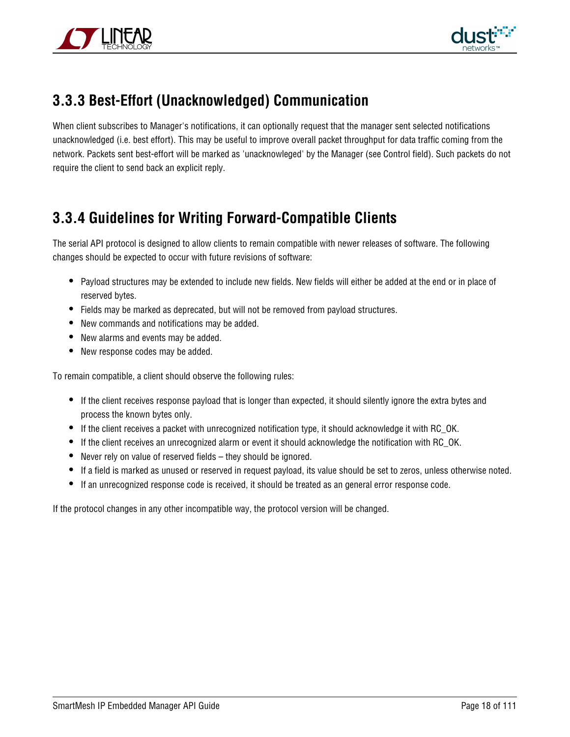### 3.3.3 Best-Effort (Unacknowledged) Communication

When client subscribes to Manager's notifications, it can optionally request that the manager sent selected notifications unacknowledged (i.e. best effort). This may be useful to improve overall packet throughput for data traffic coming from the network. Packets sent best-effort will be marked as 'unacknowleged' by the Manager (see Control field). Such packets do not require the client to send back an explicit reply.

### 3.3.4 Guidelines for Writing Forward-Compatible Clients

The serial API protocol is designed to allow clients to remain compatible with newer releases of software. The following changes should be expected to occur with future revisions of software:

- Payload structures may be extended to include new fields. New fields will either be added at the end or in place of reserved bytes.
- Fields may be marked as deprecated, but will not be removed from payload structures.
- New commands and notifications may be added.
- New alarms and events may be added.
- New response codes may be added.

To remain compatible, a client should observe the following rules:

- If the client receives response payload that is longer than expected, it should silently ignore the extra bytes and process the known bytes only.
- If the client receives a packet with unrecognized notification type, it should acknowledge it with RC_OK.
- If the client receives an unrecognized alarm or event it should acknowledge the notification with RC_OK.
- Never rely on value of reserved fields – they should be ignored.
- If a field is marked as unused or reserved in request payload, its value should be set to zeros, unless otherwise noted.
- If an unrecognized response code is received, it should be treated as an general error response code.

If the protocol changes in any other incompatible way, the protocol version will be changed.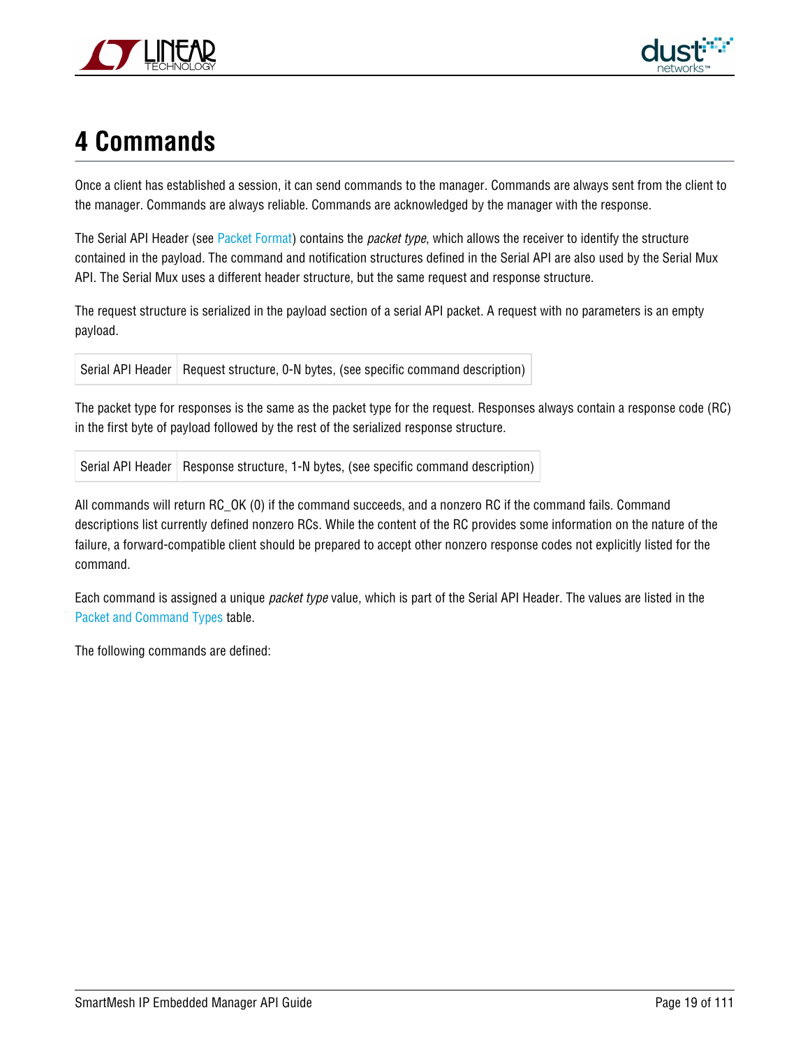# 4 Commands

Once a client has established a session, it can send commands to the manager. Commands are always sent from the client to the manager. Commands are always reliable. Commands are acknowledged by the manager with the response.

The Serial API Header (see Packet Format) contains the *packet type*, which allows the receiver to identify the structure contained in the payload. The command and notification structures defined in the Serial API are also used by the Serial Mux API. The Serial Mux uses a different header structure, but the same request and response structure.

The request structure is serialized in the payload section of a serial API packet. A request with no parameters is an empty payload.

| Serial API Header | Request structure, 0-N bytes, (see specific command description) |
|---|---|

The packet type for responses is the same as the packet type for the request. Responses always contain a response code (RC) in the first byte of payload followed by the rest of the serialized response structure.

| Serial API Header | Response structure, 1-N bytes, (see specific command description) |
|---|---|

All commands will return RC_OK (0) if the command succeeds, and a nonzero RC if the command fails. Command descriptions list currently defined nonzero RCs. While the content of the RC provides some information on the nature of the failure, a forward-compatible client should be prepared to accept other nonzero response codes not explicitly listed for the command.

Each command is assigned a unique *packet type* value, which is part of the Serial API Header. The values are listed in the Packet and Command Types table.

The following commands are defined: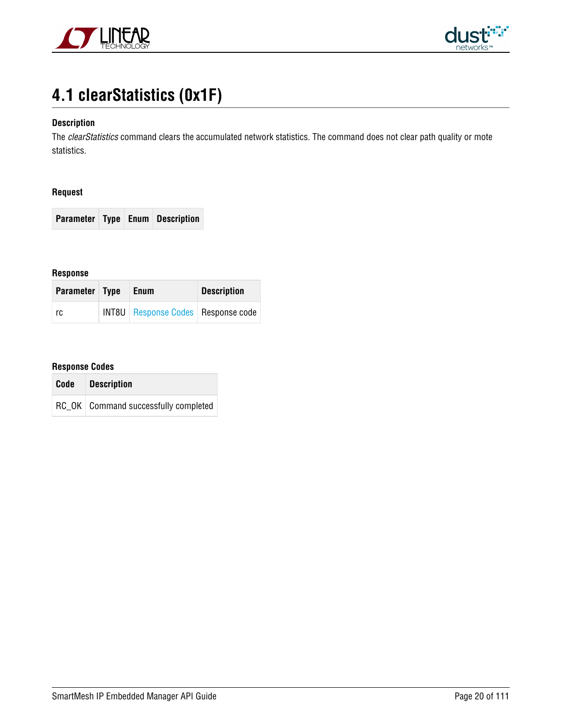# 4.1 clearStatistics (0x1F)

**Description**

The *clearStatistics* command clears the accumulated network statistics. The command does not clear path quality or mote statistics.

**Request**

| Parameter | Type | Enum | Description |
|---|---|---|---|

**Response**

| Parameter | Type | Enum | Description |
|---|---|---|---|
| rc | INT8U | Response Codes | Response code |

**Response Codes**

| Code | Description |
|---|---|
| RC_OK | Command successfully completed |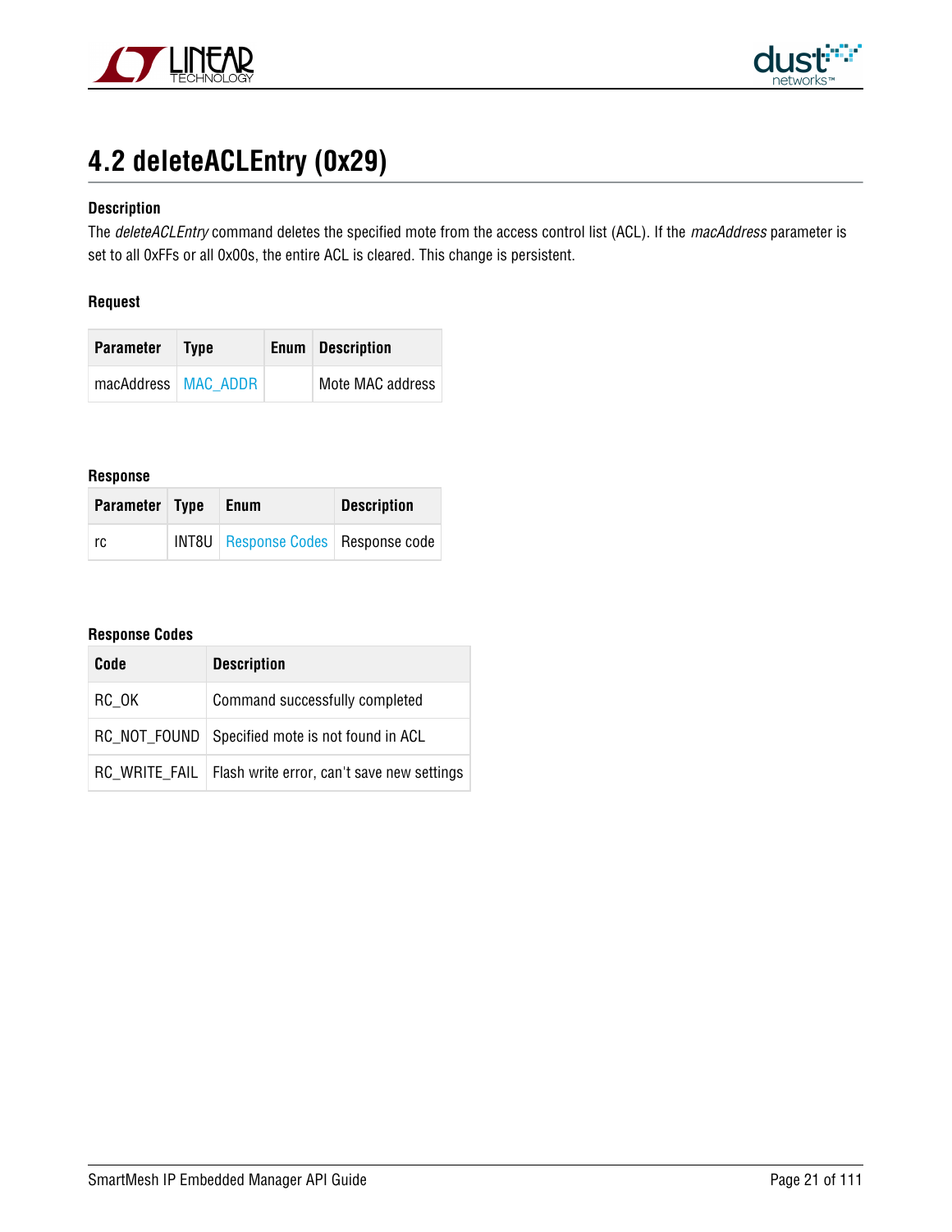# 4.2 deleteACLEntry (0x29)

### Description

The *deleteACLEntry* command deletes the specified mote from the access control list (ACL). If the *macAddress* parameter is set to all 0xFFs or all 0x00s, the entire ACL is cleared. This change is persistent.

### Request

| Parameter | Type | Enum | Description |
|---|---|---|---|
| macAddress | MAC_ADDR | | Mote MAC address |

### Response

| Parameter | Type | Enum | Description |
|---|---|---|---|
| rc | INT8U | Response Codes | Response code |

### Response Codes

| Code | Description |
|---|---|
| RC_OK | Command successfully completed |
| RC_NOT_FOUND | Specified mote is not found in ACL |
| RC_WRITE_FAIL | Flash write error, can't save new settings |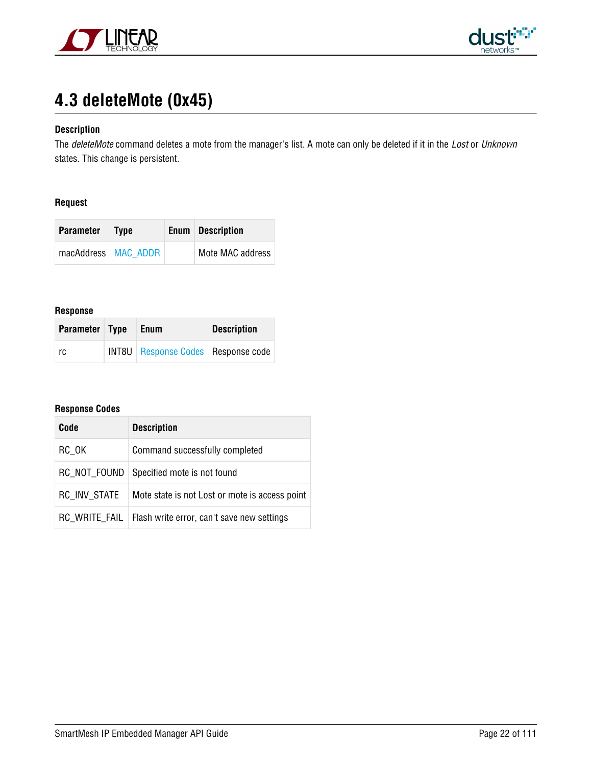## 4.3 deleteMote (0x45)

#### Description

The *deleteMote* command deletes a mote from the manager's list. A mote can only be deleted if it in the *Lost* or *Unknown* states. This change is persistent.

#### Request

| Parameter | Type | Enum | Description |
|---|---|---|---|
| macAddress | MAC_ADDR | | Mote MAC address |

#### Response

| Parameter | Type | Enum | Description |
|---|---|---|---|
| rc | INT8U | Response Codes | Response code |

#### Response Codes

| Code | Description |
|---|---|
| RC_OK | Command successfully completed |
| RC_NOT_FOUND | Specified mote is not found |
| RC_INV_STATE | Mote state is not Lost or mote is access point |
| RC_WRITE_FAIL | Flash write error, can't save new settings |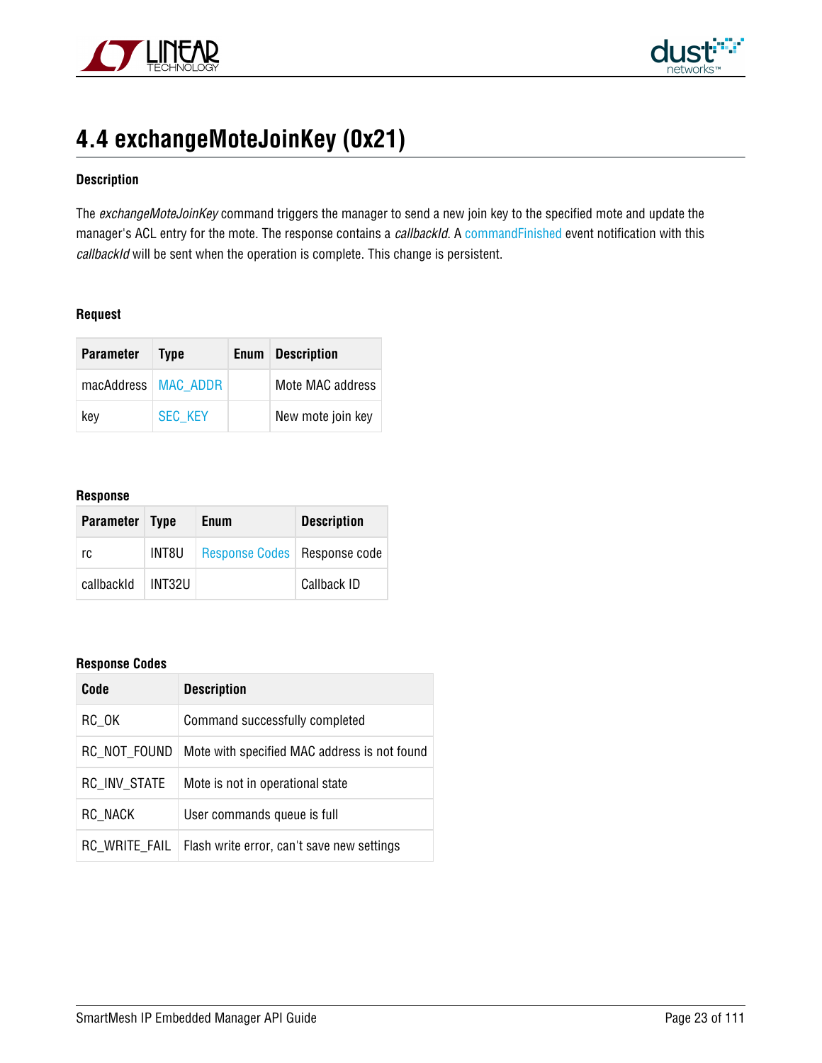## 4.4 exchangeMoteJoinKey (0x21)

**Description**

The *exchangeMoteJoinKey* command triggers the manager to send a new join key to the specified mote and update the manager's ACL entry for the mote. The response contains a *callbackId*. A commandFinished event notification with this *callbackId* will be sent when the operation is complete. This change is persistent.

**Request**

| Parameter | Type | Enum | Description |
|---|---|---|---|
| macAddress | MAC_ADDR | | Mote MAC address |
| key | SEC_KEY | | New mote join key |

**Response**

| Parameter | Type | Enum | Description |
|---|---|---|---|
| rc | INT8U | Response Codes | Response code |
| callbackId | INT32U | | Callback ID |

**Response Codes**

| Code | Description |
|---|---|
| RC_OK | Command successfully completed |
| RC_NOT_FOUND | Mote with specified MAC address is not found |
| RC_INV_STATE | Mote is not in operational state |
| RC_NACK | User commands queue is full |
| RC_WRITE_FAIL | Flash write error, can't save new settings |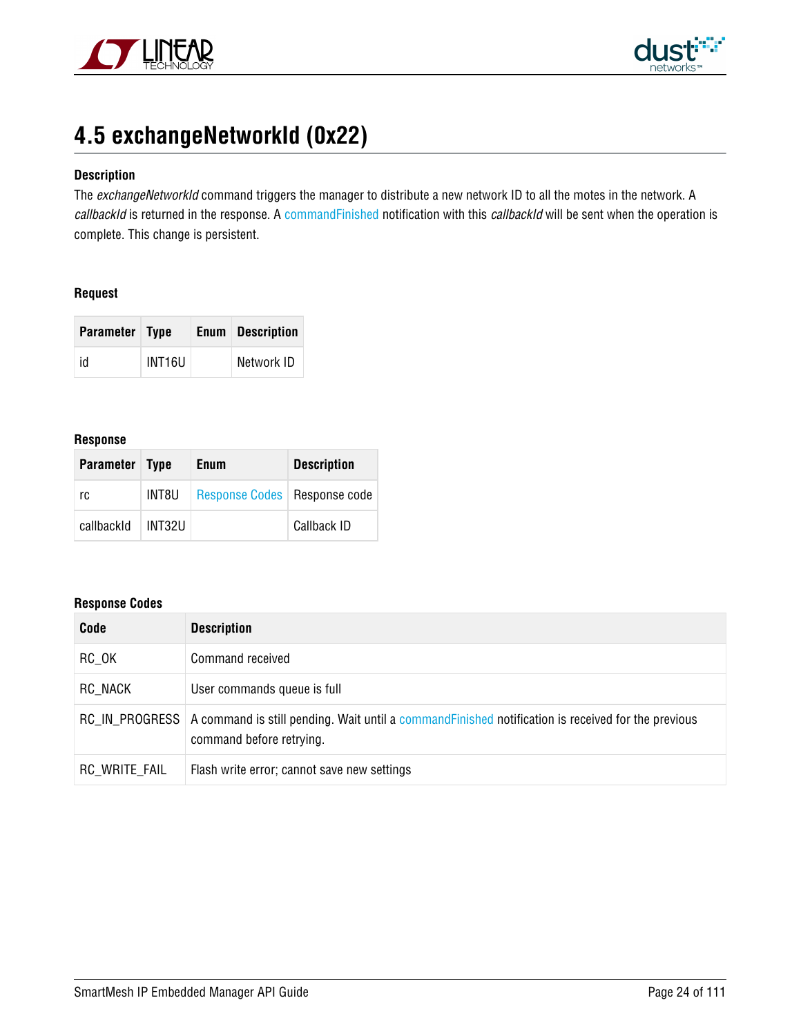## 4.5 exchangeNetworkId (0x22)

**Description**

The *exchangeNetworkId* command triggers the manager to distribute a new network ID to all the motes in the network. A *callbackId* is returned in the response. A commandFinished notification with this *callbackId* will be sent when the operation is complete. This change is persistent.

**Request**

| Parameter | Type | Enum | Description |
|---|---|---|---|
| id | INT16U | | Network ID |

**Response**

| Parameter | Type | Enum | Description |
|---|---|---|---|
| rc | INT8U | Response Codes | Response code |
| callbackId | INT32U | | Callback ID |

**Response Codes**

| Code | Description |
|---|---|
| RC_OK | Command received |
| RC_NACK | User commands queue is full |
| RC_IN_PROGRESS | A command is still pending. Wait until a commandFinished notification is received for the previous command before retrying. |
| RC_WRITE_FAIL | Flash write error; cannot save new settings |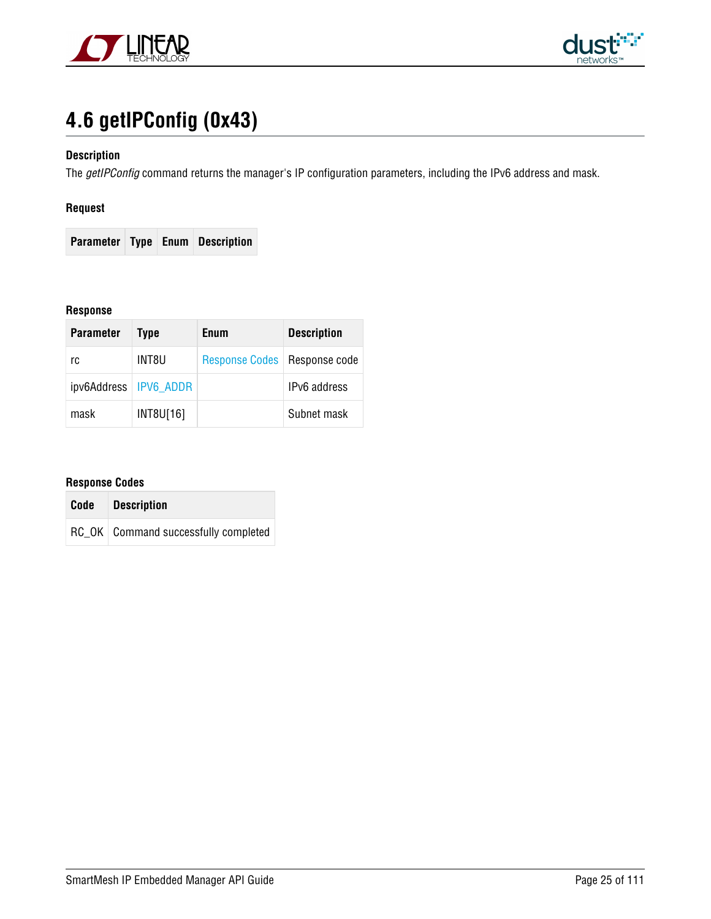# 4.6 getIPConfig (0x43)

**Description**

The *getIPConfig* command returns the manager's IP configuration parameters, including the IPv6 address and mask.

**Request**

| Parameter | Type | Enum | Description |
|---|---|---|---|

**Response**

| Parameter | Type | Enum | Description |
|---|---|---|---|
| rc | INT8U | Response Codes | Response code |
| ipv6Address | IPV6_ADDR | | IPv6 address |
| mask | INT8U[16] | | Subnet mask |

**Response Codes**

| Code | Description |
|---|---|
| RC_OK | Command successfully completed |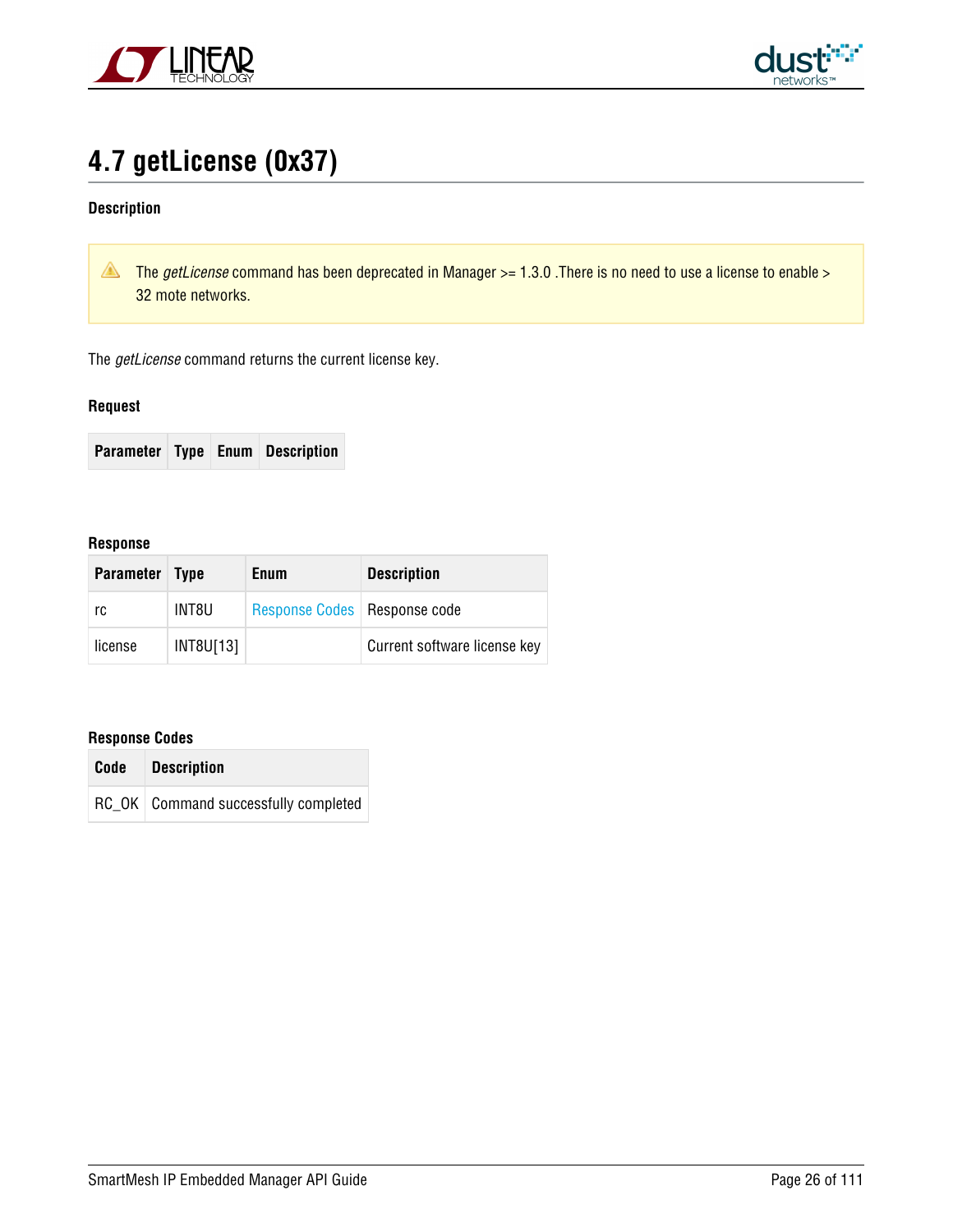## 4.7 getLicense (0x37)

**Description**

> ⚠ The *getLicense* command has been deprecated in Manager >= 1.3.0 .There is no need to use a license to enable > 32 mote networks.

The *getLicense* command returns the current license key.

**Request**

| Parameter | Type | Enum | Description |
|---|---|---|---|

**Response**

| Parameter | Type | Enum | Description |
|---|---|---|---|
| rc | INT8U | Response Codes | Response code |
| license | INT8U[13] | | Current software license key |

**Response Codes**

| Code | Description |
|---|---|
| RC_OK | Command successfully completed |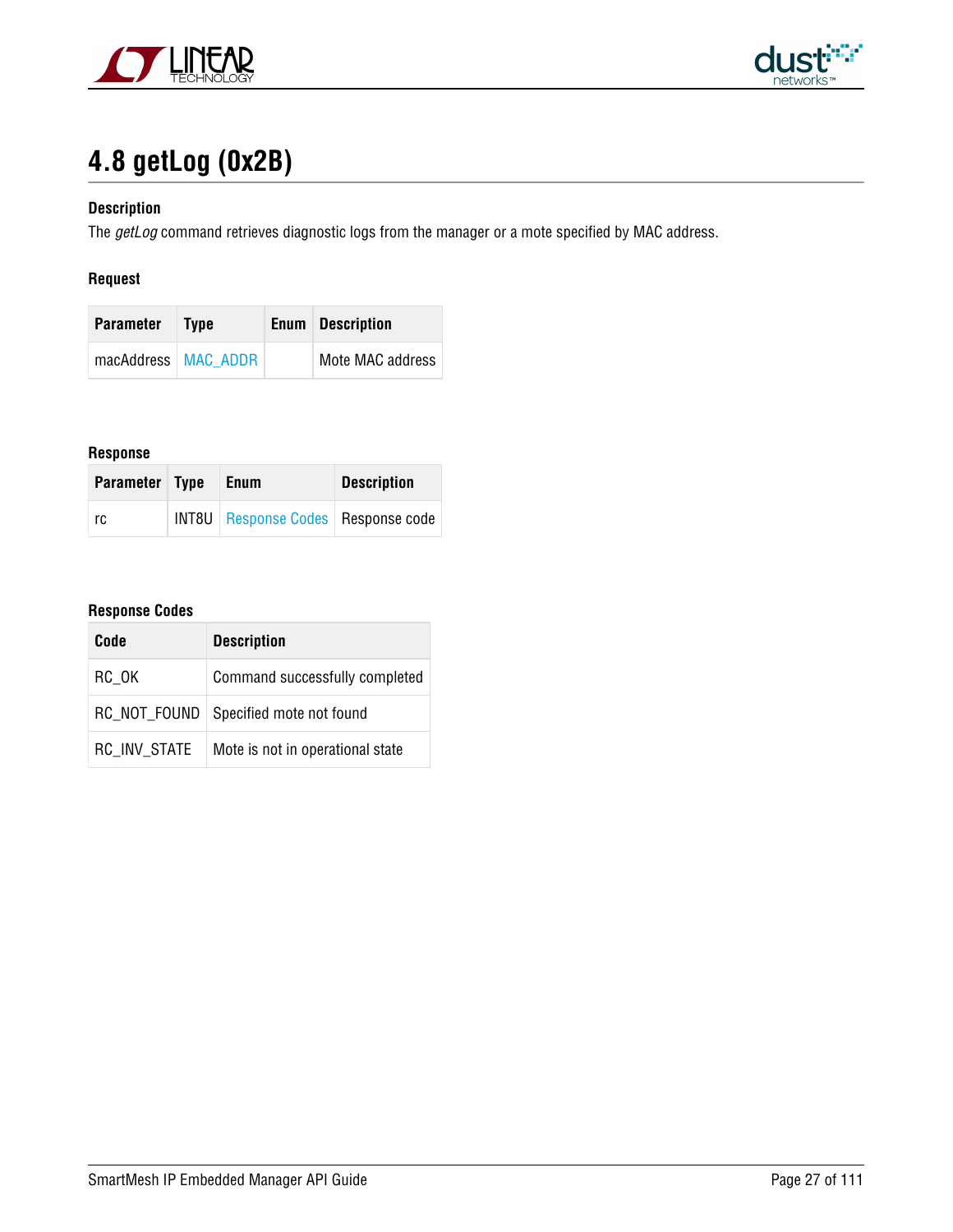## 4.8 getLog (0x2B)

**Description**

The *getLog* command retrieves diagnostic logs from the manager or a mote specified by MAC address.

**Request**

| Parameter | Type | Enum | Description |
|---|---|---|---|
| macAddress | MAC_ADDR | | Mote MAC address |

**Response**

| Parameter | Type | Enum | Description |
|---|---|---|---|
| rc | INT8U | Response Codes | Response code |

**Response Codes**

| Code | Description |
|---|---|
| RC_OK | Command successfully completed |
| RC_NOT_FOUND | Specified mote not found |
| RC_INV_STATE | Mote is not in operational state |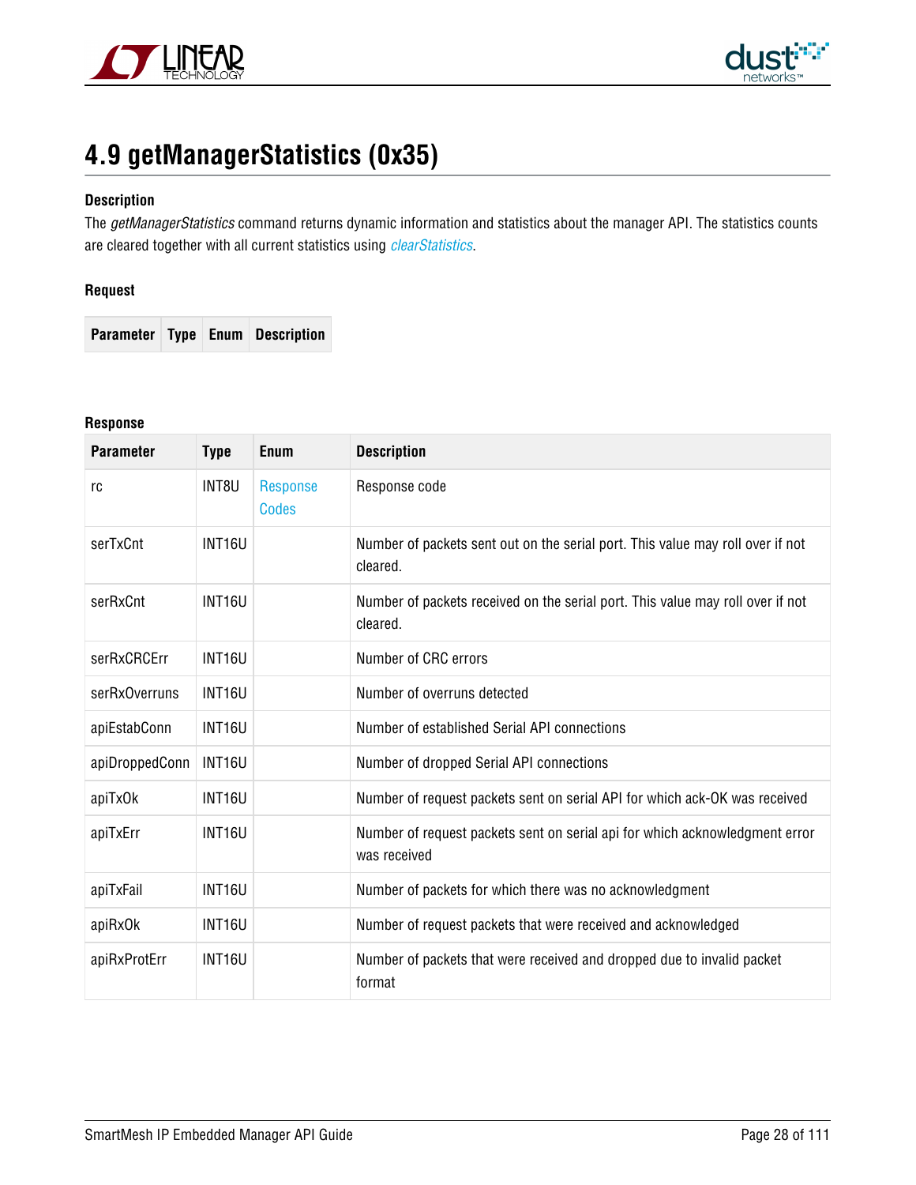## 4.9 getManagerStatistics (0x35)

**Description**

The *getManagerStatistics* command returns dynamic information and statistics about the manager API. The statistics counts are cleared together with all current statistics using *clearStatistics*.

**Request**

| Parameter | Type | Enum | Description |
|---|---|---|---|

**Response**

| Parameter | Type | Enum | Description |
|---|---|---|---|
| rc | INT8U | Response Codes | Response code |
| serTxCnt | INT16U | | Number of packets sent out on the serial port. This value may roll over if not cleared. |
| serRxCnt | INT16U | | Number of packets received on the serial port. This value may roll over if not cleared. |
| serRxCRCErr | INT16U | | Number of CRC errors |
| serRxOverruns | INT16U | | Number of overruns detected |
| apiEstabConn | INT16U | | Number of established Serial API connections |
| apiDroppedConn | INT16U | | Number of dropped Serial API connections |
| apiTxOk | INT16U | | Number of request packets sent on serial API for which ack-OK was received |
| apiTxErr | INT16U | | Number of request packets sent on serial api for which acknowledgment error was received |
| apiTxFail | INT16U | | Number of packets for which there was no acknowledgment |
| apiRxOk | INT16U | | Number of request packets that were received and acknowledged |
| apiRxProtErr | INT16U | | Number of packets that were received and dropped due to invalid packet format |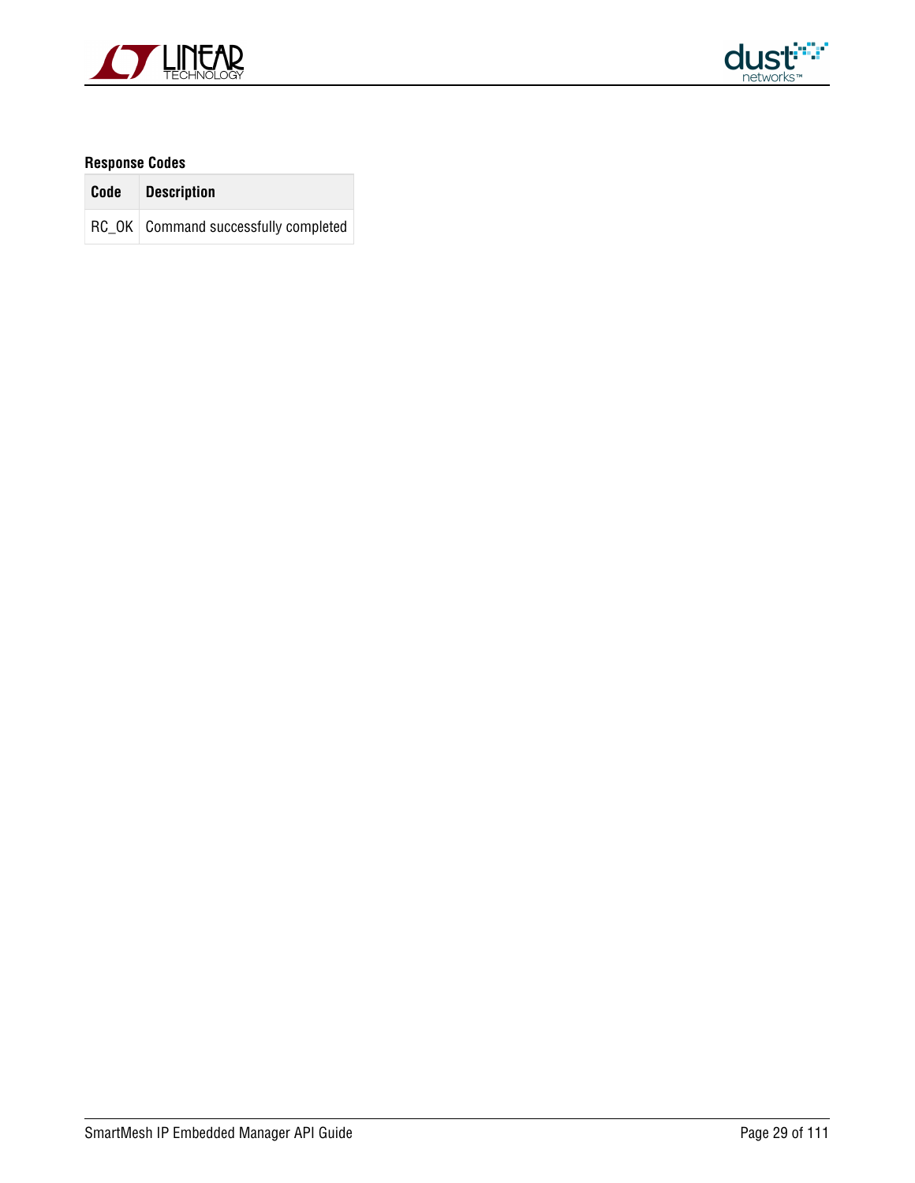**Response Codes**

| Code | Description |
| --- | --- |
| RC_OK | Command successfully completed |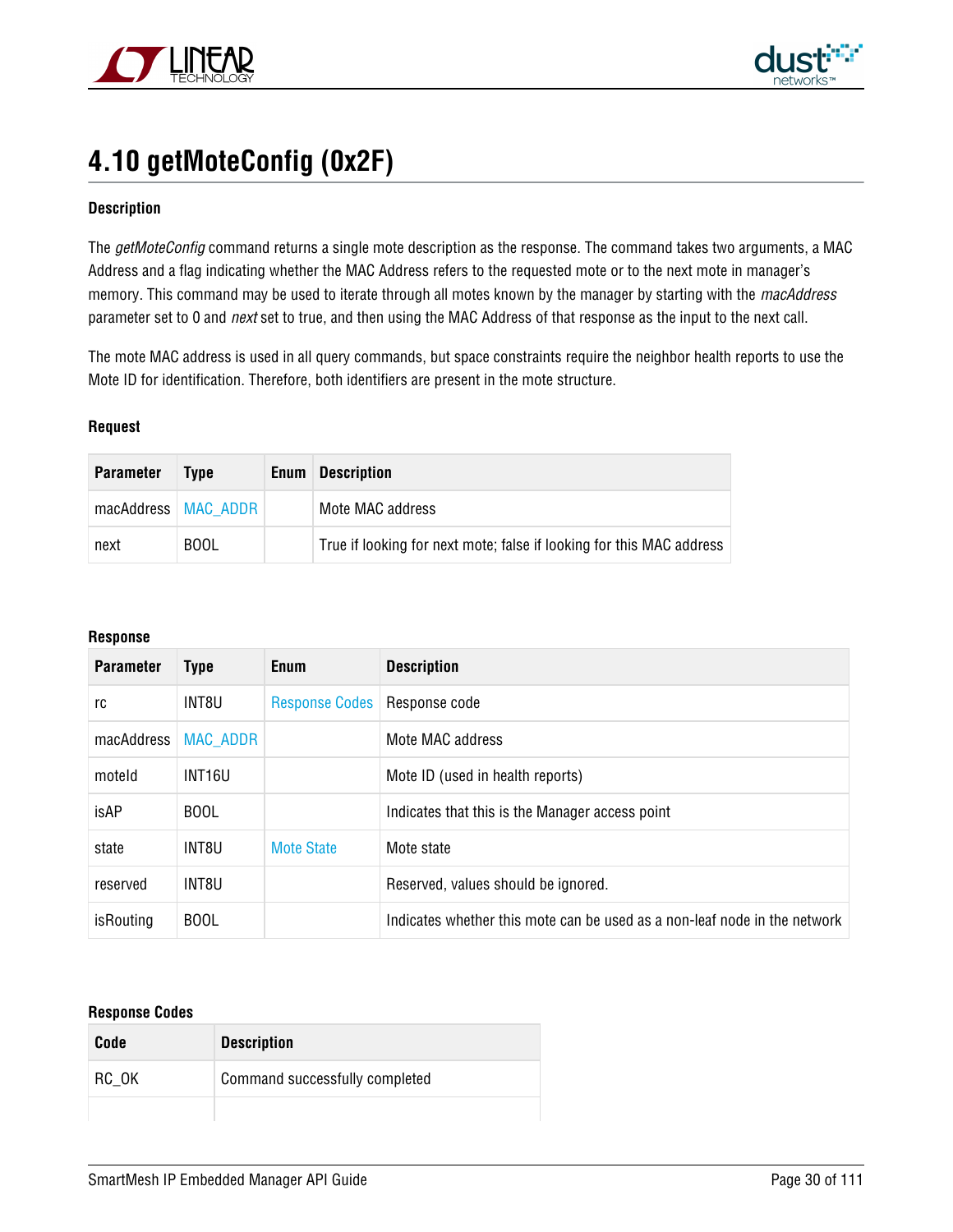# 4.10 getMoteConfig (0x2F)

**Description**

The *getMoteConfig* command returns a single mote description as the response. The command takes two arguments, a MAC Address and a flag indicating whether the MAC Address refers to the requested mote or to the next mote in manager's memory. This command may be used to iterate through all motes known by the manager by starting with the *macAddress* parameter set to 0 and *next* set to true, and then using the MAC Address of that response as the input to the next call.

The mote MAC address is used in all query commands, but space constraints require the neighbor health reports to use the Mote ID for identification. Therefore, both identifiers are present in the mote structure.

**Request**

| Parameter | Type | Enum | Description |
|---|---|---|---|
| macAddress | MAC_ADDR | | Mote MAC address |
| next | BOOL | | True if looking for next mote; false if looking for this MAC address |

**Response**

| Parameter | Type | Enum | Description |
|---|---|---|---|
| rc | INT8U | Response Codes | Response code |
| macAddress | MAC_ADDR | | Mote MAC address |
| moteId | INT16U | | Mote ID (used in health reports) |
| isAP | BOOL | | Indicates that this is the Manager access point |
| state | INT8U | Mote State | Mote state |
| reserved | INT8U | | Reserved, values should be ignored. |
| isRouting | BOOL | | Indicates whether this mote can be used as a non-leaf node in the network |

**Response Codes**

| Code | Description |
|---|---|
| RC_OK | Command successfully completed |
| | |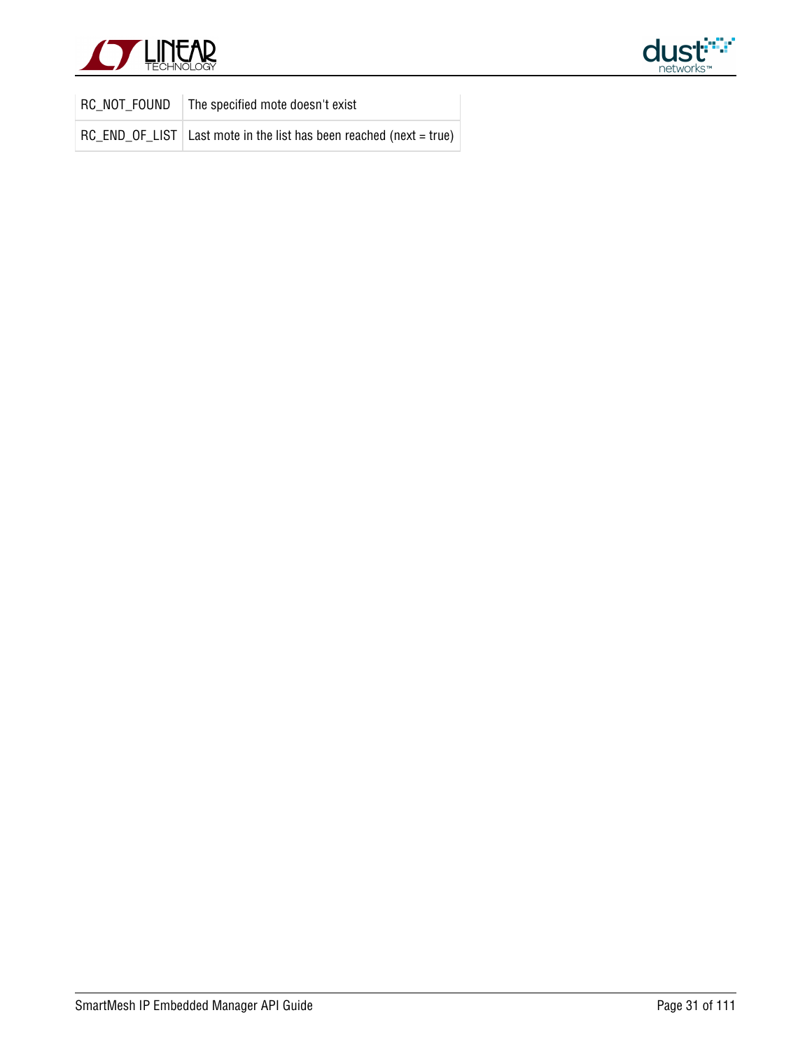| | |
|---|---|
| RC_NOT_FOUND | The specified mote doesn't exist |
| RC_END_OF_LIST | Last mote in the list has been reached (next = true) |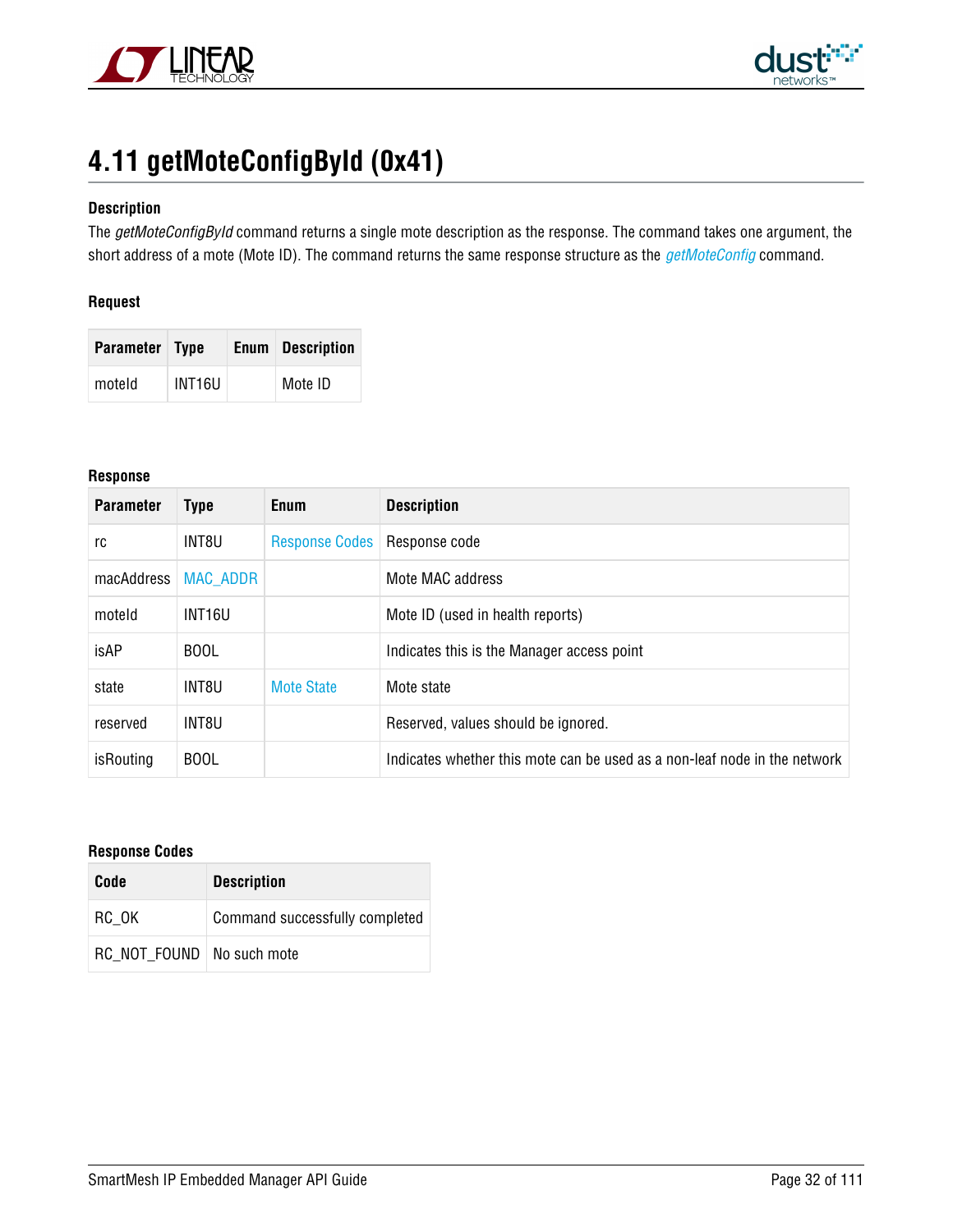# 4.11 getMoteConfigById (0x41)

**Description**

The *getMoteConfigById* command returns a single mote description as the response. The command takes one argument, the short address of a mote (Mote ID). The command returns the same response structure as the *getMoteConfig* command.

**Request**

| Parameter | Type | Enum | Description |
|---|---|---|---|
| moteId | INT16U | | Mote ID |

**Response**

| Parameter | Type | Enum | Description |
|---|---|---|---|
| rc | INT8U | Response Codes | Response code |
| macAddress | MAC_ADDR | | Mote MAC address |
| moteId | INT16U | | Mote ID (used in health reports) |
| isAP | BOOL | | Indicates this is the Manager access point |
| state | INT8U | Mote State | Mote state |
| reserved | INT8U | | Reserved, values should be ignored. |
| isRouting | BOOL | | Indicates whether this mote can be used as a non-leaf node in the network |

**Response Codes**

| Code | Description |
|---|---|
| RC_OK | Command successfully completed |
| RC_NOT_FOUND | No such mote |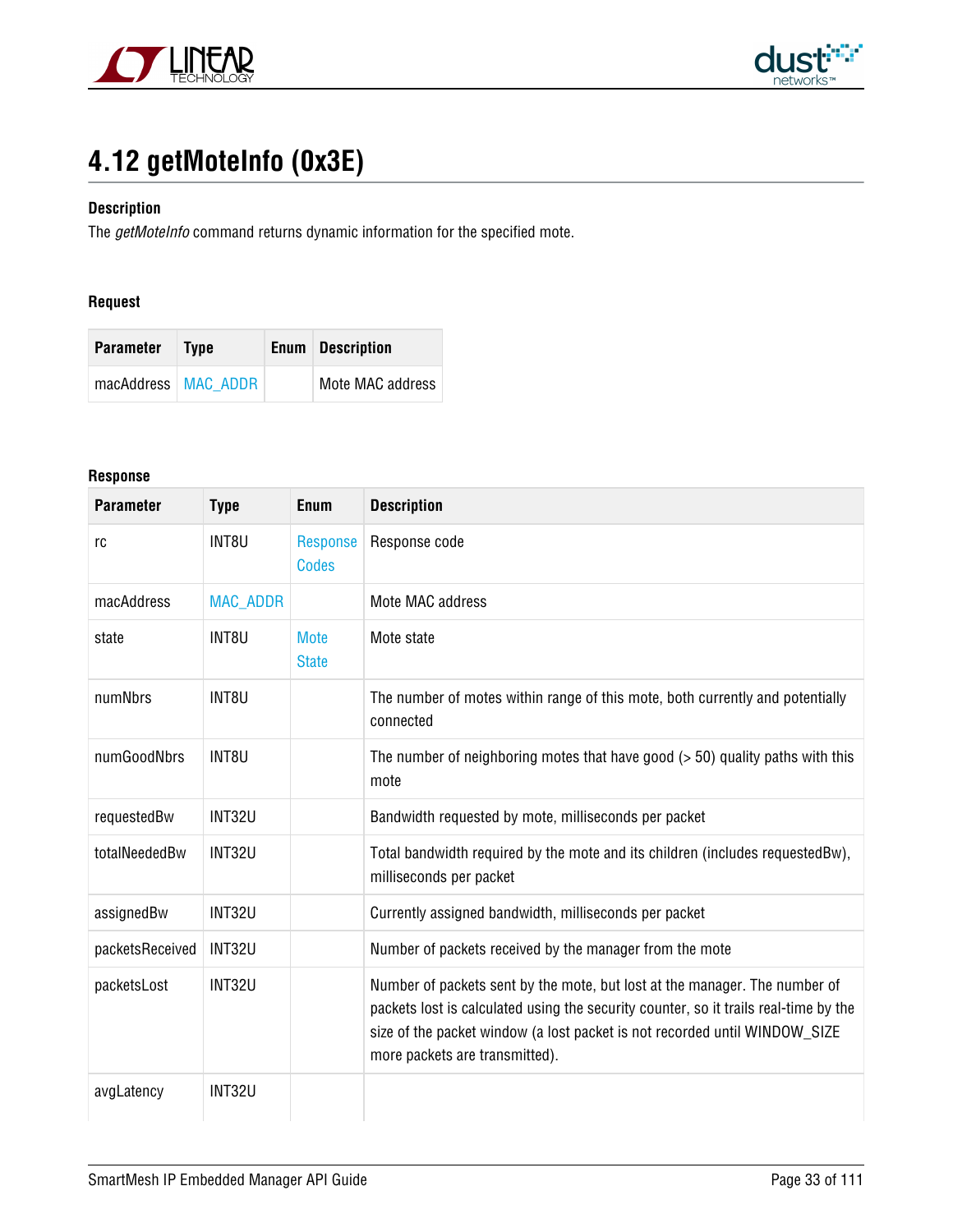## 4.12 getMoteInfo (0x3E)

**Description**

The *getMoteInfo* command returns dynamic information for the specified mote.

**Request**

| Parameter | Type | Enum | Description |
|---|---|---|---|
| macAddress | MAC_ADDR | | Mote MAC address |

**Response**

| Parameter | Type | Enum | Description |
|---|---|---|---|
| rc | INT8U | Response Codes | Response code |
| macAddress | MAC_ADDR | | Mote MAC address |
| state | INT8U | Mote State | Mote state |
| numNbrs | INT8U | | The number of motes within range of this mote, both currently and potentially connected |
| numGoodNbrs | INT8U | | The number of neighboring motes that have good (> 50) quality paths with this mote |
| requestedBw | INT32U | | Bandwidth requested by mote, milliseconds per packet |
| totalNeededBw | INT32U | | Total bandwidth required by the mote and its children (includes requestedBw), milliseconds per packet |
| assignedBw | INT32U | | Currently assigned bandwidth, milliseconds per packet |
| packetsReceived | INT32U | | Number of packets received by the manager from the mote |
| packetsLost | INT32U | | Number of packets sent by the mote, but lost at the manager. The number of packets lost is calculated using the security counter, so it trails real-time by the size of the packet window (a lost packet is not recorded until WINDOW_SIZE more packets are transmitted). |
| avgLatency | INT32U | | |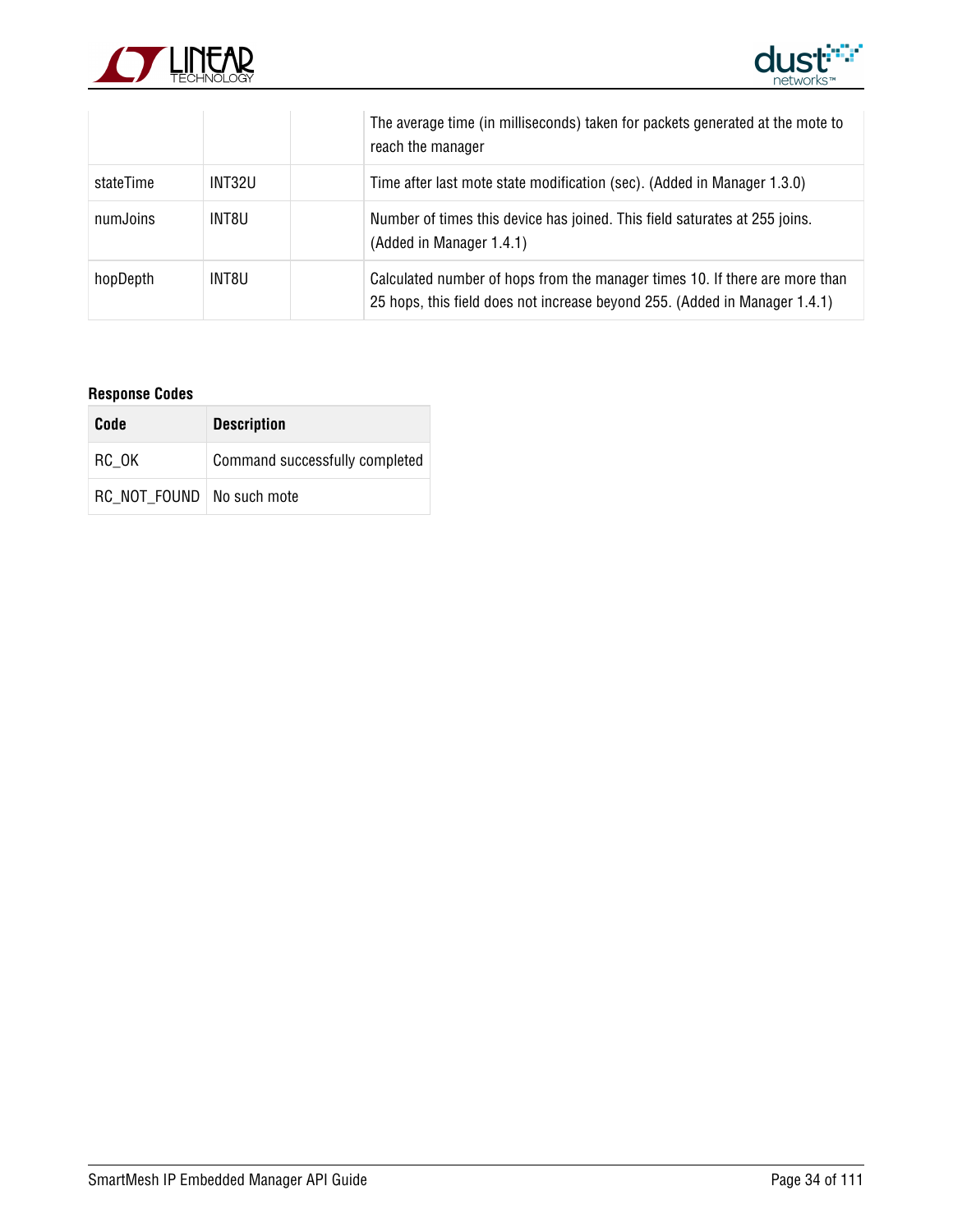| | | | |
|---|---|---|---|
| | | | The average time (in milliseconds) taken for packets generated at the mote to reach the manager |
| stateTime | INT32U | | Time after last mote state modification (sec). (Added in Manager 1.3.0) |
| numJoins | INT8U | | Number of times this device has joined. This field saturates at 255 joins. (Added in Manager 1.4.1) |
| hopDepth | INT8U | | Calculated number of hops from the manager times 10. If there are more than 25 hops, this field does not increase beyond 255. (Added in Manager 1.4.1) |

**Response Codes**

| Code | Description |
|---|---|
| RC_OK | Command successfully completed |
| RC_NOT_FOUND | No such mote |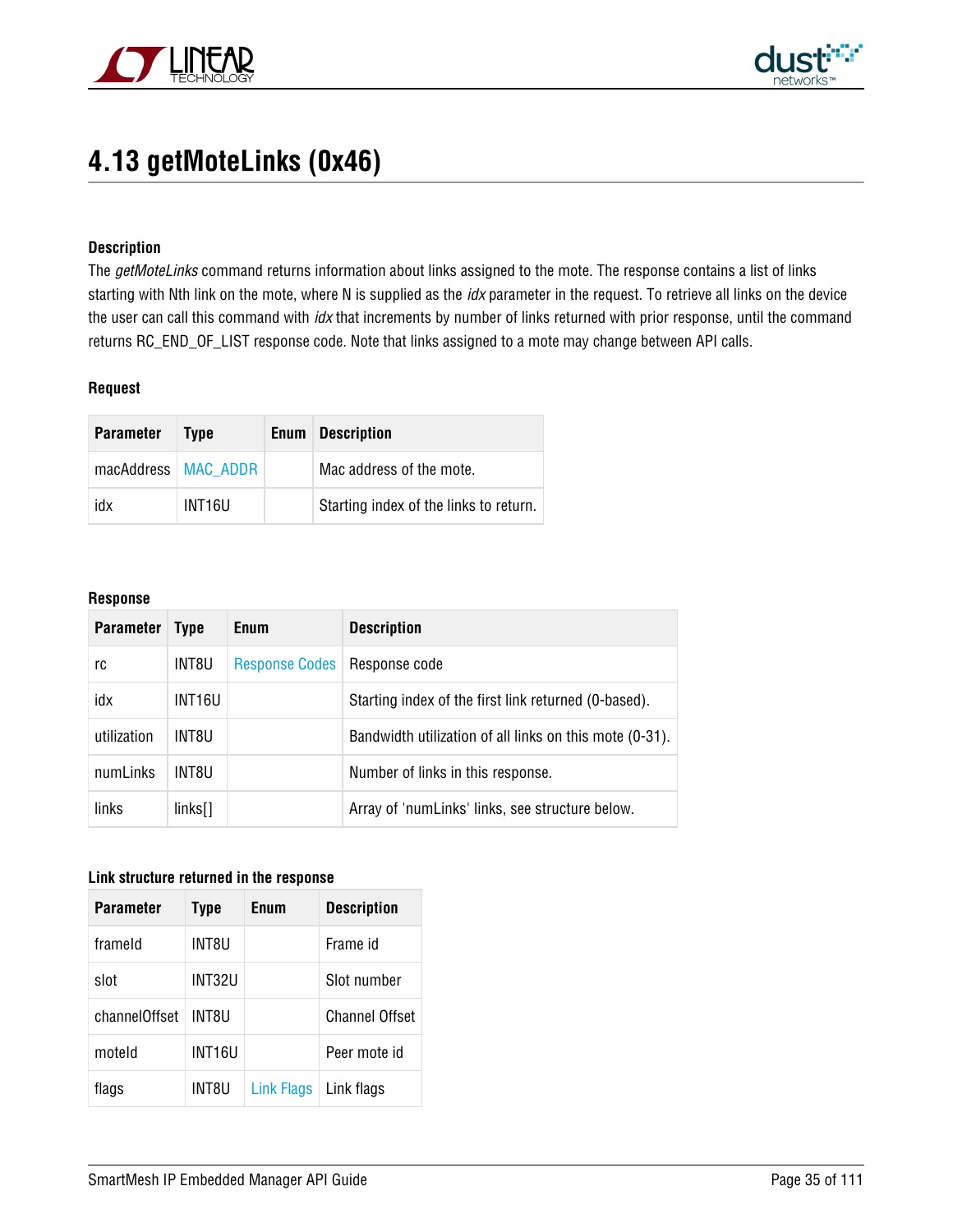# 4.13 getMoteLinks (0x46)

**Description**

The *getMoteLinks* command returns information about links assigned to the mote. The response contains a list of links starting with Nth link on the mote, where N is supplied as the *idx* parameter in the request. To retrieve all links on the device the user can call this command with *idx* that increments by number of links returned with prior response, until the command returns RC_END_OF_LIST response code. Note that links assigned to a mote may change between API calls.

**Request**

| Parameter | Type | Enum | Description |
|---|---|---|---|
| macAddress | MAC_ADDR | | Mac address of the mote. |
| idx | INT16U | | Starting index of the links to return. |

**Response**

| Parameter | Type | Enum | Description |
|---|---|---|---|
| rc | INT8U | Response Codes | Response code |
| idx | INT16U | | Starting index of the first link returned (0-based). |
| utilization | INT8U | | Bandwidth utilization of all links on this mote (0-31). |
| numLinks | INT8U | | Number of links in this response. |
| links | links[] | | Array of 'numLinks' links, see structure below. |

**Link structure returned in the response**

| Parameter | Type | Enum | Description |
|---|---|---|---|
| frameId | INT8U | | Frame id |
| slot | INT32U | | Slot number |
| channelOffset | INT8U | | Channel Offset |
| moteId | INT16U | | Peer mote id |
| flags | INT8U | Link Flags | Link flags |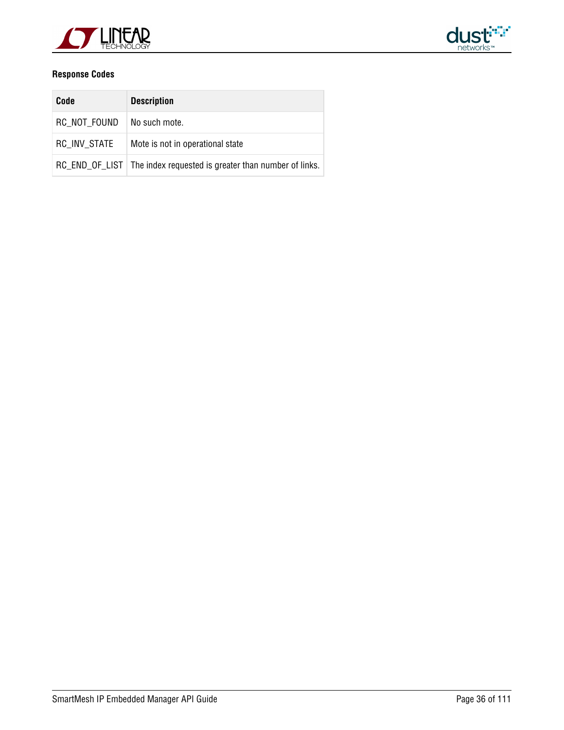**Response Codes**

| Code | Description |
| --- | --- |
| RC_NOT_FOUND | No such mote. |
| RC_INV_STATE | Mote is not in operational state |
| RC_END_OF_LIST | The index requested is greater than number of links. |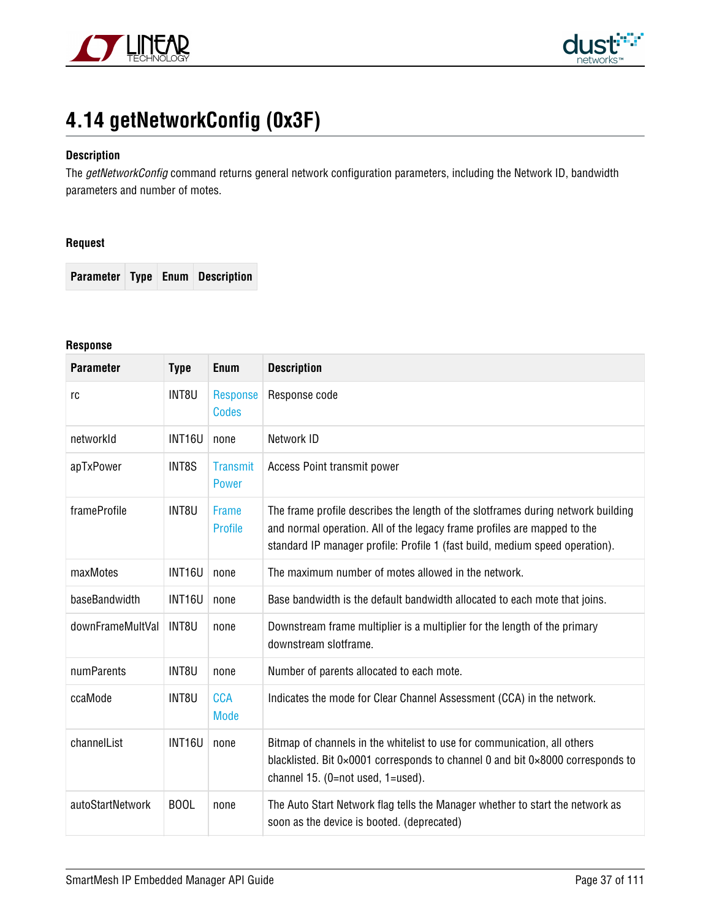## 4.14 getNetworkConfig (0x3F)

**Description**

The *getNetworkConfig* command returns general network configuration parameters, including the Network ID, bandwidth parameters and number of motes.

**Request**

| Parameter | Type | Enum | Description |
|---|---|---|---|

**Response**

| Parameter | Type | Enum | Description |
|---|---|---|---|
| rc | INT8U | Response Codes | Response code |
| networkId | INT16U | none | Network ID |
| apTxPower | INT8S | Transmit Power | Access Point transmit power |
| frameProfile | INT8U | Frame Profile | The frame profile describes the length of the slotframes during network building and normal operation. All of the legacy frame profiles are mapped to the standard IP manager profile: Profile 1 (fast build, medium speed operation). |
| maxMotes | INT16U | none | The maximum number of motes allowed in the network. |
| baseBandwidth | INT16U | none | Base bandwidth is the default bandwidth allocated to each mote that joins. |
| downFrameMultVal | INT8U | none | Downstream frame multiplier is a multiplier for the length of the primary downstream slotframe. |
| numParents | INT8U | none | Number of parents allocated to each mote. |
| ccaMode | INT8U | CCA Mode | Indicates the mode for Clear Channel Assessment (CCA) in the network. |
| channelList | INT16U | none | Bitmap of channels in the whitelist to use for communication, all others blacklisted. Bit 0×0001 corresponds to channel 0 and bit 0×8000 corresponds to channel 15. (0=not used, 1=used). |
| autoStartNetwork | BOOL | none | The Auto Start Network flag tells the Manager whether to start the network as soon as the device is booted. (deprecated) |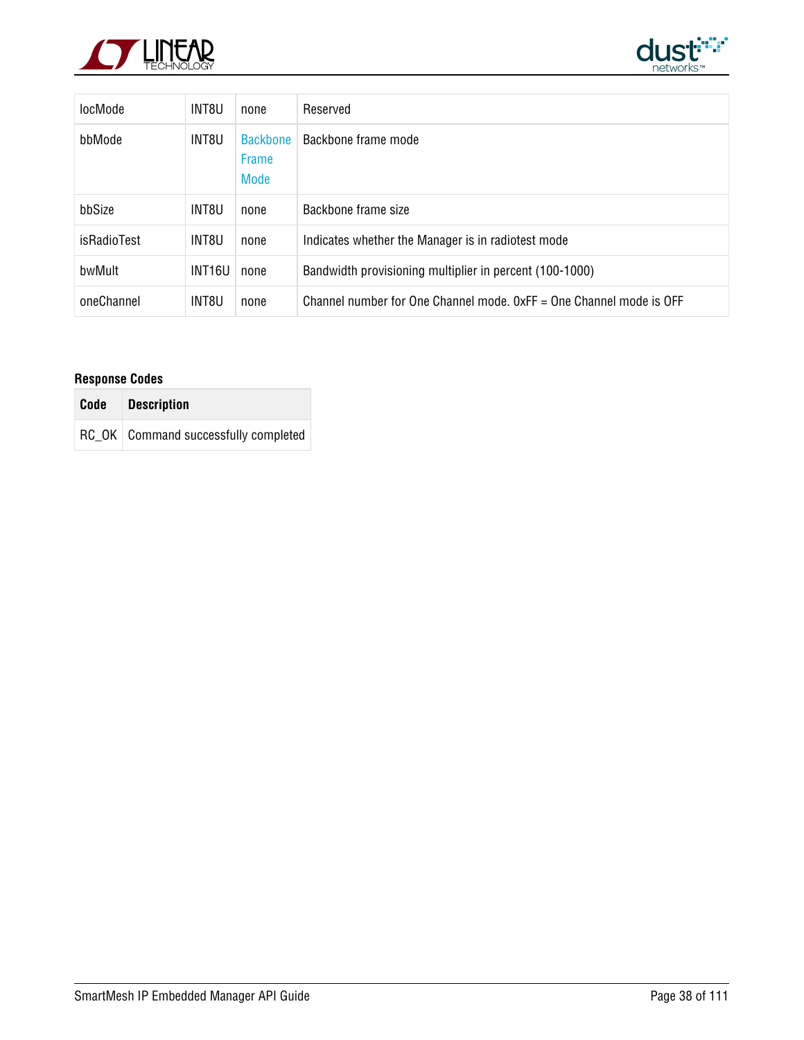| locMode | INT8U | none | Reserved |
|---|---|---|---|
| bbMode | INT8U | Backbone Frame Mode | Backbone frame mode |
| bbSize | INT8U | none | Backbone frame size |
| isRadioTest | INT8U | none | Indicates whether the Manager is in radiotest mode |
| bwMult | INT16U | none | Bandwidth provisioning multiplier in percent (100-1000) |
| oneChannel | INT8U | none | Channel number for One Channel mode. 0xFF = One Channel mode is OFF |

**Response Codes**

| Code | Description |
|---|---|
| RC_OK | Command successfully completed |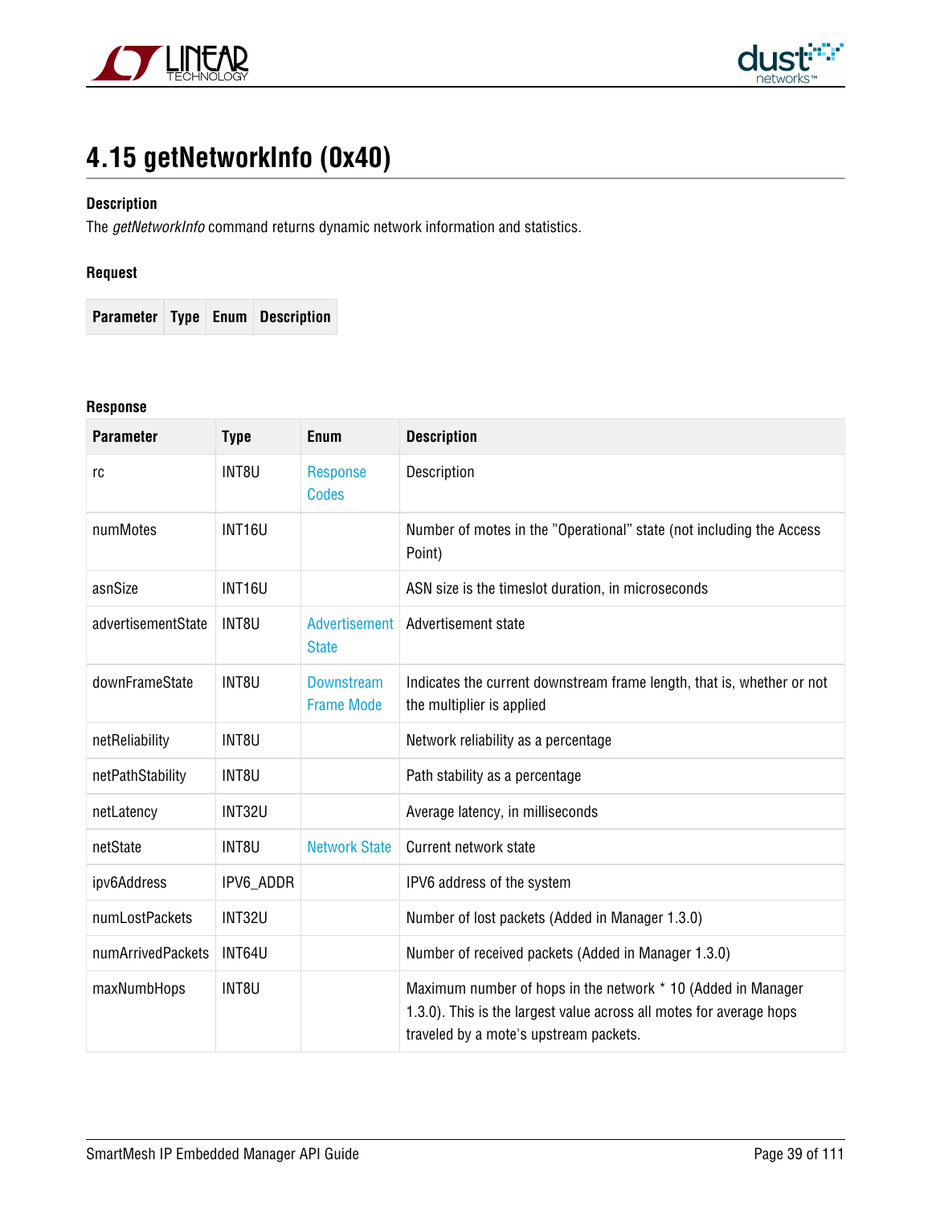# 4.15 getNetworkInfo (0x40)

**Description**

The *getNetworkInfo* command returns dynamic network information and statistics.

**Request**

| Parameter | Type | Enum | Description |
|---|---|---|---|

**Response**

| Parameter | Type | Enum | Description |
|---|---|---|---|
| rc | INT8U | Response Codes | Description |
| numMotes | INT16U | | Number of motes in the "Operational" state (not including the Access Point) |
| asnSize | INT16U | | ASN size is the timeslot duration, in microseconds |
| advertisementState | INT8U | Advertisement State | Advertisement state |
| downFrameState | INT8U | Downstream Frame Mode | Indicates the current downstream frame length, that is, whether or not the multiplier is applied |
| netReliability | INT8U | | Network reliability as a percentage |
| netPathStability | INT8U | | Path stability as a percentage |
| netLatency | INT32U | | Average latency, in milliseconds |
| netState | INT8U | Network State | Current network state |
| ipv6Address | IPV6_ADDR | | IPV6 address of the system |
| numLostPackets | INT32U | | Number of lost packets (Added in Manager 1.3.0) |
| numArrivedPackets | INT64U | | Number of received packets (Added in Manager 1.3.0) |
| maxNumbHops | INT8U | | Maximum number of hops in the network * 10 (Added in Manager 1.3.0). This is the largest value across all motes for average hops traveled by a mote's upstream packets. |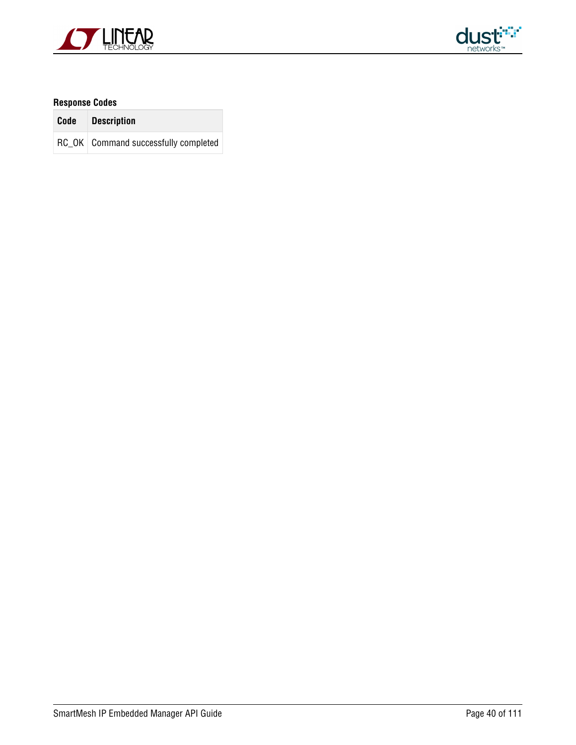**Response Codes**

| Code | Description |
|---|---|
| RC_OK | Command successfully completed |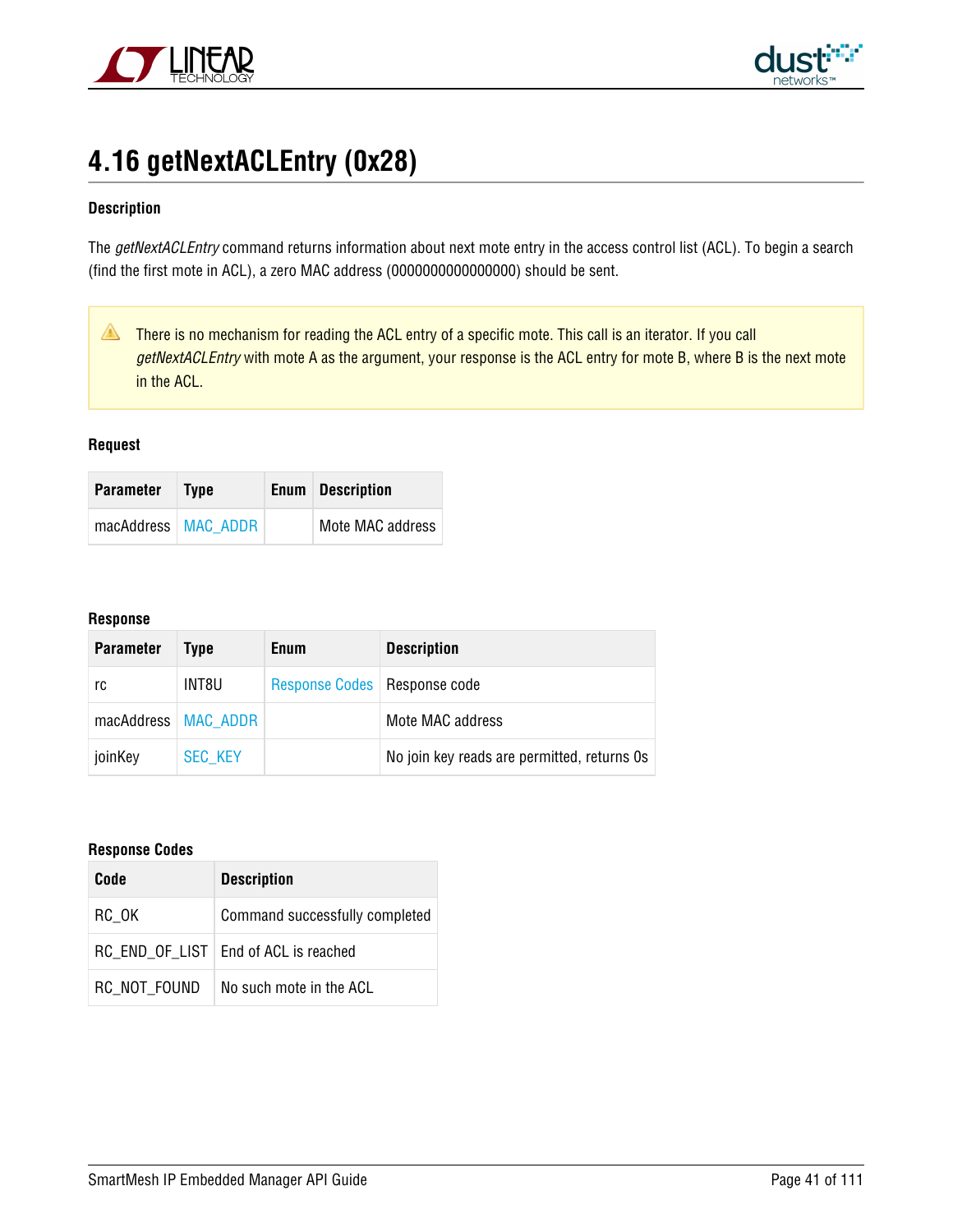# 4.16 getNextACLEntry (0x28)

#### Description

The *getNextACLEntry* command returns information about next mote entry in the access control list (ACL). To begin a search (find the first mote in ACL), a zero MAC address (0000000000000000) should be sent.

> ⚠ There is no mechanism for reading the ACL entry of a specific mote. This call is an iterator. If you call *getNextACLEntry* with mote A as the argument, your response is the ACL entry for mote B, where B is the next mote in the ACL.

#### Request

| Parameter | Type | Enum | Description |
|---|---|---|---|
| macAddress | MAC_ADDR | | Mote MAC address |

#### Response

| Parameter | Type | Enum | Description |
|---|---|---|---|
| rc | INT8U | Response Codes | Response code |
| macAddress | MAC_ADDR | | Mote MAC address |
| joinKey | SEC_KEY | | No join key reads are permitted, returns 0s |

#### Response Codes

| Code | Description |
|---|---|
| RC_OK | Command successfully completed |
| RC_END_OF_LIST | End of ACL is reached |
| RC_NOT_FOUND | No such mote in the ACL |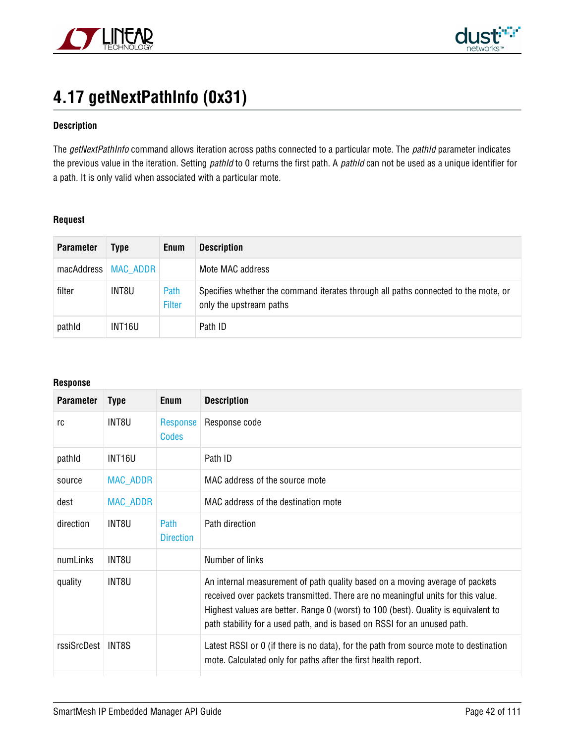# 4.17 getNextPathInfo (0x31)

#### Description

The *getNextPathInfo* command allows iteration across paths connected to a particular mote. The *pathId* parameter indicates the previous value in the iteration. Setting *pathId* to 0 returns the first path. A *pathId* can not be used as a unique identifier for a path. It is only valid when associated with a particular mote.

#### Request

| Parameter | Type | Enum | Description |
|---|---|---|---|
| macAddress | MAC_ADDR | | Mote MAC address |
| filter | INT8U | Path Filter | Specifies whether the command iterates through all paths connected to the mote, or only the upstream paths |
| pathId | INT16U | | Path ID |

#### Response

| Parameter | Type | Enum | Description |
|---|---|---|---|
| rc | INT8U | Response Codes | Response code |
| pathId | INT16U | | Path ID |
| source | MAC_ADDR | | MAC address of the source mote |
| dest | MAC_ADDR | | MAC address of the destination mote |
| direction | INT8U | Path Direction | Path direction |
| numLinks | INT8U | | Number of links |
| quality | INT8U | | An internal measurement of path quality based on a moving average of packets received over packets transmitted. There are no meaningful units for this value. Highest values are better. Range 0 (worst) to 100 (best). Quality is equivalent to path stability for a used path, and is based on RSSI for an unused path. |
| rssiSrcDest | INT8S | | Latest RSSI or 0 (if there is no data), for the path from source mote to destination mote. Calculated only for paths after the first health report. |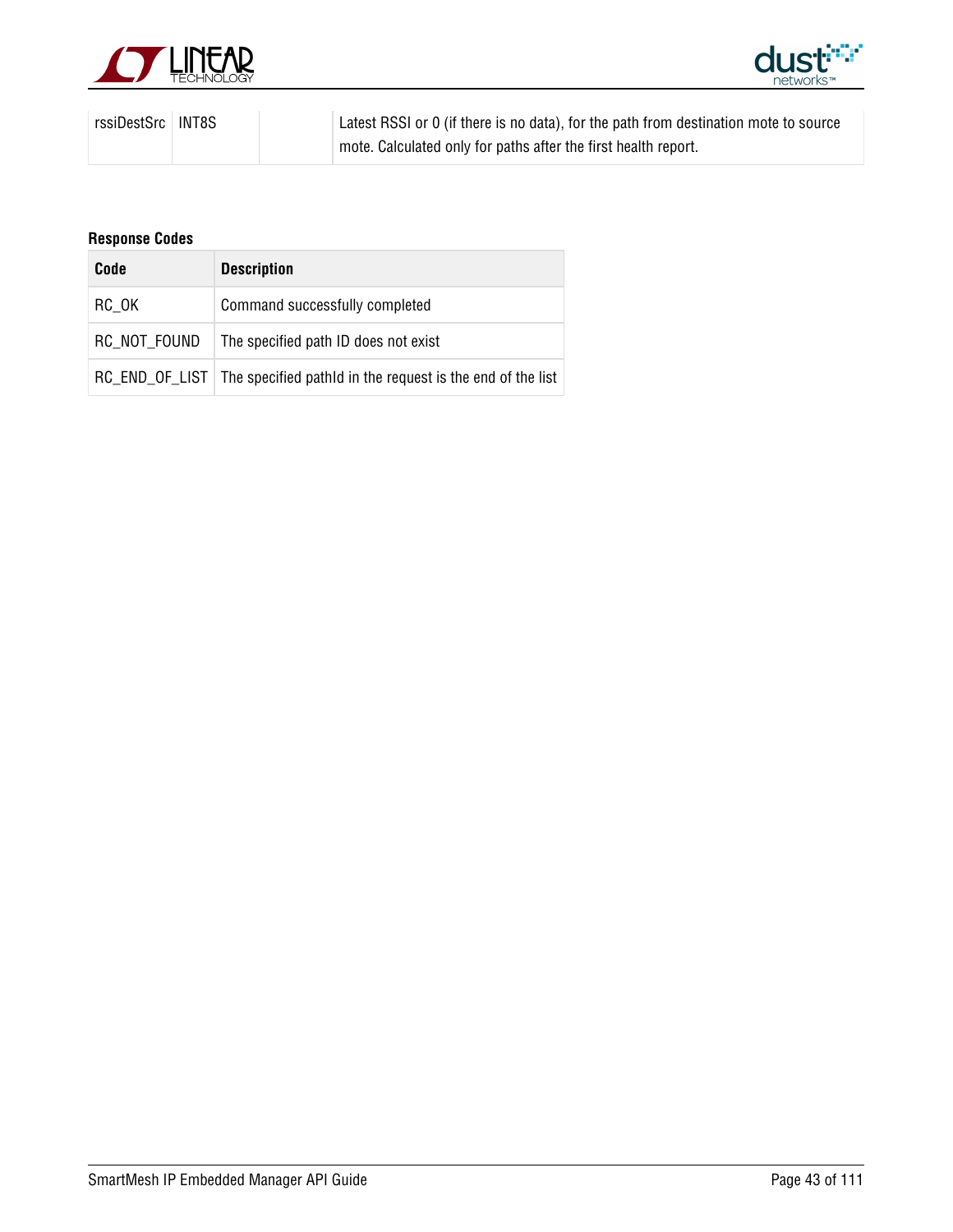| rssiDestSrc | INT8S | | Latest RSSI or 0 (if there is no data), for the path from destination mote to source mote. Calculated only for paths after the first health report. |
|---|---|---|---|

**Response Codes**

| Code | Description |
|---|---|
| RC_OK | Command successfully completed |
| RC_NOT_FOUND | The specified path ID does not exist |
| RC_END_OF_LIST | The specified pathId in the request is the end of the list |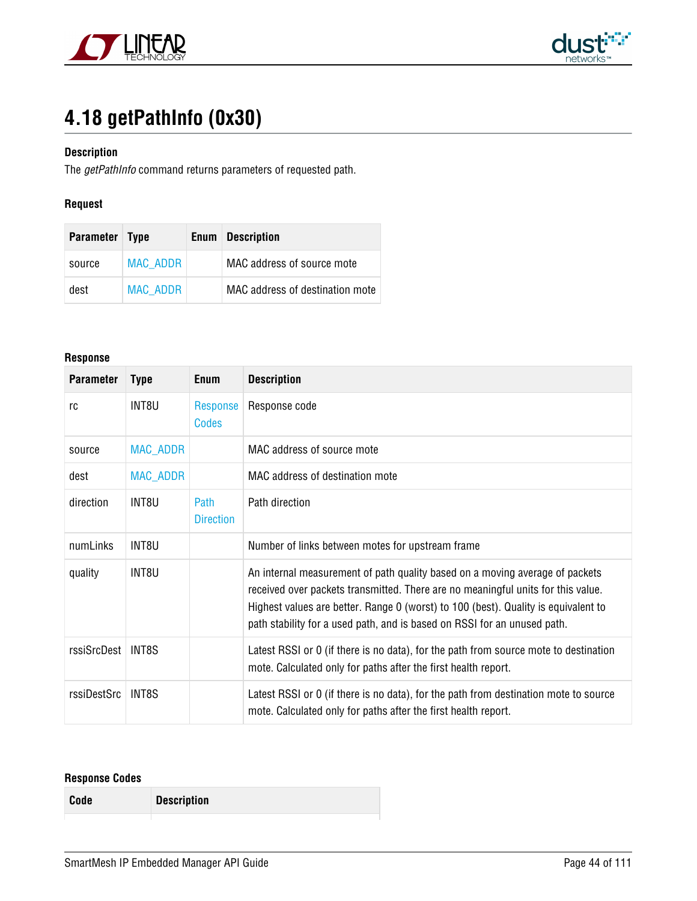# 4.18 getPathInfo (0x30)

**Description**

The *getPathInfo* command returns parameters of requested path.

**Request**

| Parameter | Type | Enum | Description |
|---|---|---|---|
| source | MAC_ADDR | | MAC address of source mote |
| dest | MAC_ADDR | | MAC address of destination mote |

**Response**

| Parameter | Type | Enum | Description |
|---|---|---|---|
| rc | INT8U | Response Codes | Response code |
| source | MAC_ADDR | | MAC address of source mote |
| dest | MAC_ADDR | | MAC address of destination mote |
| direction | INT8U | Path Direction | Path direction |
| numLinks | INT8U | | Number of links between motes for upstream frame |
| quality | INT8U | | An internal measurement of path quality based on a moving average of packets received over packets transmitted. There are no meaningful units for this value. Highest values are better. Range 0 (worst) to 100 (best). Quality is equivalent to path stability for a used path, and is based on RSSI for an unused path. |
| rssiSrcDest | INT8S | | Latest RSSI or 0 (if there is no data), for the path from source mote to destination mote. Calculated only for paths after the first health report. |
| rssiDestSrc | INT8S | | Latest RSSI or 0 (if there is no data), for the path from destination mote to source mote. Calculated only for paths after the first health report. |

**Response Codes**

| Code | Description |
|---|---|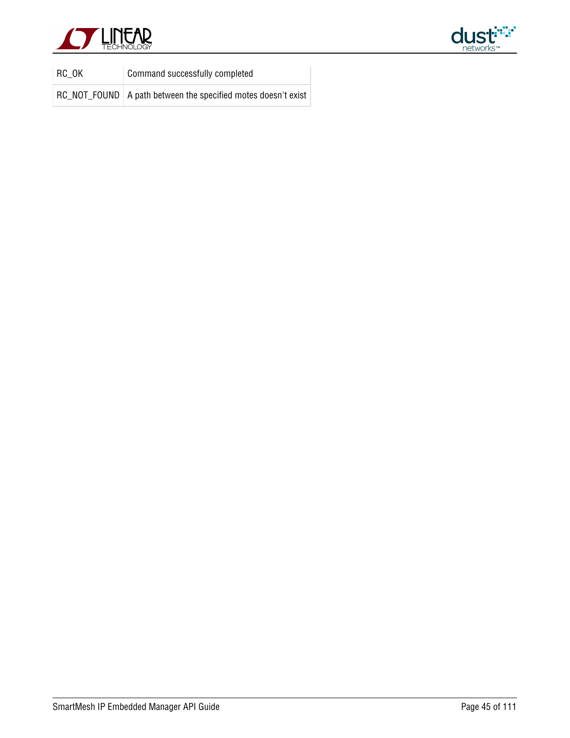| | |
|---|---|
| RC_OK | Command successfully completed |
| RC_NOT_FOUND | A path between the specified motes doesn't exist |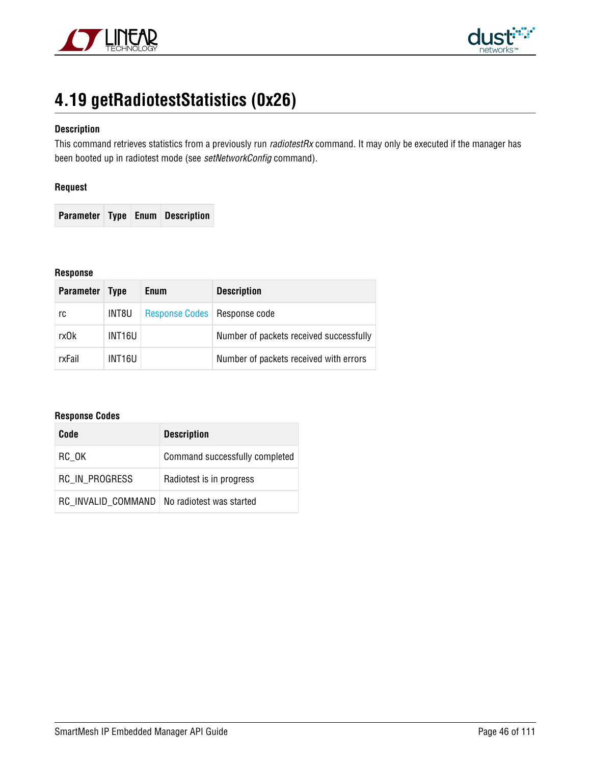# 4.19 getRadiotestStatistics (0x26)

**Description**

This command retrieves statistics from a previously run *radiotestRx* command. It may only be executed if the manager has been booted up in radiotest mode (see *setNetworkConfig* command).

**Request**

| Parameter | Type | Enum | Description |
|---|---|---|---|

**Response**

| Parameter | Type | Enum | Description |
|---|---|---|---|
| rc | INT8U | Response Codes | Response code |
| rxOk | INT16U | | Number of packets received successfully |
| rxFail | INT16U | | Number of packets received with errors |

**Response Codes**

| Code | Description |
|---|---|
| RC_OK | Command successfully completed |
| RC_IN_PROGRESS | Radiotest is in progress |
| RC_INVALID_COMMAND | No radiotest was started |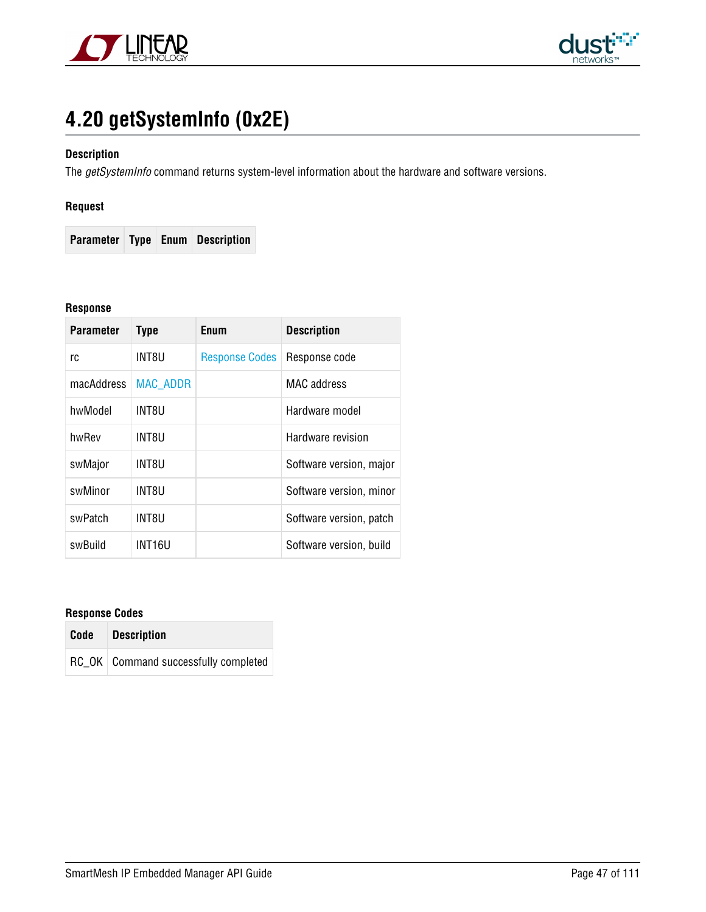# 4.20 getSystemInfo (0x2E)

**Description**

The *getSystemInfo* command returns system-level information about the hardware and software versions.

**Request**

| Parameter | Type | Enum | Description |
|---|---|---|---|

**Response**

| Parameter | Type | Enum | Description |
|---|---|---|---|
| rc | INT8U | Response Codes | Response code |
| macAddress | MAC_ADDR | | MAC address |
| hwModel | INT8U | | Hardware model |
| hwRev | INT8U | | Hardware revision |
| swMajor | INT8U | | Software version, major |
| swMinor | INT8U | | Software version, minor |
| swPatch | INT8U | | Software version, patch |
| swBuild | INT16U | | Software version, build |

**Response Codes**

| Code | Description |
|---|---|
| RC_OK | Command successfully completed |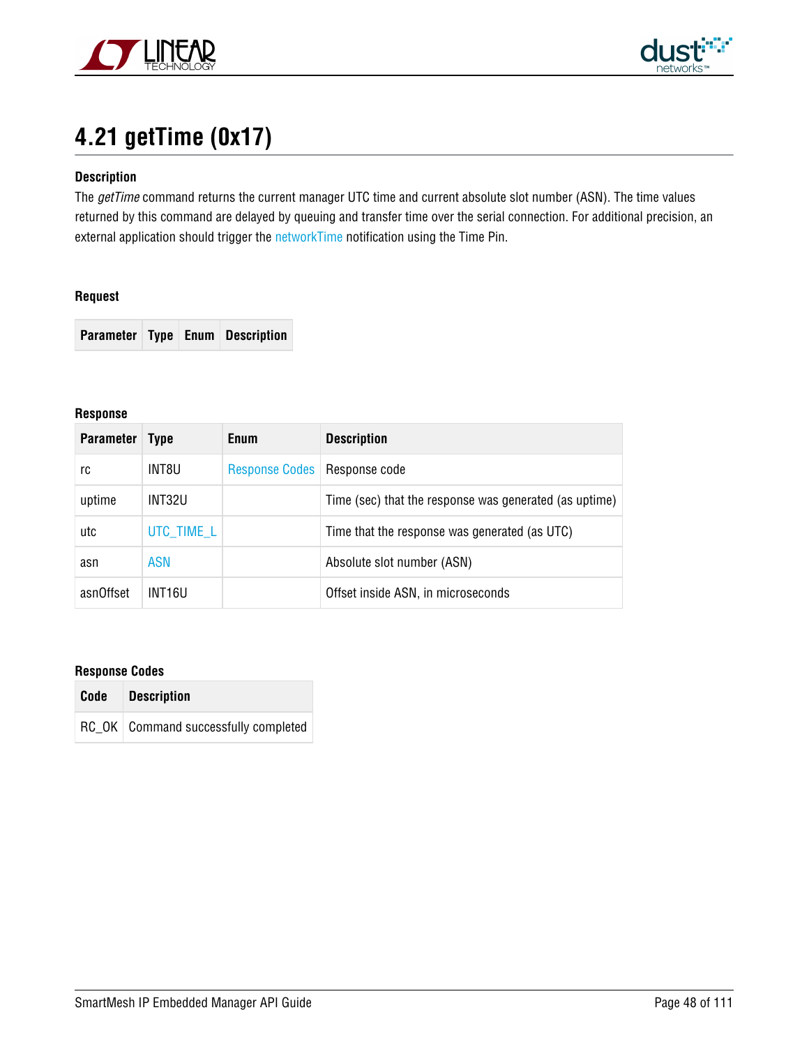## 4.21 getTime (0x17)

**Description**

The *getTime* command returns the current manager UTC time and current absolute slot number (ASN). The time values returned by this command are delayed by queuing and transfer time over the serial connection. For additional precision, an external application should trigger the networkTime notification using the Time Pin.

**Request**

| Parameter | Type | Enum | Description |
|---|---|---|---|

**Response**

| Parameter | Type | Enum | Description |
|---|---|---|---|
| rc | INT8U | Response Codes | Response code |
| uptime | INT32U | | Time (sec) that the response was generated (as uptime) |
| utc | UTC_TIME_L | | Time that the response was generated (as UTC) |
| asn | ASN | | Absolute slot number (ASN) |
| asnOffset | INT16U | | Offset inside ASN, in microseconds |

**Response Codes**

| Code | Description |
|---|---|
| RC_OK | Command successfully completed |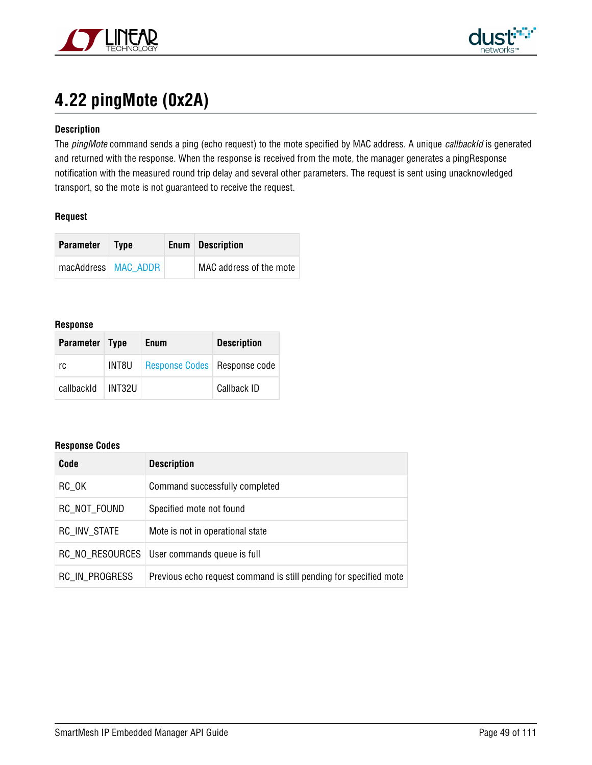## 4.22 pingMote (0x2A)

#### Description

The *pingMote* command sends a ping (echo request) to the mote specified by MAC address. A unique *callbackId* is generated and returned with the response. When the response is received from the mote, the manager generates a pingResponse notification with the measured round trip delay and several other parameters. The request is sent using unacknowledged transport, so the mote is not guaranteed to receive the request.

#### Request

| Parameter | Type | Enum | Description |
|---|---|---|---|
| macAddress | MAC_ADDR | | MAC address of the mote |

#### Response

| Parameter | Type | Enum | Description |
|---|---|---|---|
| rc | INT8U | Response Codes | Response code |
| callbackId | INT32U | | Callback ID |

#### Response Codes

| Code | Description |
|---|---|
| RC_OK | Command successfully completed |
| RC_NOT_FOUND | Specified mote not found |
| RC_INV_STATE | Mote is not in operational state |
| RC_NO_RESOURCES | User commands queue is full |
| RC_IN_PROGRESS | Previous echo request command is still pending for specified mote |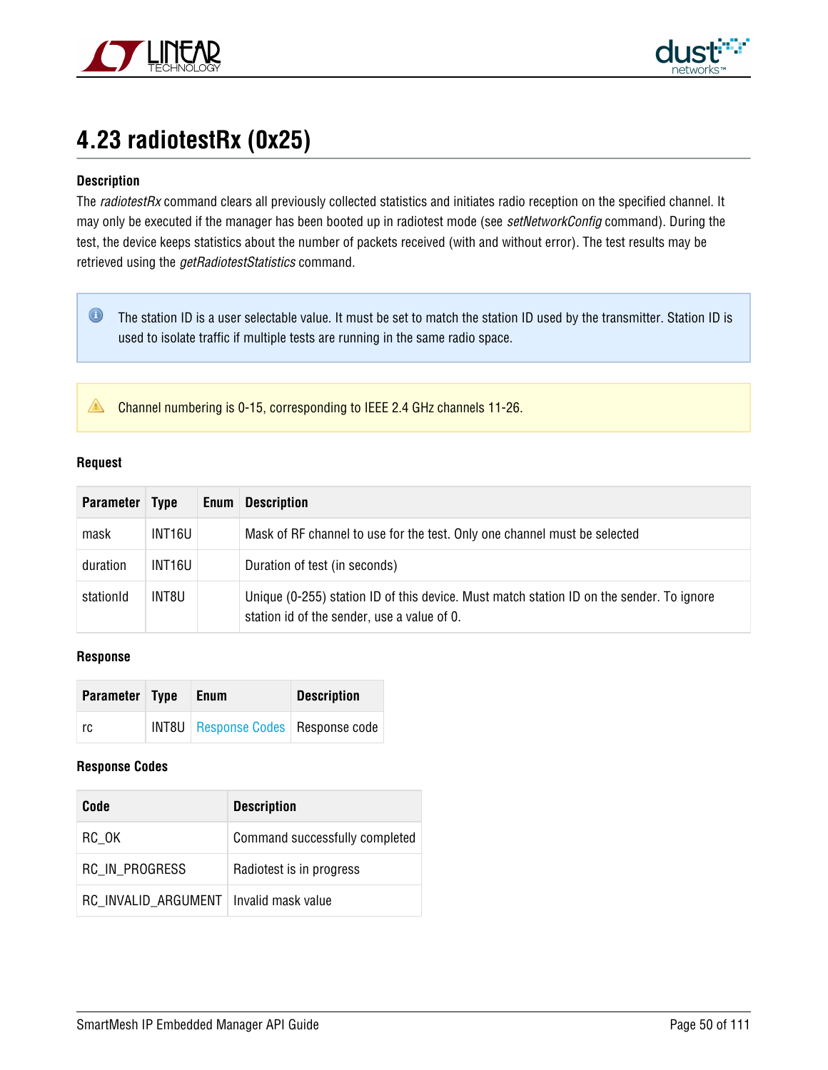## 4.23 radiotestRx (0x25)

**Description**

The *radiotestRx* command clears all previously collected statistics and initiates radio reception on the specified channel. It may only be executed if the manager has been booted up in radiotest mode (see *setNetworkConfig* command). During the test, the device keeps statistics about the number of packets received (with and without error). The test results may be retrieved using the *getRadiotestStatistics* command.

> The station ID is a user selectable value. It must be set to match the station ID used by the transmitter. Station ID is used to isolate traffic if multiple tests are running in the same radio space.

> Channel numbering is 0-15, corresponding to IEEE 2.4 GHz channels 11-26.

**Request**

| Parameter | Type | Enum | Description |
|---|---|---|---|
| mask | INT16U | | Mask of RF channel to use for the test. Only one channel must be selected |
| duration | INT16U | | Duration of test (in seconds) |
| stationId | INT8U | | Unique (0-255) station ID of this device. Must match station ID on the sender. To ignore station id of the sender, use a value of 0. |

**Response**

| Parameter | Type | Enum | Description |
|---|---|---|---|
| rc | INT8U | Response Codes | Response code |

**Response Codes**

| Code | Description |
|---|---|
| RC_OK | Command successfully completed |
| RC_IN_PROGRESS | Radiotest is in progress |
| RC_INVALID_ARGUMENT | Invalid mask value |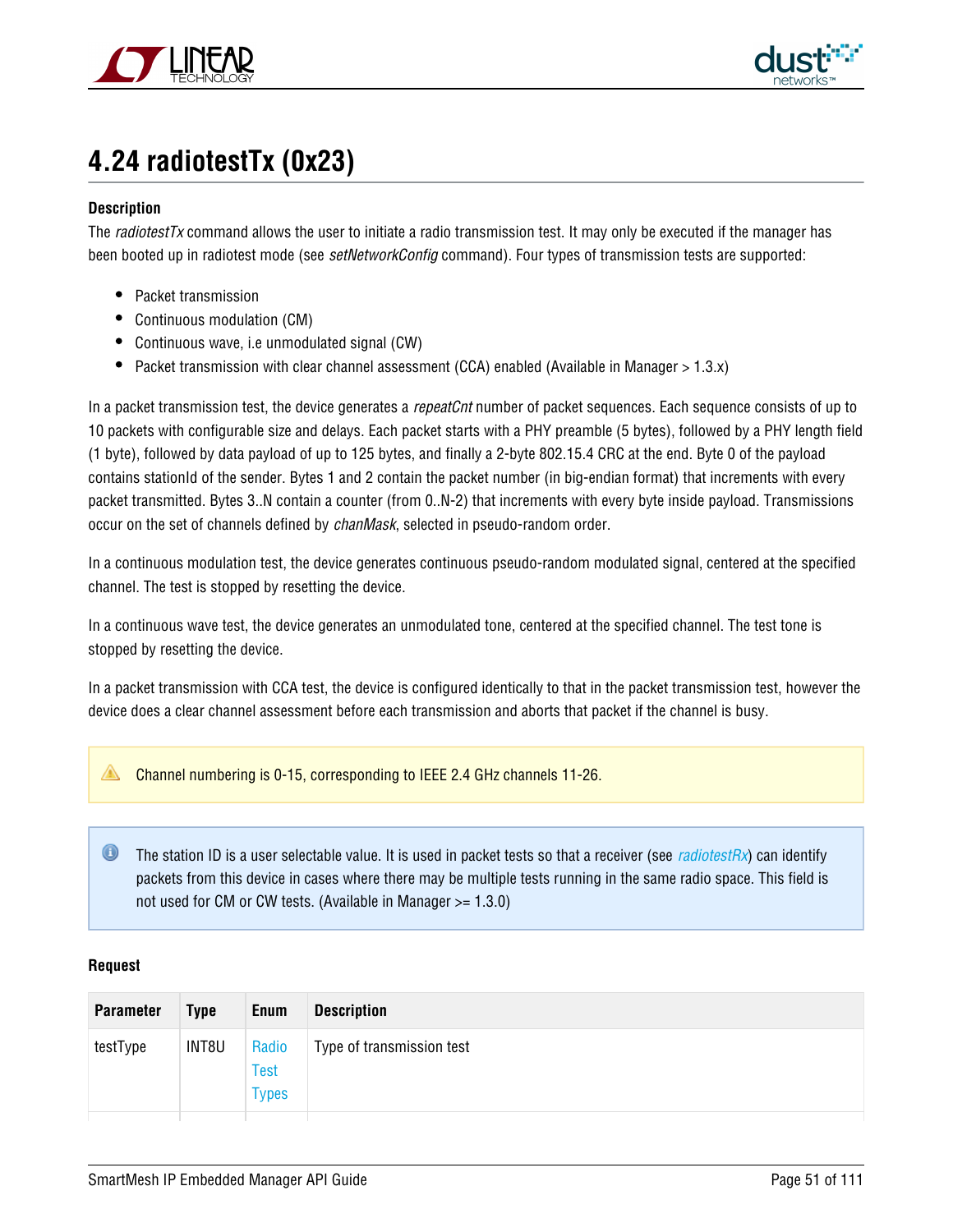# 4.24 radiotestTx (0x23)

**Description**

The *radiotestTx* command allows the user to initiate a radio transmission test. It may only be executed if the manager has been booted up in radiotest mode (see *setNetworkConfig* command). Four types of transmission tests are supported:

- Packet transmission
- Continuous modulation (CM)
- Continuous wave, i.e unmodulated signal (CW)
- Packet transmission with clear channel assessment (CCA) enabled (Available in Manager > 1.3.x)

In a packet transmission test, the device generates a *repeatCnt* number of packet sequences. Each sequence consists of up to 10 packets with configurable size and delays. Each packet starts with a PHY preamble (5 bytes), followed by a PHY length field (1 byte), followed by data payload of up to 125 bytes, and finally a 2-byte 802.15.4 CRC at the end. Byte 0 of the payload contains stationId of the sender. Bytes 1 and 2 contain the packet number (in big-endian format) that increments with every packet transmitted. Bytes 3..N contain a counter (from 0..N-2) that increments with every byte inside payload. Transmissions occur on the set of channels defined by *chanMask*, selected in pseudo-random order.

In a continuous modulation test, the device generates continuous pseudo-random modulated signal, centered at the specified channel. The test is stopped by resetting the device.

In a continuous wave test, the device generates an unmodulated tone, centered at the specified channel. The test tone is stopped by resetting the device.

In a packet transmission with CCA test, the device is configured identically to that in the packet transmission test, however the device does a clear channel assessment before each transmission and aborts that packet if the channel is busy.

> Channel numbering is 0-15, corresponding to IEEE 2.4 GHz channels 11-26.

> The station ID is a user selectable value. It is used in packet tests so that a receiver (see *radiotestRx*) can identify packets from this device in cases where there may be multiple tests running in the same radio space. This field is not used for CM or CW tests. (Available in Manager >= 1.3.0)

**Request**

| Parameter | Type | Enum | Description |
|---|---|---|---|
| testType | INT8U | Radio Test Types | Type of transmission test |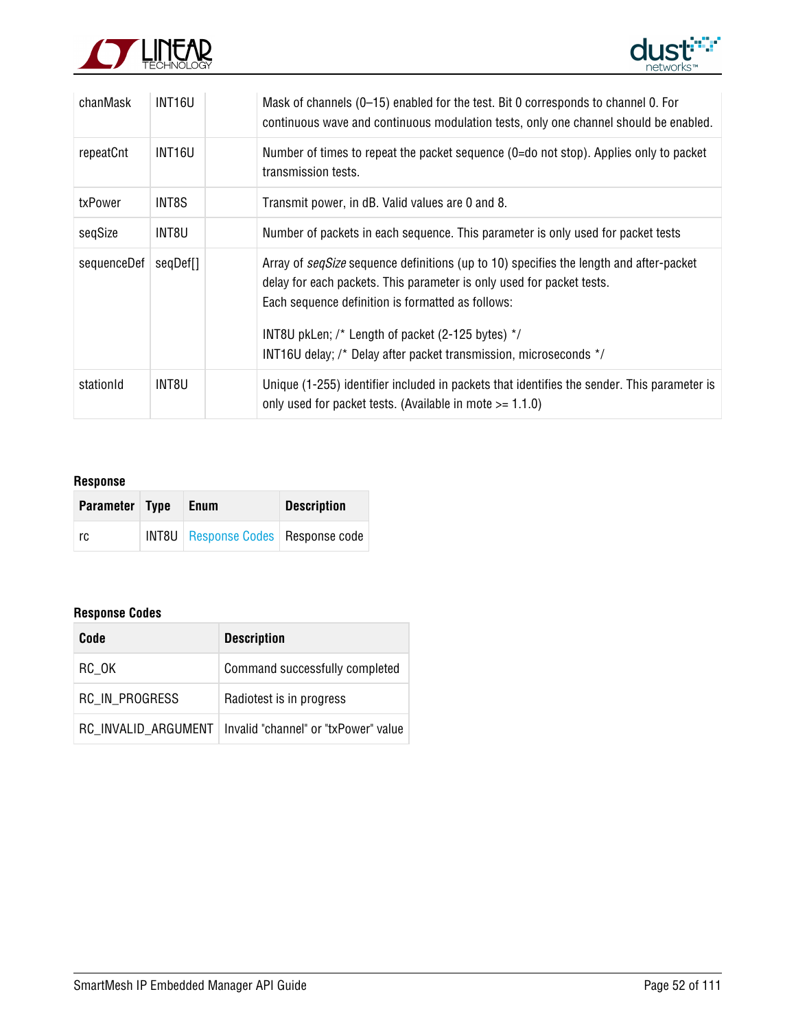| | | | |
|---|---|---|---|
| chanMask | INT16U | | Mask of channels (0–15) enabled for the test. Bit 0 corresponds to channel 0. For continuous wave and continuous modulation tests, only one channel should be enabled. |
| repeatCnt | INT16U | | Number of times to repeat the packet sequence (0=do not stop). Applies only to packet transmission tests. |
| txPower | INT8S | | Transmit power, in dB. Valid values are 0 and 8. |
| seqSize | INT8U | | Number of packets in each sequence. This parameter is only used for packet tests |
| sequenceDef | seqDef[] | | Array of *seqSize* sequence definitions (up to 10) specifies the length and after-packet delay for each packets. This parameter is only used for packet tests.<br>Each sequence definition is formatted as follows:<br><br>INT8U pkLen; /* Length of packet (2-125 bytes) */<br>INT16U delay; /* Delay after packet transmission, microseconds */ |
| stationId | INT8U | | Unique (1-255) identifier included in packets that identifies the sender. This parameter is only used for packet tests. (Available in mote >= 1.1.0) |

**Response**

| Parameter | Type | Enum | Description |
|---|---|---|---|
| rc | INT8U | Response Codes | Response code |

**Response Codes**

| Code | Description |
|---|---|
| RC_OK | Command successfully completed |
| RC_IN_PROGRESS | Radiotest is in progress |
| RC_INVALID_ARGUMENT | Invalid "channel" or "txPower" value |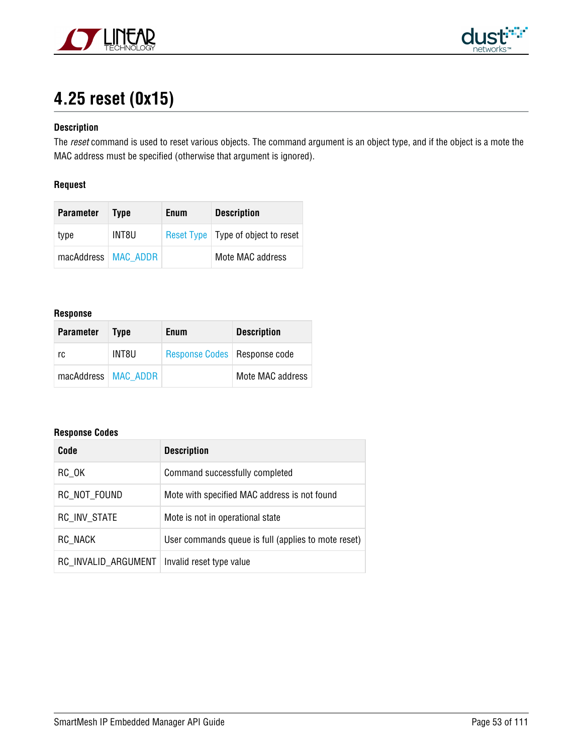## 4.25 reset (0x15)

**Description**

The *reset* command is used to reset various objects. The command argument is an object type, and if the object is a mote the MAC address must be specified (otherwise that argument is ignored).

**Request**

| Parameter | Type | Enum | Description |
|---|---|---|---|
| type | INT8U | Reset Type | Type of object to reset |
| macAddress | MAC_ADDR | | Mote MAC address |

**Response**

| Parameter | Type | Enum | Description |
|---|---|---|---|
| rc | INT8U | Response Codes | Response code |
| macAddress | MAC_ADDR | | Mote MAC address |

**Response Codes**

| Code | Description |
|---|---|
| RC_OK | Command successfully completed |
| RC_NOT_FOUND | Mote with specified MAC address is not found |
| RC_INV_STATE | Mote is not in operational state |
| RC_NACK | User commands queue is full (applies to mote reset) |
| RC_INVALID_ARGUMENT | Invalid reset type value |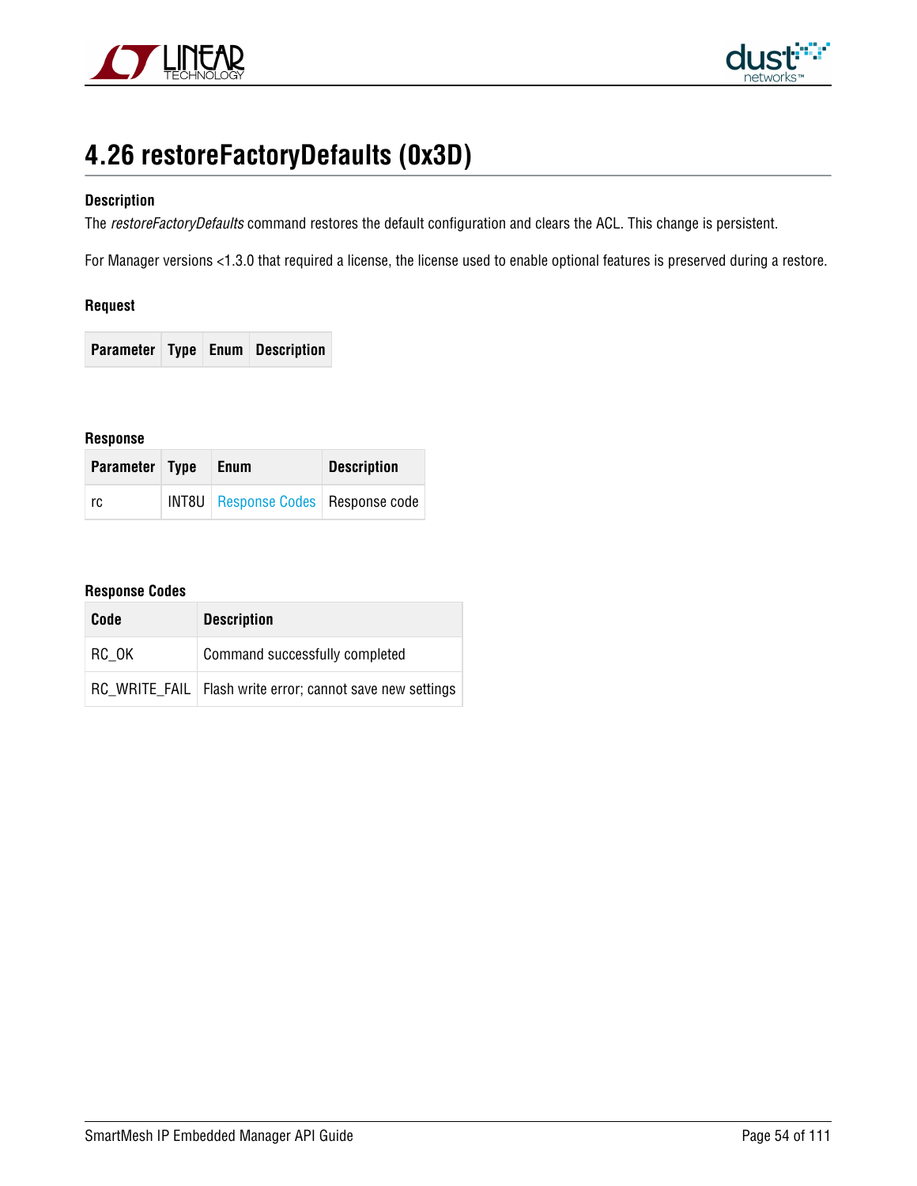# 4.26 restoreFactoryDefaults (0x3D)

### Description

The *restoreFactoryDefaults* command restores the default configuration and clears the ACL. This change is persistent.

For Manager versions <1.3.0 that required a license, the license used to enable optional features is preserved during a restore.

### Request

| Parameter | Type | Enum | Description |
|---|---|---|---|

### Response

| Parameter | Type | Enum | Description |
|---|---|---|---|
| rc | INT8U | Response Codes | Response code |

### Response Codes

| Code | Description |
|---|---|
| RC_OK | Command successfully completed |
| RC_WRITE_FAIL | Flash write error; cannot save new settings |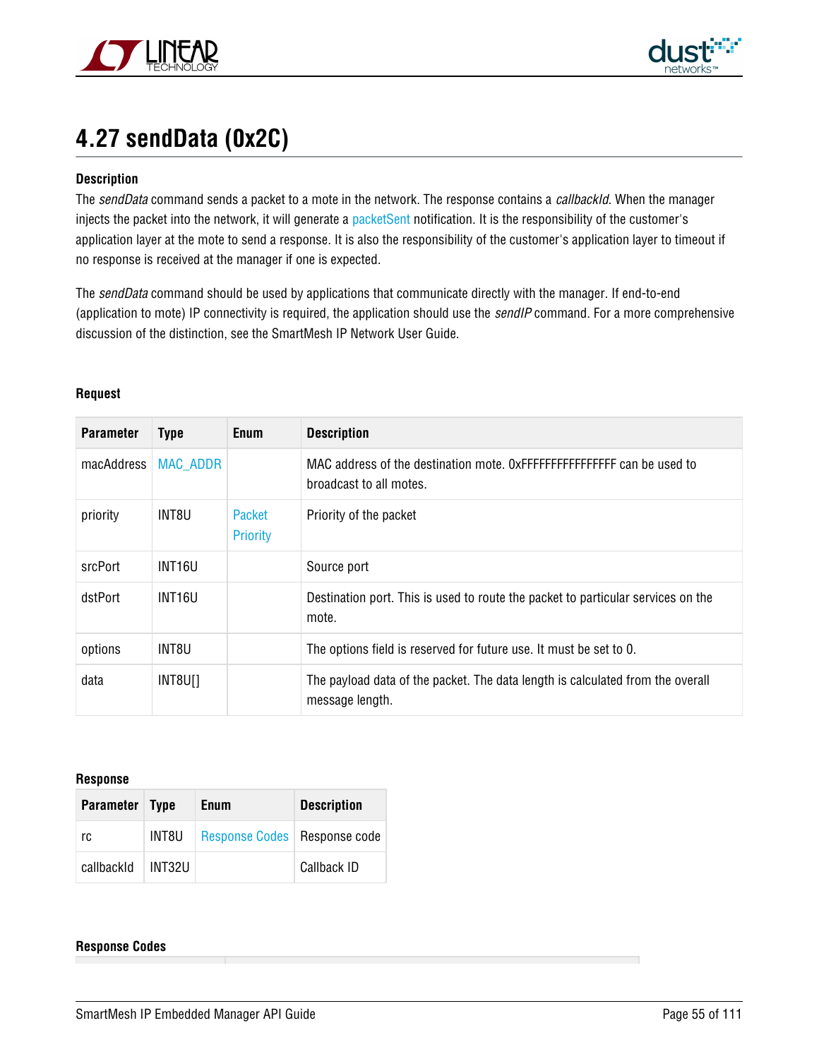## 4.27 sendData (0x2C)

#### Description

The *sendData* command sends a packet to a mote in the network. The response contains a *callbackId*. When the manager injects the packet into the network, it will generate a packetSent notification. It is the responsibility of the customer's application layer at the mote to send a response. It is also the responsibility of the customer's application layer to timeout if no response is received at the manager if one is expected.

The *sendData* command should be used by applications that communicate directly with the manager. If end-to-end (application to mote) IP connectivity is required, the application should use the *sendIP* command. For a more comprehensive discussion of the distinction, see the SmartMesh IP Network User Guide.

#### Request

| Parameter | Type | Enum | Description |
|---|---|---|---|
| macAddress | MAC_ADDR | | MAC address of the destination mote. 0xFFFFFFFFFFFFFFFF can be used to broadcast to all motes. |
| priority | INT8U | Packet Priority | Priority of the packet |
| srcPort | INT16U | | Source port |
| dstPort | INT16U | | Destination port. This is used to route the packet to particular services on the mote. |
| options | INT8U | | The options field is reserved for future use. It must be set to 0. |
| data | INT8U[] | | The payload data of the packet. The data length is calculated from the overall message length. |

#### Response

| Parameter | Type | Enum | Description |
|---|---|---|---|
| rc | INT8U | Response Codes | Response code |
| callbackId | INT32U | | Callback ID |

#### Response Codes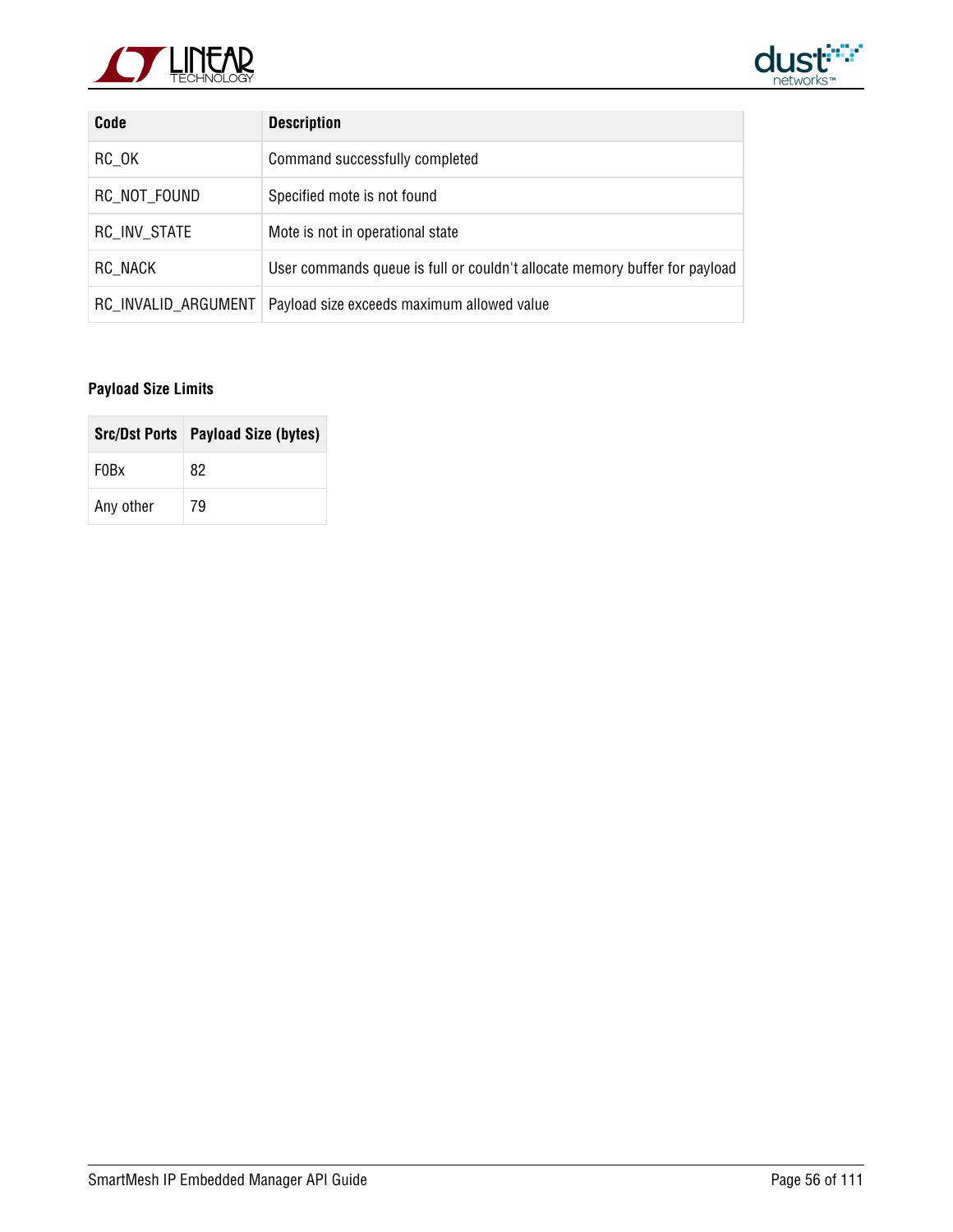| Code | Description |
| --- | --- |
| RC_OK | Command successfully completed |
| RC_NOT_FOUND | Specified mote is not found |
| RC_INV_STATE | Mote is not in operational state |
| RC_NACK | User commands queue is full or couldn't allocate memory buffer for payload |
| RC_INVALID_ARGUMENT | Payload size exceeds maximum allowed value |

**Payload Size Limits**

| Src/Dst Ports | Payload Size (bytes) |
| --- | --- |
| F0Bx | 82 |
| Any other | 79 |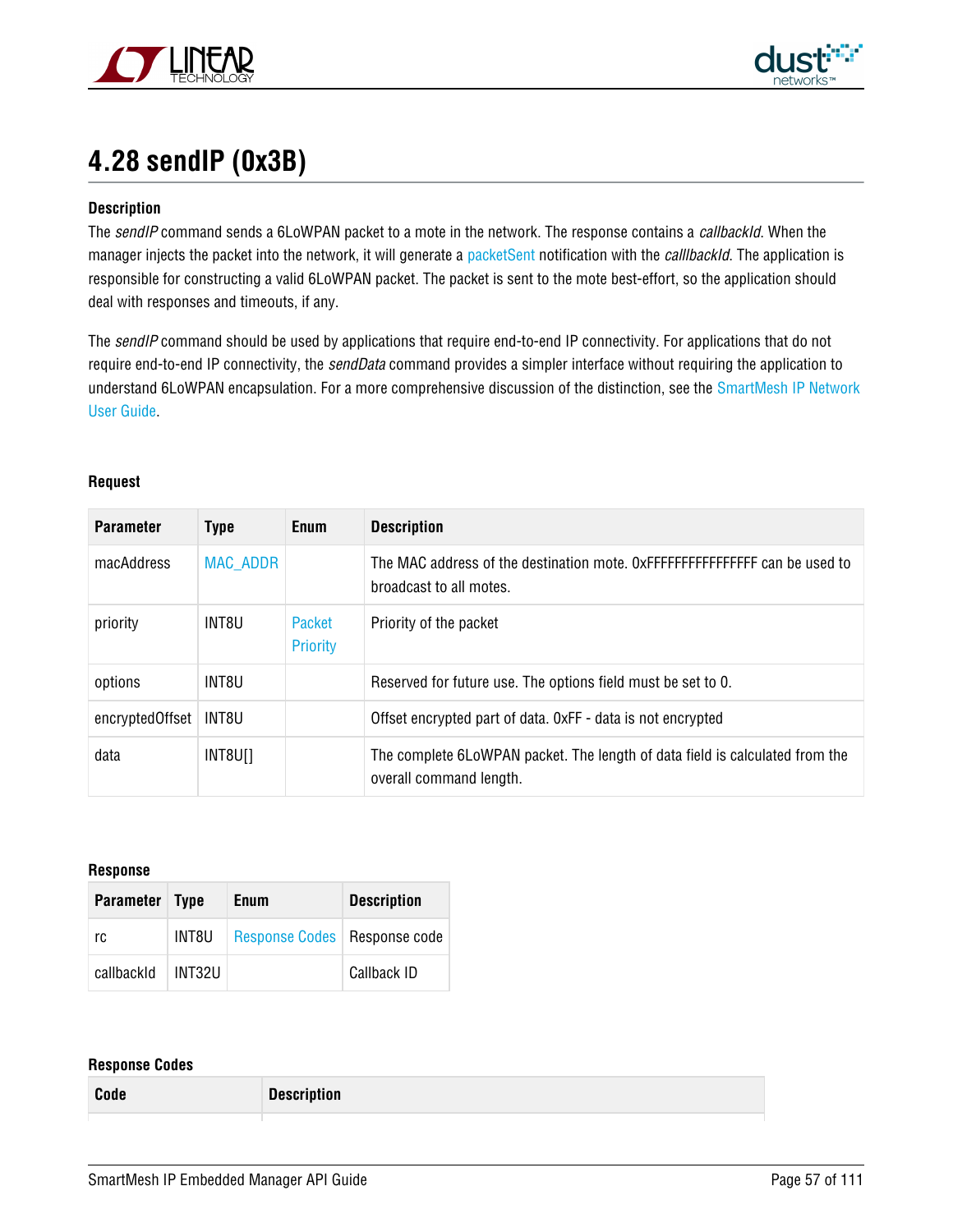## 4.28 sendIP (0x3B)

**Description**

The *sendIP* command sends a 6LoWPAN packet to a mote in the network. The response contains a *callbackId*. When the manager injects the packet into the network, it will generate a packetSent notification with the *calllbackId*. The application is responsible for constructing a valid 6LoWPAN packet. The packet is sent to the mote best-effort, so the application should deal with responses and timeouts, if any.

The *sendIP* command should be used by applications that require end-to-end IP connectivity. For applications that do not require end-to-end IP connectivity, the *sendData* command provides a simpler interface without requiring the application to understand 6LoWPAN encapsulation. For a more comprehensive discussion of the distinction, see the SmartMesh IP Network User Guide.

**Request**

| Parameter | Type | Enum | Description |
|---|---|---|---|
| macAddress | MAC_ADDR | | The MAC address of the destination mote. 0xFFFFFFFFFFFFFFFF can be used to broadcast to all motes. |
| priority | INT8U | Packet Priority | Priority of the packet |
| options | INT8U | | Reserved for future use. The options field must be set to 0. |
| encryptedOffset | INT8U | | Offset encrypted part of data. 0xFF - data is not encrypted |
| data | INT8U[] | | The complete 6LoWPAN packet. The length of data field is calculated from the overall command length. |

**Response**

| Parameter | Type | Enum | Description |
|---|---|---|---|
| rc | INT8U | Response Codes | Response code |
| callbackId | INT32U | | Callback ID |

**Response Codes**

| Code | Description |
|---|---|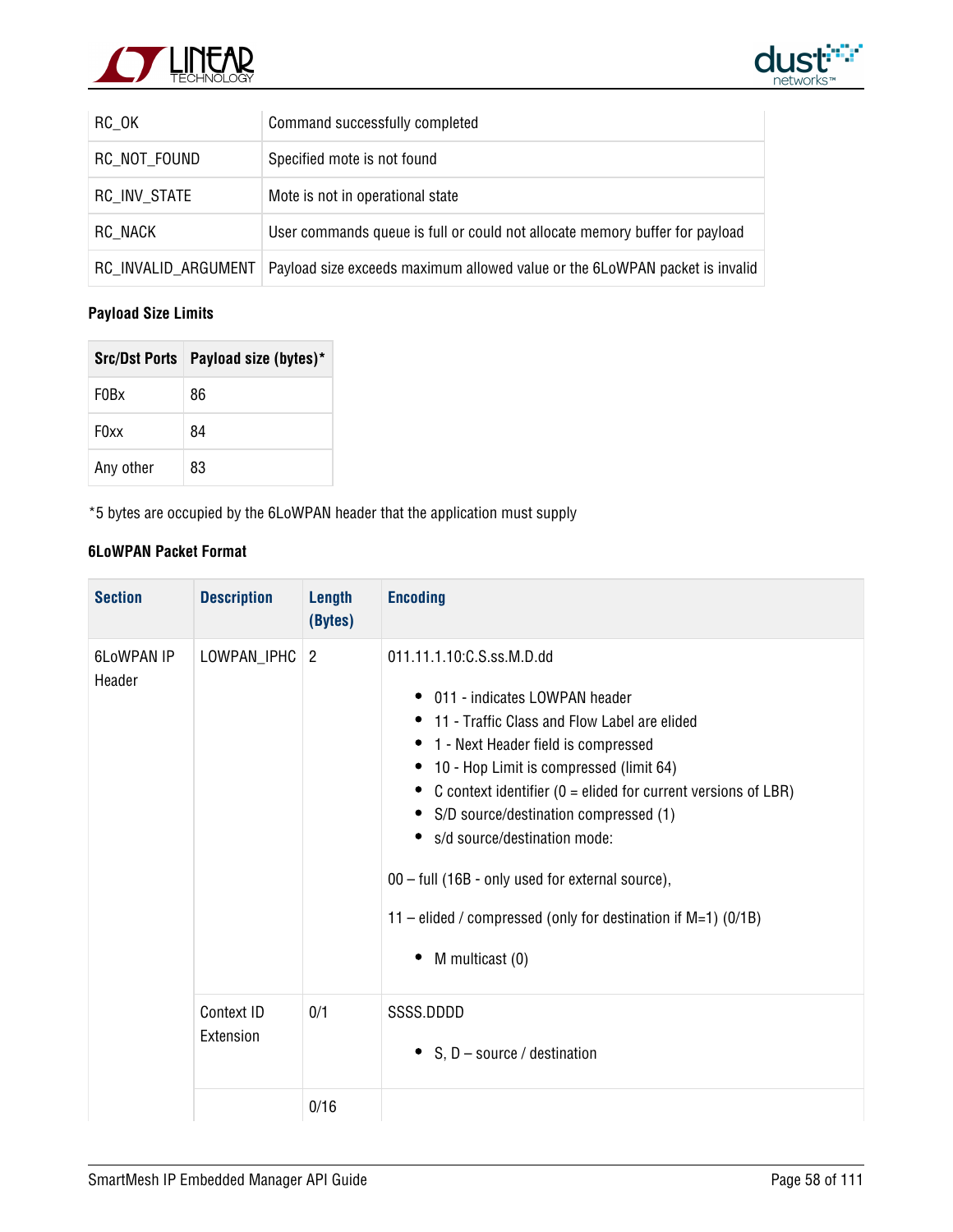| | |
|---|---|
| RC_OK | Command successfully completed |
| RC_NOT_FOUND | Specified mote is not found |
| RC_INV_STATE | Mote is not in operational state |
| RC_NACK | User commands queue is full or could not allocate memory buffer for payload |
| RC_INVALID_ARGUMENT | Payload size exceeds maximum allowed value or the 6LoWPAN packet is invalid |

**Payload Size Limits**

| Src/Dst Ports | Payload size (bytes)* |
|---|---|
| F0Bx | 86 |
| F0xx | 84 |
| Any other | 83 |

*5 bytes are occupied by the 6LoWPAN header that the application must supply

**6LoWPAN Packet Format**

| Section | Description | Length (Bytes) | Encoding |
|---|---|---|---|
| 6LoWPAN IP Header | LOWPAN_IPHC | 2 | 011.11.1.10:C.S.ss.M.D.dd<br><br>• 011 - indicates LOWPAN header<br>• 11 - Traffic Class and Flow Label are elided<br>• 1 - Next Header field is compressed<br>• 10 - Hop Limit is compressed (limit 64)<br>• C context identifier (0 = elided for current versions of LBR)<br>• S/D source/destination compressed (1)<br>• s/d source/destination mode:<br><br>00 – full (16B - only used for external source),<br><br>11 – elided / compressed (only for destination if M=1) (0/1B)<br><br>• M multicast (0) |
| | Context ID Extension | 0/1 | SSSS.DDDD<br><br>• S, D – source / destination |
| | | 0/16 | |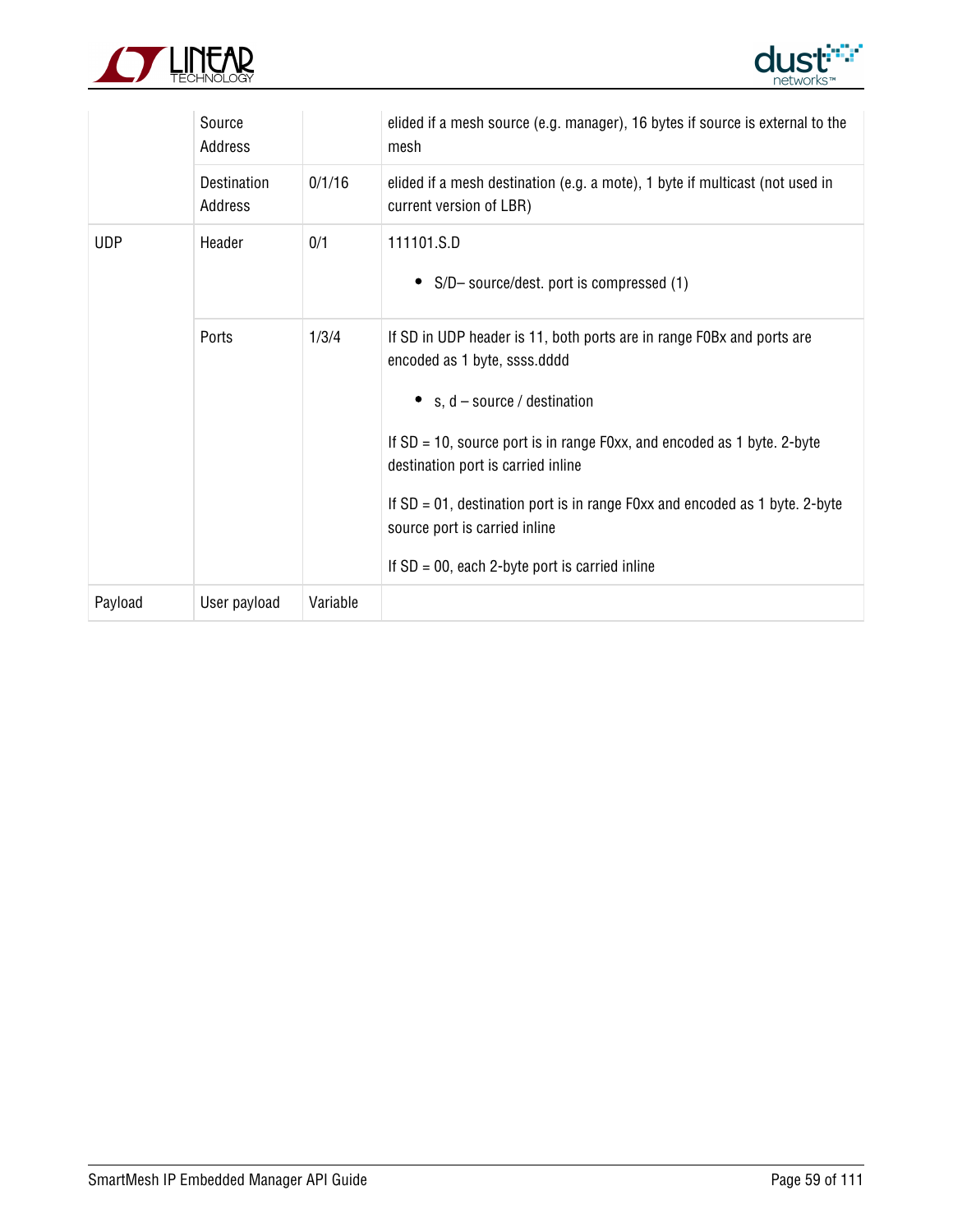| | | | |
|---|---|---|---|
| | Source Address | | elided if a mesh source (e.g. manager), 16 bytes if source is external to the mesh |
| | Destination Address | 0/1/16 | elided if a mesh destination (e.g. a mote), 1 byte if multicast (not used in current version of LBR) |
| UDP | Header | 0/1 | 111101.S.D<br><br>• S/D– source/dest. port is compressed (1) |
| | Ports | 1/3/4 | If SD in UDP header is 11, both ports are in range F0Bx and ports are encoded as 1 byte, ssss.dddd<br><br>• s, d – source / destination<br><br>If SD = 10, source port is in range F0xx, and encoded as 1 byte. 2-byte destination port is carried inline<br><br>If SD = 01, destination port is in range F0xx and encoded as 1 byte. 2-byte source port is carried inline<br><br>If SD = 00, each 2-byte port is carried inline |
| Payload | User payload | Variable | |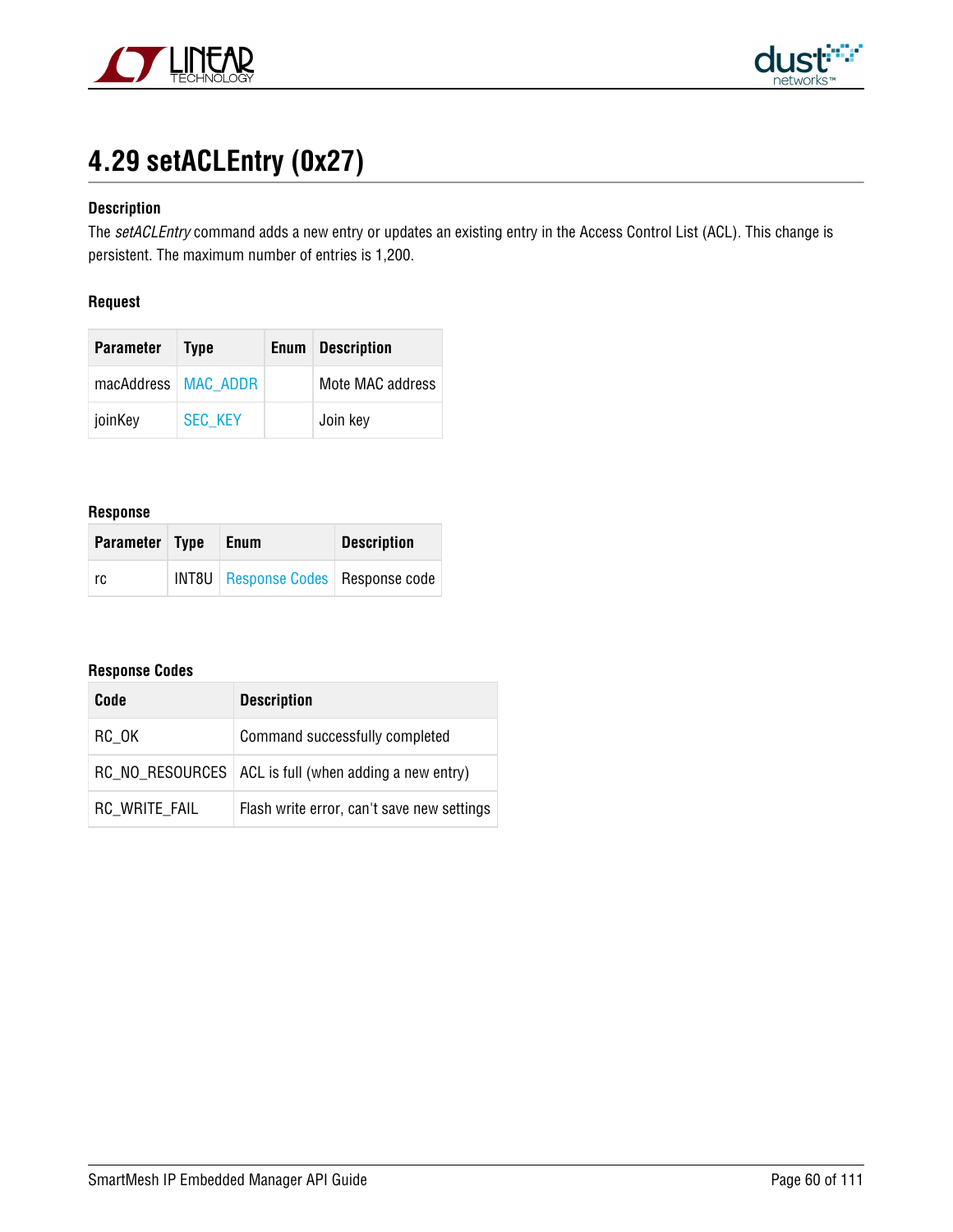## 4.29 setACLEntry (0x27)

**Description**

The *setACLEntry* command adds a new entry or updates an existing entry in the Access Control List (ACL). This change is persistent. The maximum number of entries is 1,200.

**Request**

| Parameter | Type | Enum | Description |
|---|---|---|---|
| macAddress | MAC_ADDR | | Mote MAC address |
| joinKey | SEC_KEY | | Join key |

**Response**

| Parameter | Type | Enum | Description |
|---|---|---|---|
| rc | INT8U | Response Codes | Response code |

**Response Codes**

| Code | Description |
|---|---|
| RC_OK | Command successfully completed |
| RC_NO_RESOURCES | ACL is full (when adding a new entry) |
| RC_WRITE_FAIL | Flash write error, can't save new settings |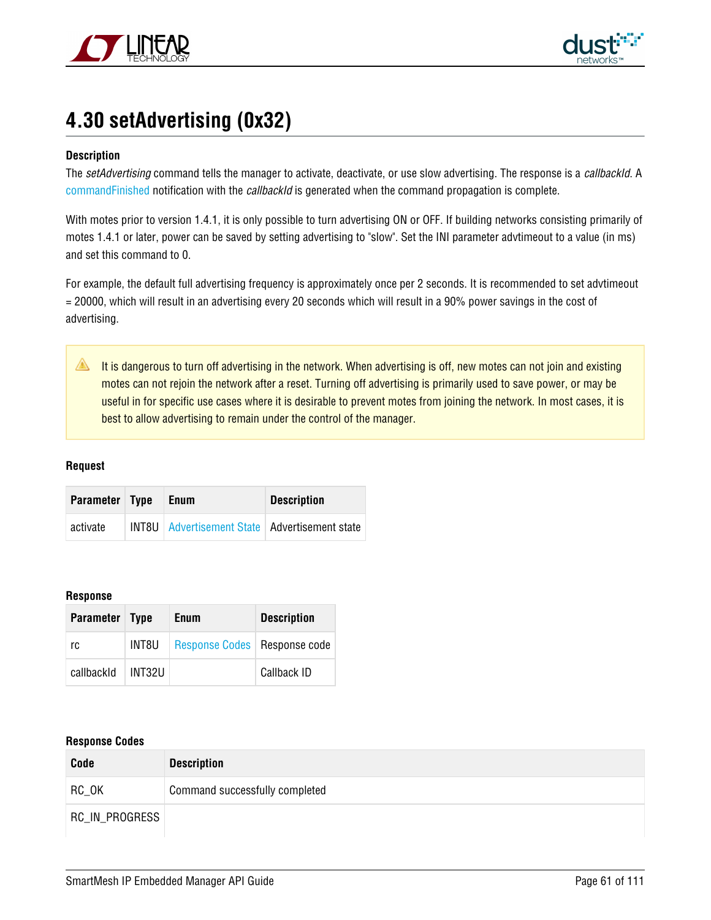## 4.30 setAdvertising (0x32)

**Description**

The *setAdvertising* command tells the manager to activate, deactivate, or use slow advertising. The response is a *callbackId*. A commandFinished notification with the *callbackId* is generated when the command propagation is complete.

With motes prior to version 1.4.1, it is only possible to turn advertising ON or OFF. If building networks consisting primarily of motes 1.4.1 or later, power can be saved by setting advertising to "slow". Set the INI parameter advtimeout to a value (in ms) and set this command to 0.

For example, the default full advertising frequency is approximately once per 2 seconds. It is recommended to set advtimeout = 20000, which will result in an advertising every 20 seconds which will result in a 90% power savings in the cost of advertising.

> ⚠ It is dangerous to turn off advertising in the network. When advertising is off, new motes can not join and existing motes can not rejoin the network after a reset. Turning off advertising is primarily used to save power, or may be useful in for specific use cases where it is desirable to prevent motes from joining the network. In most cases, it is best to allow advertising to remain under the control of the manager.

**Request**

| Parameter | Type | Enum | Description |
|---|---|---|---|
| activate | INT8U | Advertisement State | Advertisement state |

**Response**

| Parameter | Type | Enum | Description |
|---|---|---|---|
| rc | INT8U | Response Codes | Response code |
| callbackId | INT32U | | Callback ID |

**Response Codes**

| Code | Description |
|---|---|
| RC_OK | Command successfully completed |
| RC_IN_PROGRESS | |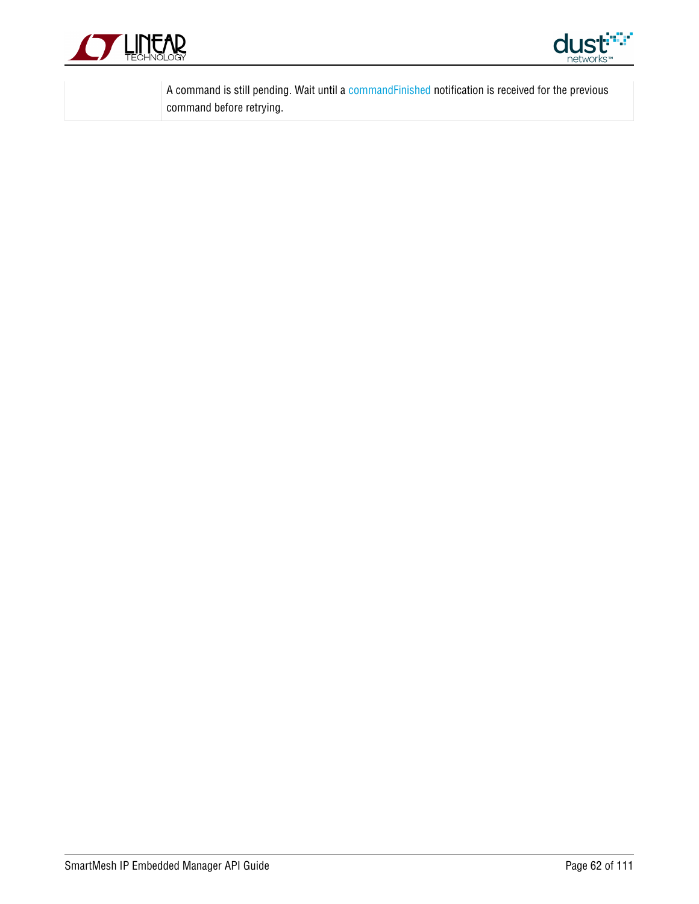| | |
|---|---|
| | A command is still pending. Wait until a commandFinished notification is received for the previous command before retrying. |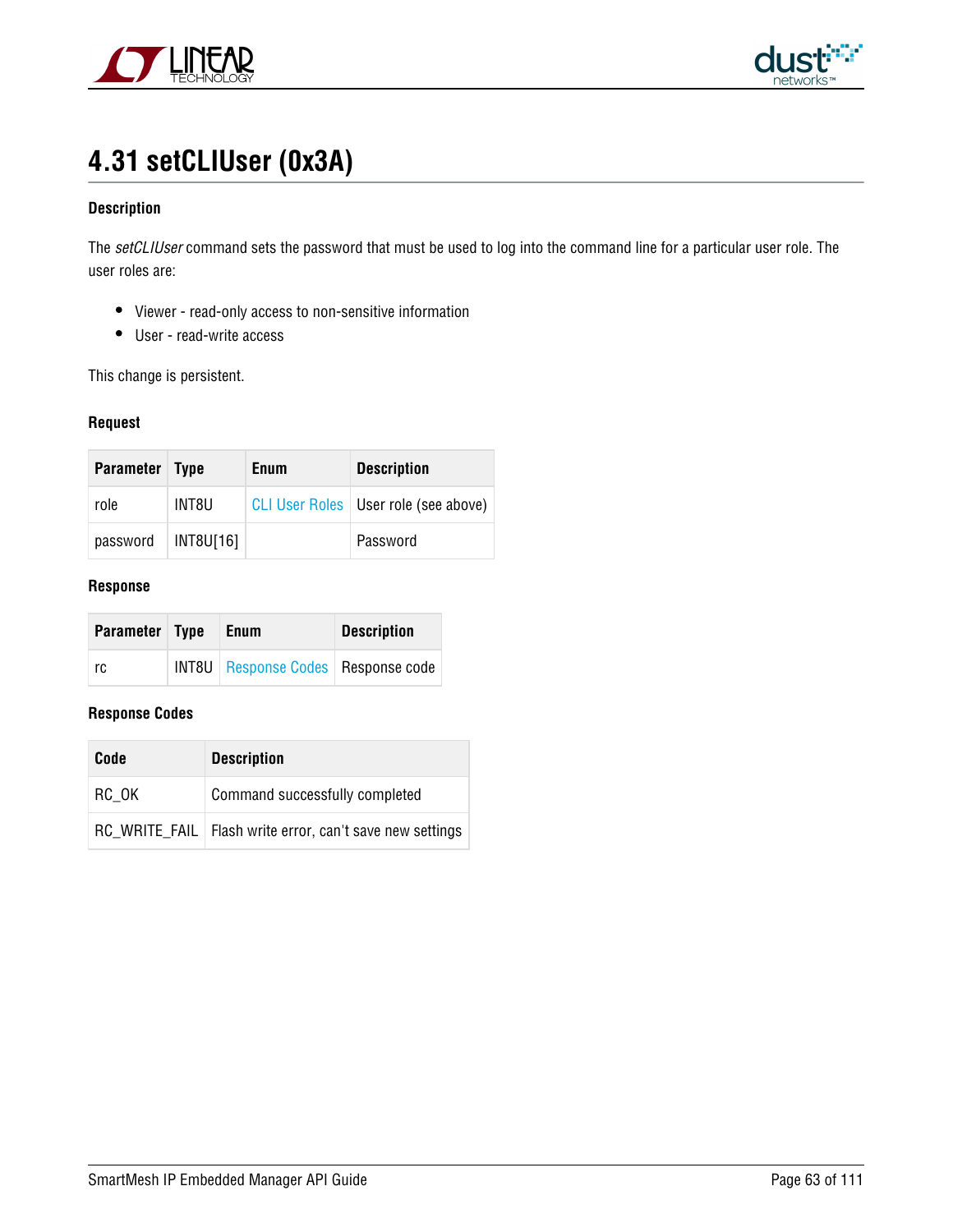## 4.31 setCLIUser (0x3A)

#### Description

The *setCLIUser* command sets the password that must be used to log into the command line for a particular user role. The user roles are:

- Viewer - read-only access to non-sensitive information
- User - read-write access

This change is persistent.

#### Request

| Parameter | Type | Enum | Description |
|---|---|---|---|
| role | INT8U | CLI User Roles | User role (see above) |
| password | INT8U[16] | | Password |

#### Response

| Parameter | Type | Enum | Description |
|---|---|---|---|
| rc | INT8U | Response Codes | Response code |

#### Response Codes

| Code | Description |
|---|---|
| RC_OK | Command successfully completed |
| RC_WRITE_FAIL | Flash write error, can't save new settings |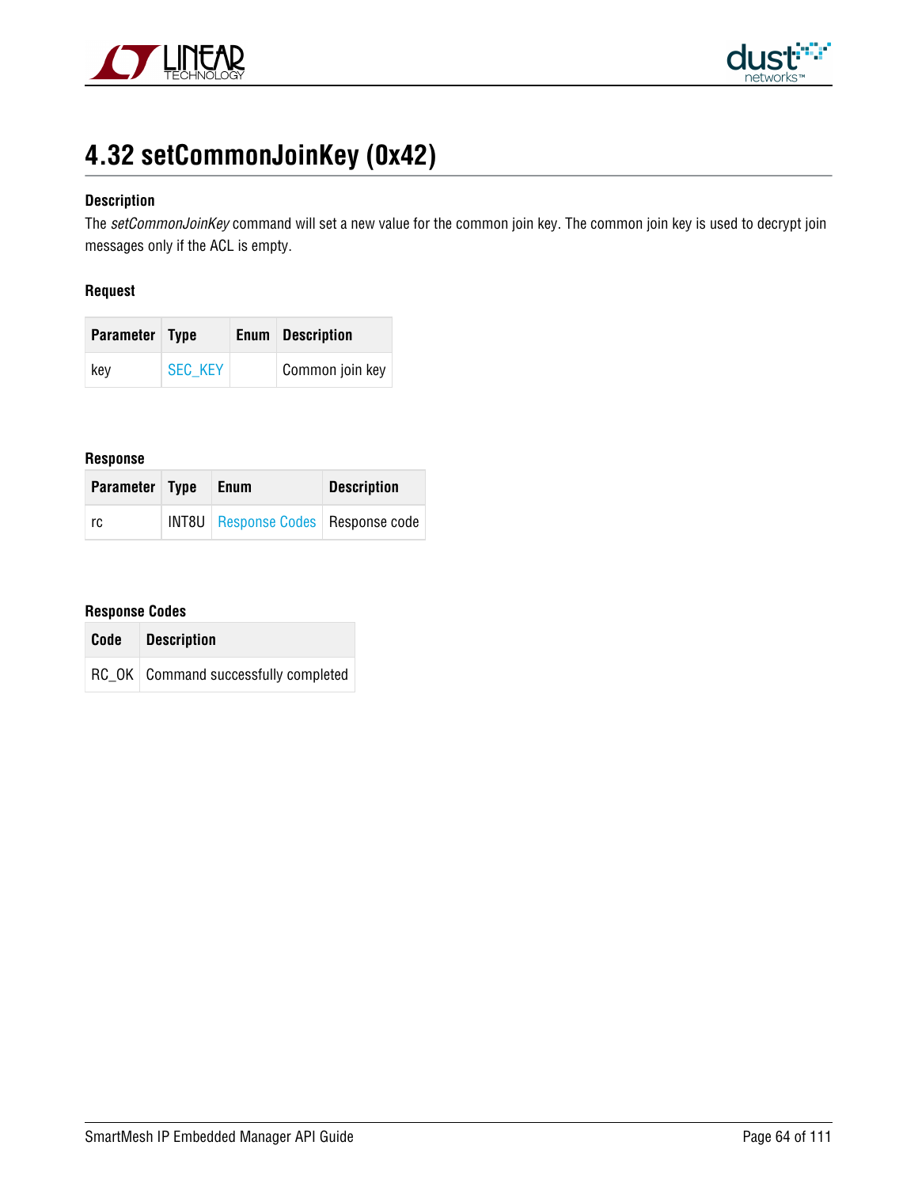## 4.32 setCommonJoinKey (0x42)

**Description**

The *setCommonJoinKey* command will set a new value for the common join key. The common join key is used to decrypt join messages only if the ACL is empty.

**Request**

| Parameter | Type | Enum | Description |
|---|---|---|---|
| key | SEC_KEY | | Common join key |

**Response**

| Parameter | Type | Enum | Description |
|---|---|---|---|
| rc | INT8U | Response Codes | Response code |

**Response Codes**

| Code | Description |
|---|---|
| RC_OK | Command successfully completed |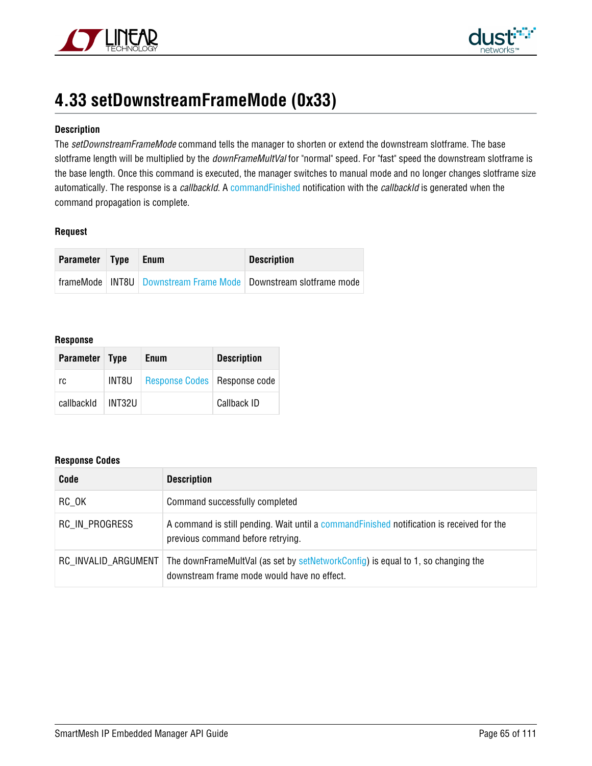## 4.33 setDownstreamFrameMode (0x33)

#### Description

The *setDownstreamFrameMode* command tells the manager to shorten or extend the downstream slotframe. The base slotframe length will be multiplied by the *downFrameMultVal* for "normal" speed. For "fast" speed the downstream slotframe is the base length. Once this command is executed, the manager switches to manual mode and no longer changes slotframe size automatically. The response is a *callbackId*. A commandFinished notification with the *callbackId* is generated when the command propagation is complete.

#### Request

| Parameter | Type | Enum | Description |
|---|---|---|---|
| frameMode | INT8U | Downstream Frame Mode | Downstream slotframe mode |

#### Response

| Parameter | Type | Enum | Description |
|---|---|---|---|
| rc | INT8U | Response Codes | Response code |
| callbackId | INT32U | | Callback ID |

#### Response Codes

| Code | Description |
|---|---|
| RC_OK | Command successfully completed |
| RC_IN_PROGRESS | A command is still pending. Wait until a commandFinished notification is received for the previous command before retrying. |
| RC_INVALID_ARGUMENT | The downFrameMultVal (as set by setNetworkConfig) is equal to 1, so changing the downstream frame mode would have no effect. |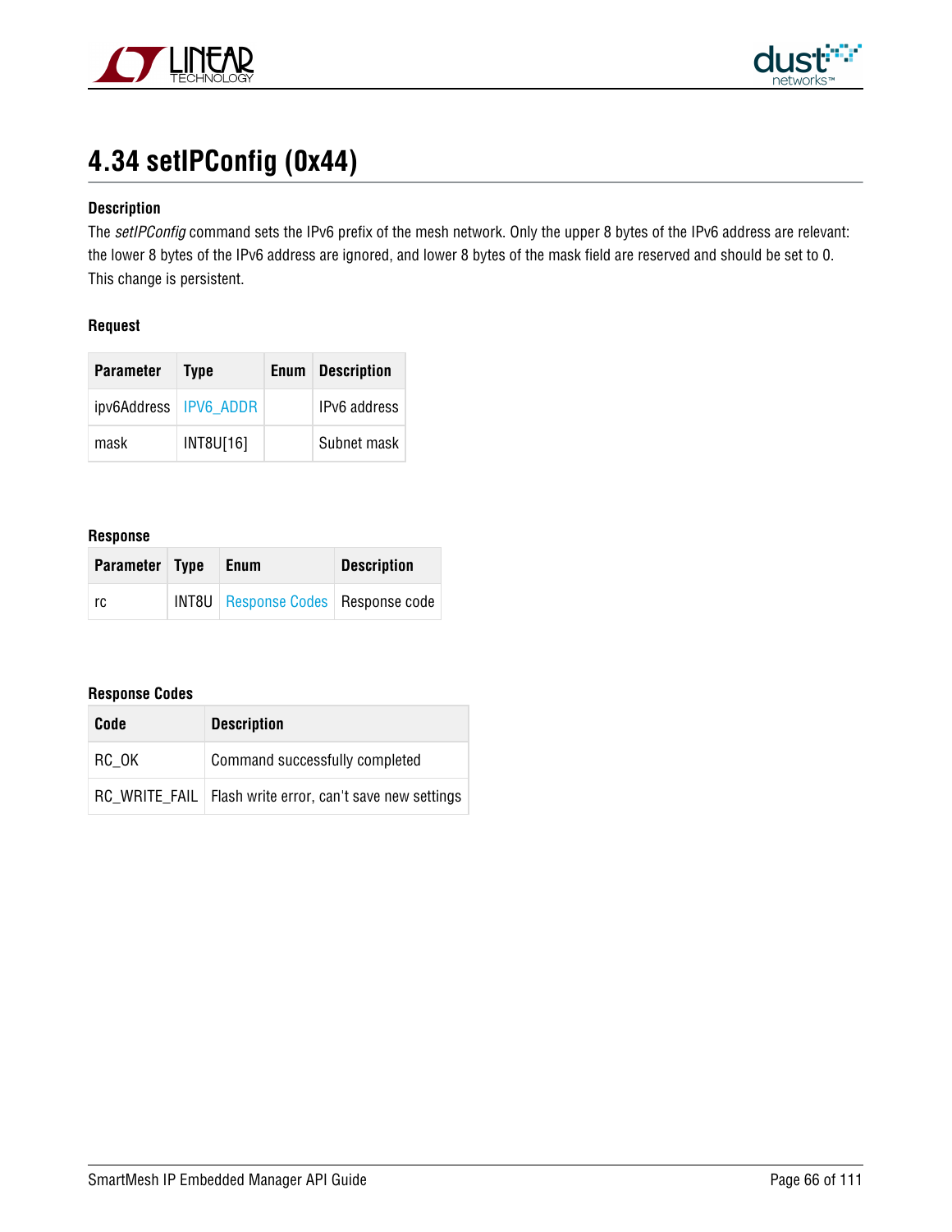# 4.34 setIPConfig (0x44)

### Description

The *setIPConfig* command sets the IPv6 prefix of the mesh network. Only the upper 8 bytes of the IPv6 address are relevant: the lower 8 bytes of the IPv6 address are ignored, and lower 8 bytes of the mask field are reserved and should be set to 0. This change is persistent.

### Request

| Parameter | Type | Enum | Description |
|---|---|---|---|
| ipv6Address | IPV6_ADDR | | IPv6 address |
| mask | INT8U[16] | | Subnet mask |

### Response

| Parameter | Type | Enum | Description |
|---|---|---|---|
| rc | INT8U | Response Codes | Response code |

### Response Codes

| Code | Description |
|---|---|
| RC_OK | Command successfully completed |
| RC_WRITE_FAIL | Flash write error, can't save new settings |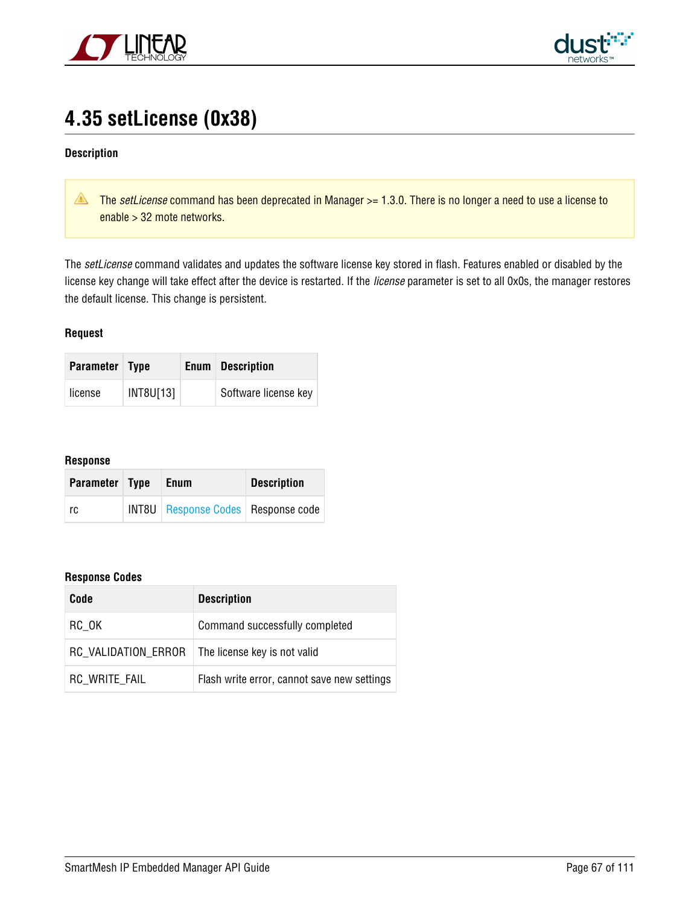## 4.35 setLicense (0x38)

**Description**

> ⚠ The *setLicense* command has been deprecated in Manager >= 1.3.0. There is no longer a need to use a license to enable > 32 mote networks.

The *setLicense* command validates and updates the software license key stored in flash. Features enabled or disabled by the license key change will take effect after the device is restarted. If the *license* parameter is set to all 0x0s, the manager restores the default license. This change is persistent.

**Request**

| Parameter | Type | Enum | Description |
|---|---|---|---|
| license | INT8U[13] | | Software license key |

**Response**

| Parameter | Type | Enum | Description |
|---|---|---|---|
| rc | INT8U | Response Codes | Response code |

**Response Codes**

| Code | Description |
|---|---|
| RC_OK | Command successfully completed |
| RC_VALIDATION_ERROR | The license key is not valid |
| RC_WRITE_FAIL | Flash write error, cannot save new settings |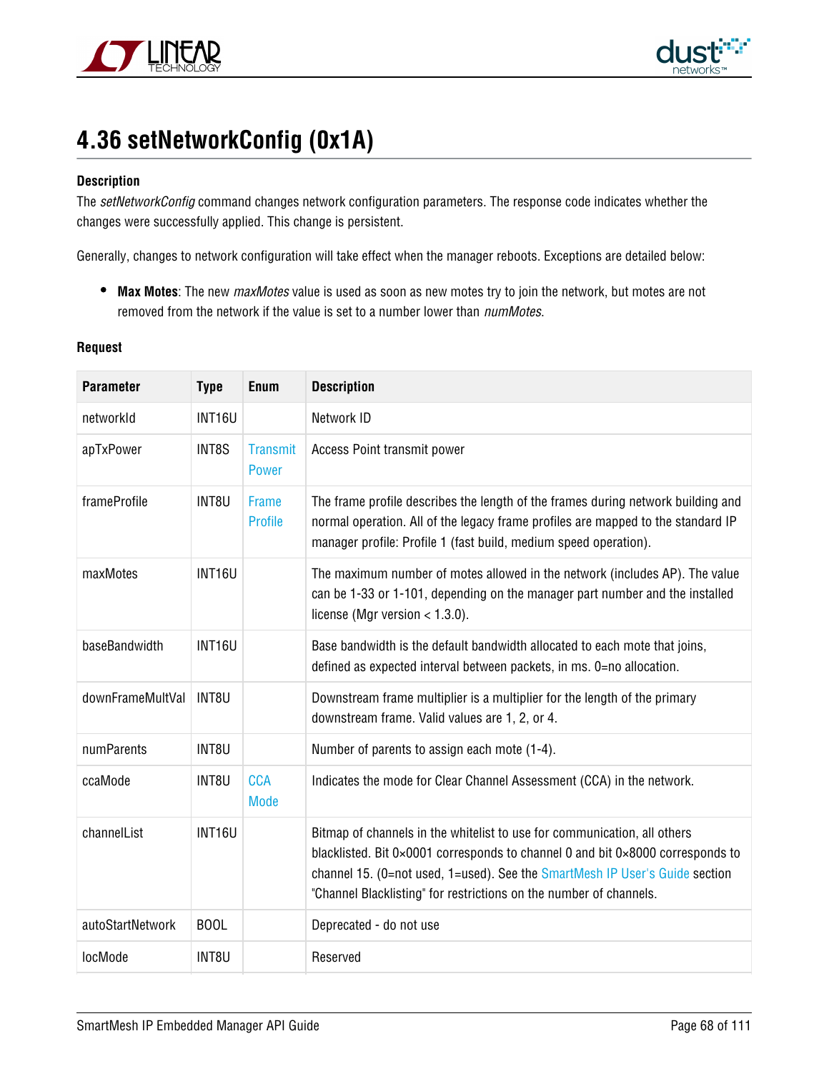# 4.36 setNetworkConfig (0x1A)

**Description**

The *setNetworkConfig* command changes network configuration parameters. The response code indicates whether the changes were successfully applied. This change is persistent.

Generally, changes to network configuration will take effect when the manager reboots. Exceptions are detailed below:

- **Max Motes**: The new *maxMotes* value is used as soon as new motes try to join the network, but motes are not removed from the network if the value is set to a number lower than *numMotes*.

**Request**

| Parameter | Type | Enum | Description |
|---|---|---|---|
| networkId | INT16U | | Network ID |
| apTxPower | INT8S | Transmit Power | Access Point transmit power |
| frameProfile | INT8U | Frame Profile | The frame profile describes the length of the frames during network building and normal operation. All of the legacy frame profiles are mapped to the standard IP manager profile: Profile 1 (fast build, medium speed operation). |
| maxMotes | INT16U | | The maximum number of motes allowed in the network (includes AP). The value can be 1-33 or 1-101, depending on the manager part number and the installed license (Mgr version < 1.3.0). |
| baseBandwidth | INT16U | | Base bandwidth is the default bandwidth allocated to each mote that joins, defined as expected interval between packets, in ms. 0=no allocation. |
| downFrameMultVal | INT8U | | Downstream frame multiplier is a multiplier for the length of the primary downstream frame. Valid values are 1, 2, or 4. |
| numParents | INT8U | | Number of parents to assign each mote (1-4). |
| ccaMode | INT8U | CCA Mode | Indicates the mode for Clear Channel Assessment (CCA) in the network. |
| channelList | INT16U | | Bitmap of channels in the whitelist to use for communication, all others blacklisted. Bit 0×0001 corresponds to channel 0 and bit 0×8000 corresponds to channel 15. (0=not used, 1=used). See the SmartMesh IP User's Guide section "Channel Blacklisting" for restrictions on the number of channels. |
| autoStartNetwork | BOOL | | Deprecated - do not use |
| locMode | INT8U | | Reserved |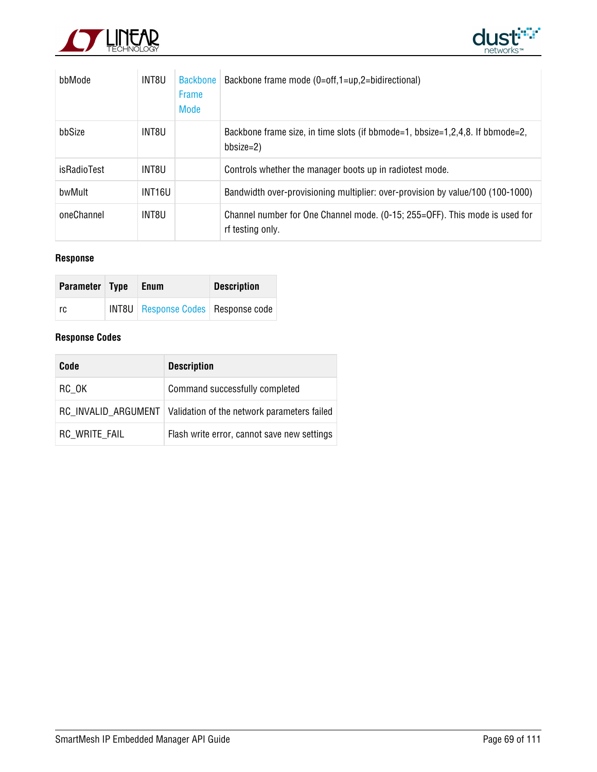| | | | |
|---|---|---|---|
| bbMode | INT8U | Backbone Frame Mode | Backbone frame mode (0=off,1=up,2=bidirectional) |
| bbSize | INT8U | | Backbone frame size, in time slots (if bbmode=1, bbsize=1,2,4,8. If bbmode=2, bbsize=2) |
| isRadioTest | INT8U | | Controls whether the manager boots up in radiotest mode. |
| bwMult | INT16U | | Bandwidth over-provisioning multiplier: over-provision by value/100 (100-1000) |
| oneChannel | INT8U | | Channel number for One Channel mode. (0-15; 255=OFF). This mode is used for rf testing only. |

**Response**

| Parameter | Type | Enum | Description |
|---|---|---|---|
| rc | INT8U | Response Codes | Response code |

**Response Codes**

| Code | Description |
|---|---|
| RC_OK | Command successfully completed |
| RC_INVALID_ARGUMENT | Validation of the network parameters failed |
| RC_WRITE_FAIL | Flash write error, cannot save new settings |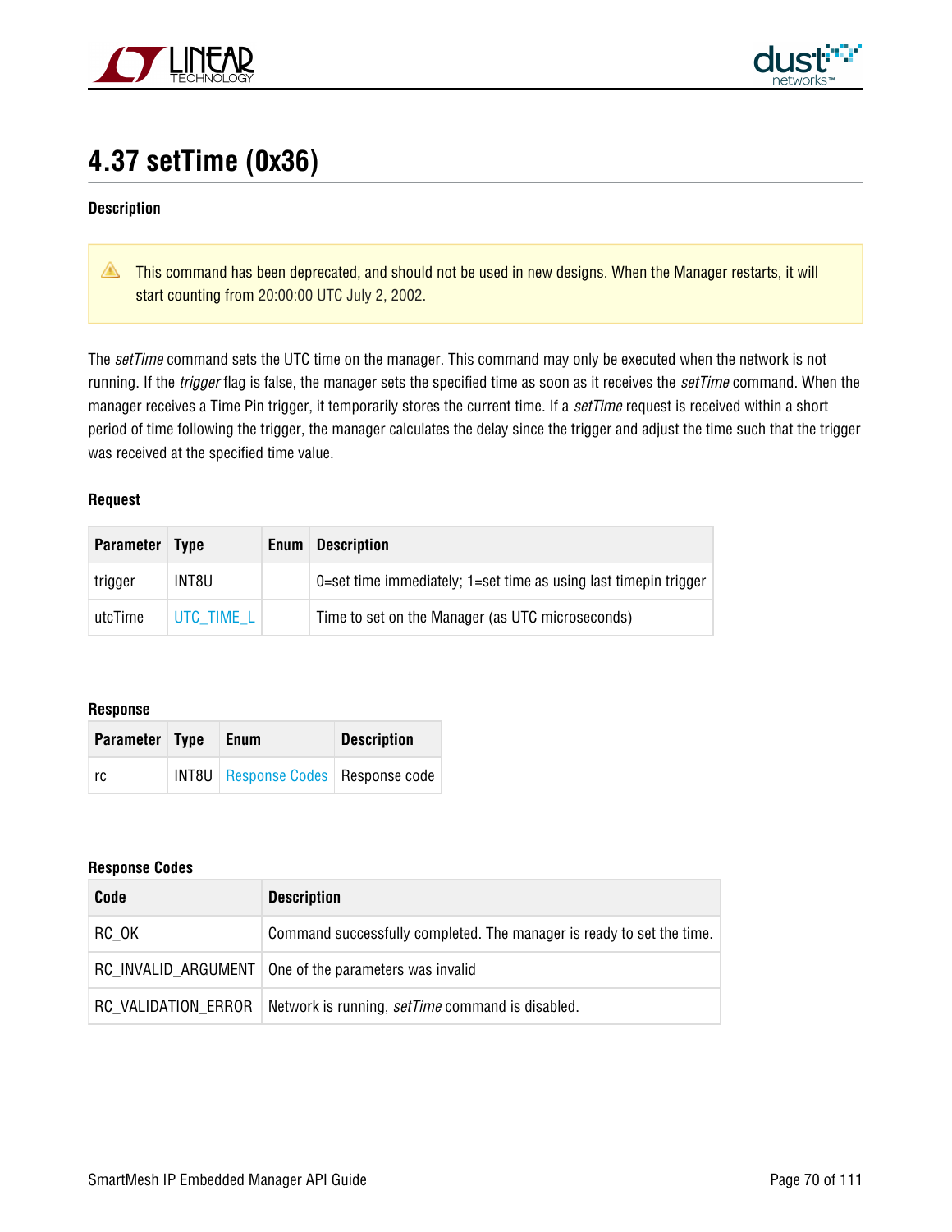## 4.37 setTime (0x36)

**Description**

> ⚠ This command has been deprecated, and should not be used in new designs. When the Manager restarts, it will start counting from 20:00:00 UTC July 2, 2002.

The *setTime* command sets the UTC time on the manager. This command may only be executed when the network is not running. If the *trigger* flag is false, the manager sets the specified time as soon as it receives the *setTime* command. When the manager receives a Time Pin trigger, it temporarily stores the current time. If a *setTime* request is received within a short period of time following the trigger, the manager calculates the delay since the trigger and adjust the time such that the trigger was received at the specified time value.

**Request**

| Parameter | Type | Enum | Description |
|---|---|---|---|
| trigger | INT8U | | 0=set time immediately; 1=set time as using last timepin trigger |
| utcTime | UTC_TIME_L | | Time to set on the Manager (as UTC microseconds) |

**Response**

| Parameter | Type | Enum | Description |
|---|---|---|---|
| rc | INT8U | Response Codes | Response code |

**Response Codes**

| Code | Description |
|---|---|
| RC_OK | Command successfully completed. The manager is ready to set the time. |
| RC_INVALID_ARGUMENT | One of the parameters was invalid |
| RC_VALIDATION_ERROR | Network is running, *setTime* command is disabled. |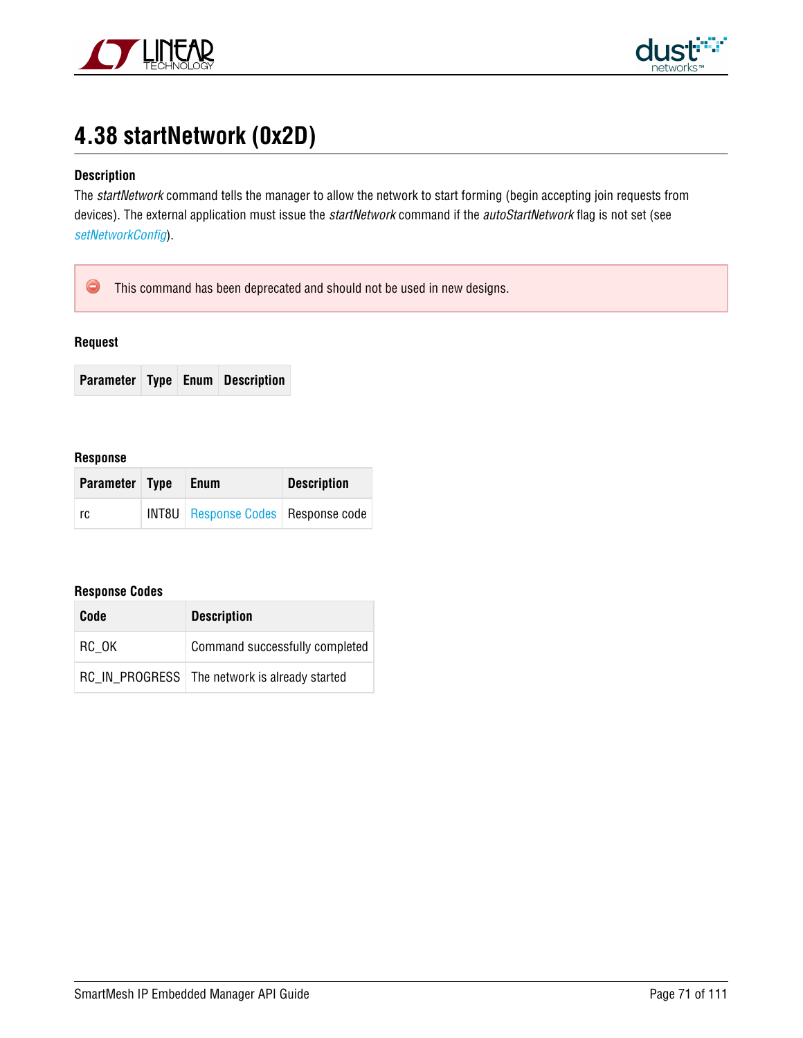## 4.38 startNetwork (0x2D)

**Description**

The *startNetwork* command tells the manager to allow the network to start forming (begin accepting join requests from devices). The external application must issue the *startNetwork* command if the *autoStartNetwork* flag is not set (see *setNetworkConfig*).

> This command has been deprecated and should not be used in new designs.

**Request**

| Parameter | Type | Enum | Description |
|---|---|---|---|

**Response**

| Parameter | Type | Enum | Description |
|---|---|---|---|
| rc | INT8U | Response Codes | Response code |

**Response Codes**

| Code | Description |
|---|---|
| RC_OK | Command successfully completed |
| RC_IN_PROGRESS | The network is already started |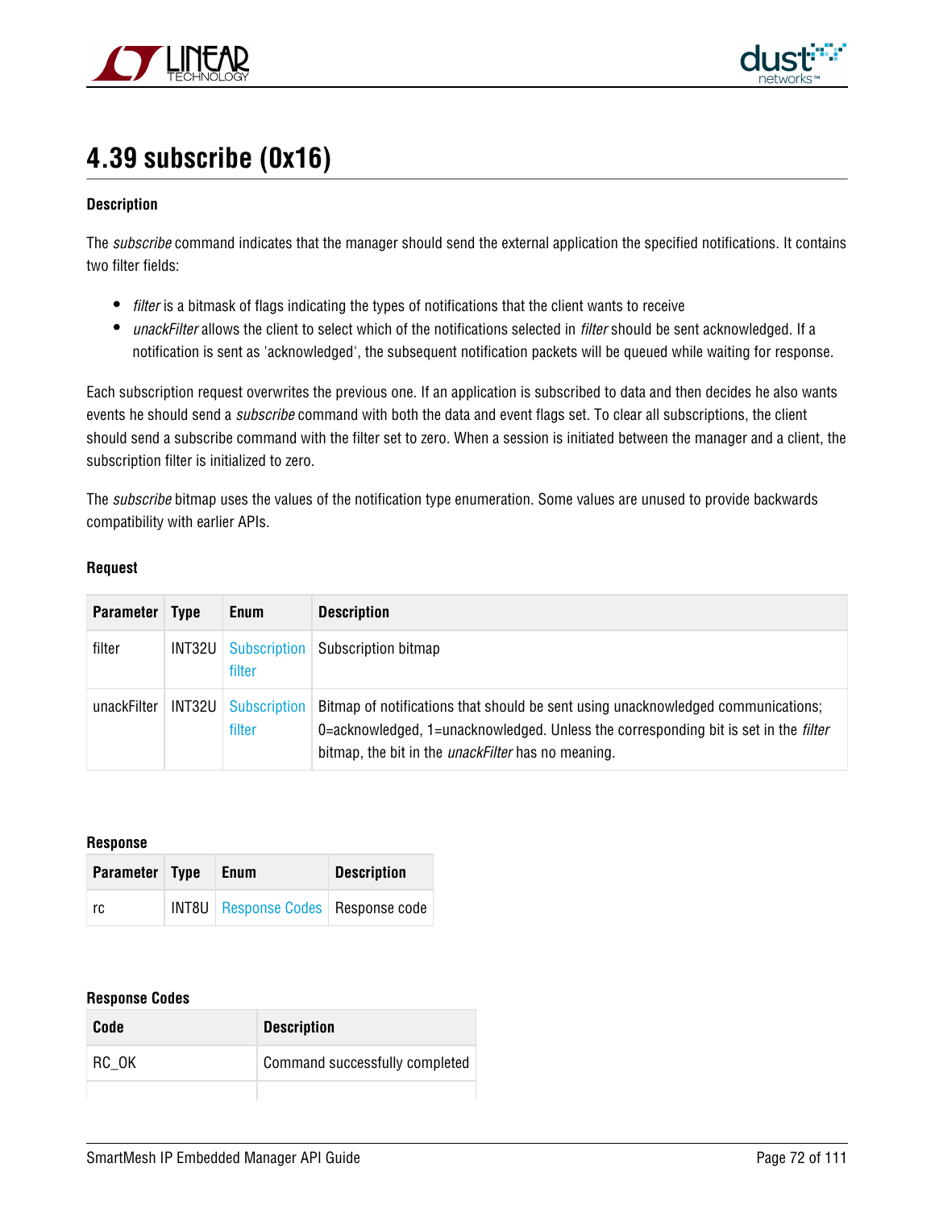## 4.39 subscribe (0x16)

#### Description

The *subscribe* command indicates that the manager should send the external application the specified notifications. It contains two filter fields:

- *filter* is a bitmask of flags indicating the types of notifications that the client wants to receive
- *unackFilter* allows the client to select which of the notifications selected in *filter* should be sent acknowledged. If a notification is sent as 'acknowledged', the subsequent notification packets will be queued while waiting for response.

Each subscription request overwrites the previous one. If an application is subscribed to data and then decides he also wants events he should send a *subscribe* command with both the data and event flags set. To clear all subscriptions, the client should send a subscribe command with the filter set to zero. When a session is initiated between the manager and a client, the subscription filter is initialized to zero.

The *subscribe* bitmap uses the values of the notification type enumeration. Some values are unused to provide backwards compatibility with earlier APIs.

#### Request

| Parameter | Type | Enum | Description |
|---|---|---|---|
| filter | INT32U | Subscription filter | Subscription bitmap |
| unackFilter | INT32U | Subscription filter | Bitmap of notifications that should be sent using unacknowledged communications; 0=acknowledged, 1=unacknowledged. Unless the corresponding bit is set in the *filter* bitmap, the bit in the *unackFilter* has no meaning. |

#### Response

| Parameter | Type | Enum | Description |
|---|---|---|---|
| rc | INT8U | Response Codes | Response code |

#### Response Codes

| Code | Description |
|---|---|
| RC_OK | Command successfully completed |
| | |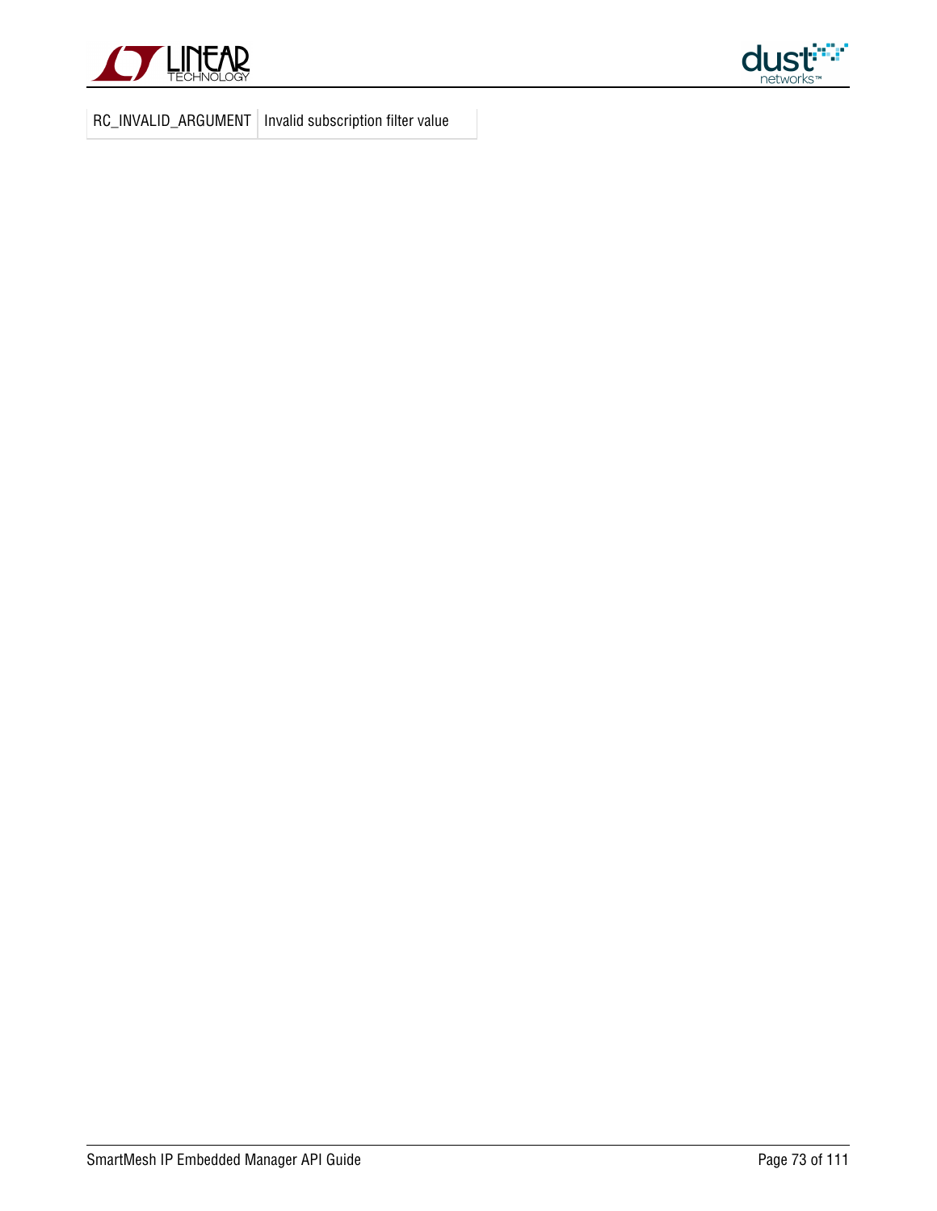| RC_INVALID_ARGUMENT | Invalid subscription filter value |
|---|---|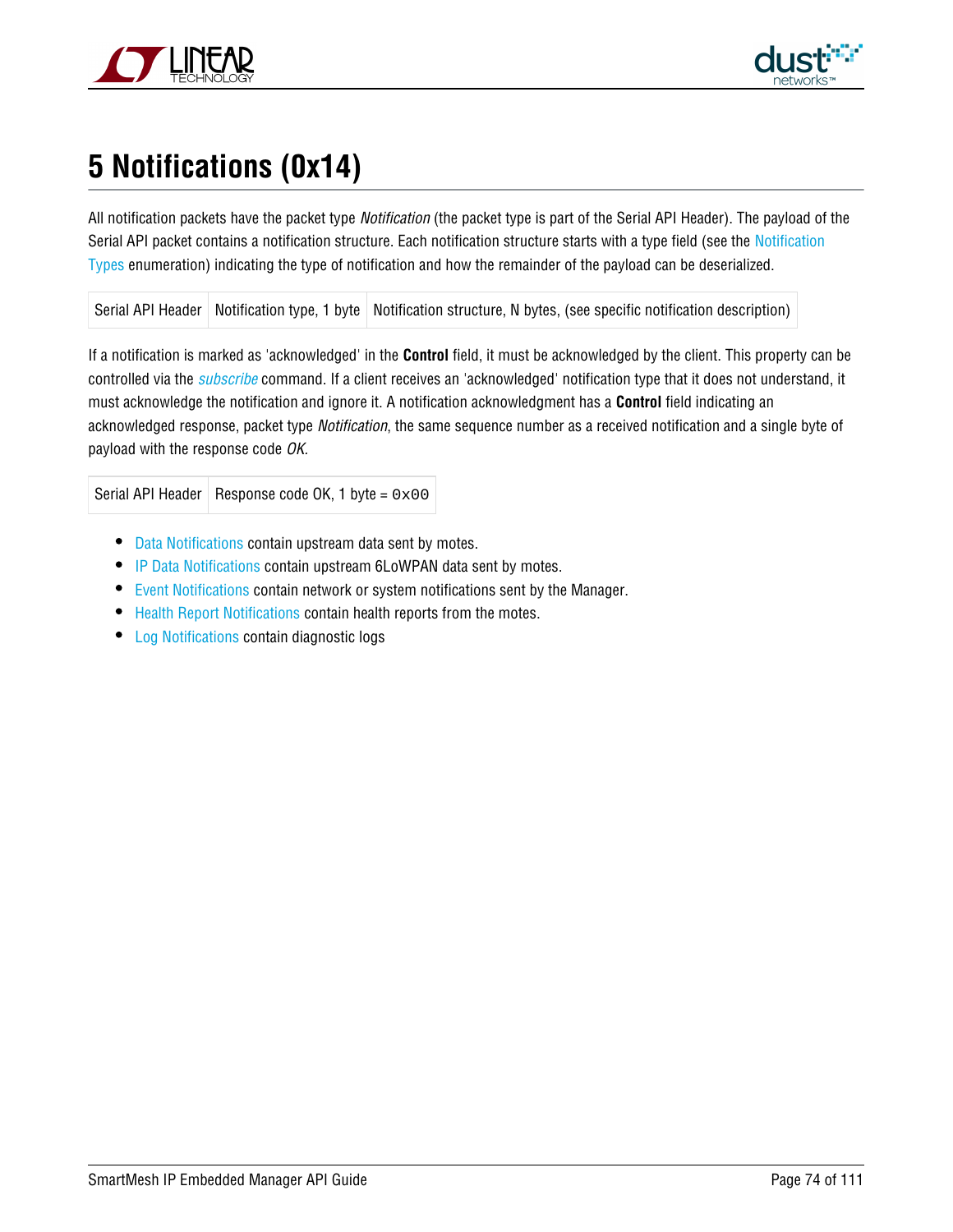# 5 Notifications (0x14)

All notification packets have the packet type *Notification* (the packet type is part of the Serial API Header). The payload of the Serial API packet contains a notification structure. Each notification structure starts with a type field (see the Notification Types enumeration) indicating the type of notification and how the remainder of the payload can be deserialized.

| Serial API Header | Notification type, 1 byte | Notification structure, N bytes, (see specific notification description) |
|---|---|---|

If a notification is marked as 'acknowledged' in the **Control** field, it must be acknowledged by the client. This property can be controlled via the *subscribe* command. If a client receives an 'acknowledged' notification type that it does not understand, it must acknowledge the notification and ignore it. A notification acknowledgment has a **Control** field indicating an acknowledged response, packet type *Notification*, the same sequence number as a received notification and a single byte of payload with the response code *OK*.

| Serial API Header | Response code OK, 1 byte = `0x00` |
|---|---|

- Data Notifications contain upstream data sent by motes.
- IP Data Notifications contain upstream 6LoWPAN data sent by motes.
- Event Notifications contain network or system notifications sent by the Manager.
- Health Report Notifications contain health reports from the motes.
- Log Notifications contain diagnostic logs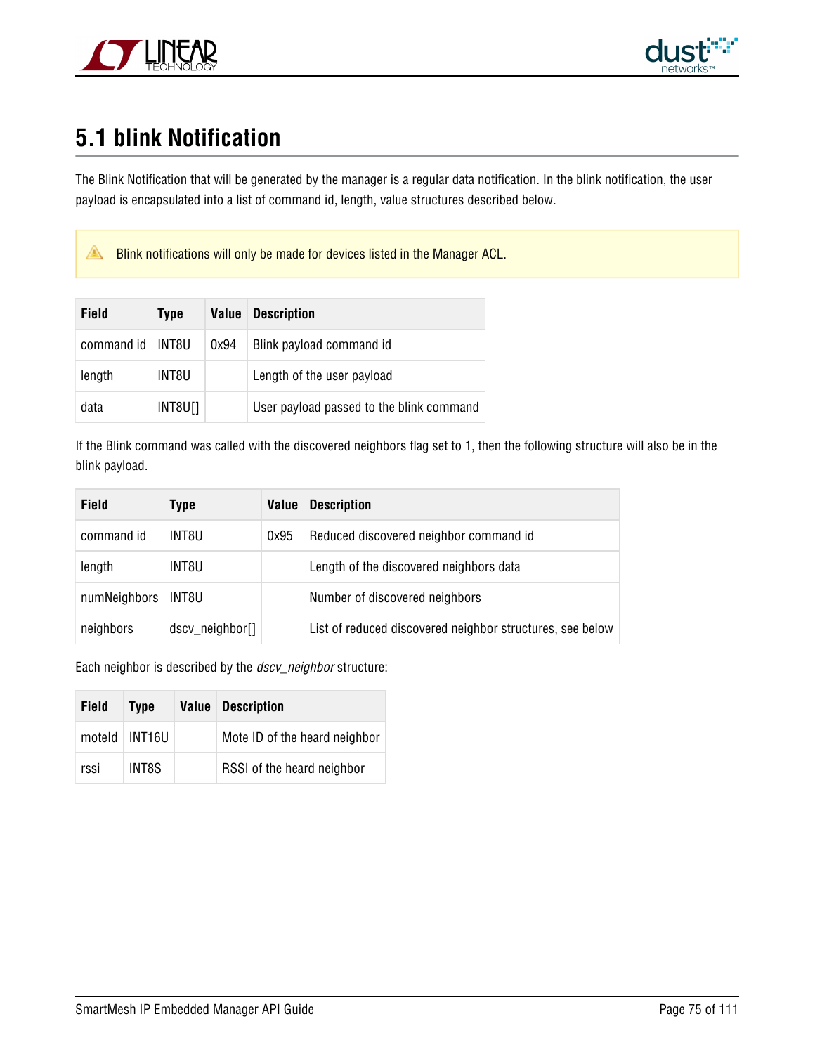## 5.1 blink Notification

The Blink Notification that will be generated by the manager is a regular data notification. In the blink notification, the user payload is encapsulated into a list of command id, length, value structures described below.

> ⚠ Blink notifications will only be made for devices listed in the Manager ACL.

| Field | Type | Value | Description |
|---|---|---|---|
| command id | INT8U | 0x94 | Blink payload command id |
| length | INT8U | | Length of the user payload |
| data | INT8U[] | | User payload passed to the blink command |

If the Blink command was called with the discovered neighbors flag set to 1, then the following structure will also be in the blink payload.

| Field | Type | Value | Description |
|---|---|---|---|
| command id | INT8U | 0x95 | Reduced discovered neighbor command id |
| length | INT8U | | Length of the discovered neighbors data |
| numNeighbors | INT8U | | Number of discovered neighbors |
| neighbors | dscv_neighbor[] | | List of reduced discovered neighbor structures, see below |

Each neighbor is described by the *dscv_neighbor* structure:

| Field | Type | Value | Description |
|---|---|---|---|
| moteId | INT16U | | Mote ID of the heard neighbor |
| rssi | INT8S | | RSSI of the heard neighbor |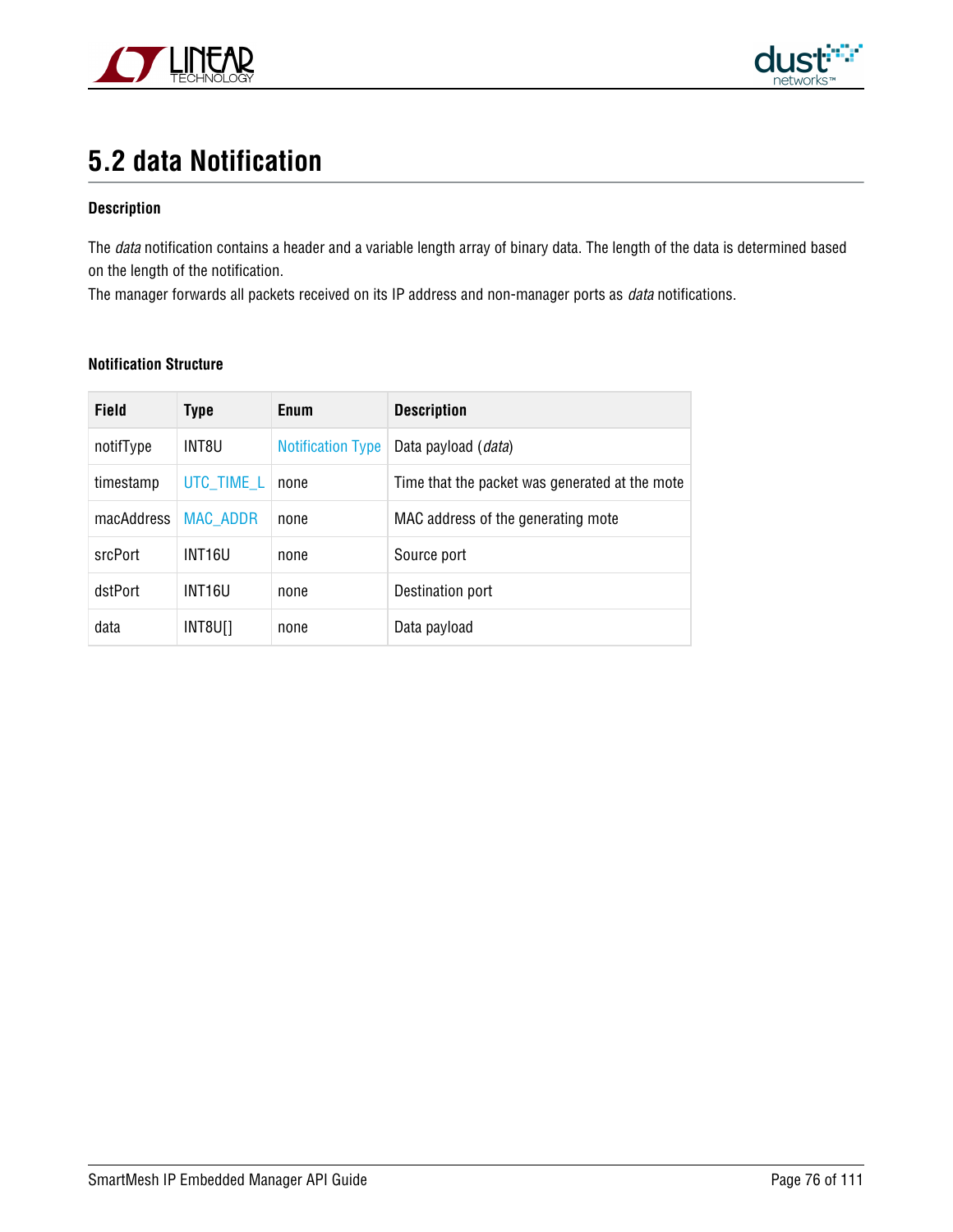## 5.2 data Notification

**Description**

The *data* notification contains a header and a variable length array of binary data. The length of the data is determined based on the length of the notification.
The manager forwards all packets received on its IP address and non-manager ports as *data* notifications.

**Notification Structure**

| Field | Type | Enum | Description |
|---|---|---|---|
| notifType | INT8U | Notification Type | Data payload (*data*) |
| timestamp | UTC_TIME_L | none | Time that the packet was generated at the mote |
| macAddress | MAC_ADDR | none | MAC address of the generating mote |
| srcPort | INT16U | none | Source port |
| dstPort | INT16U | none | Destination port |
| data | INT8U[] | none | Data payload |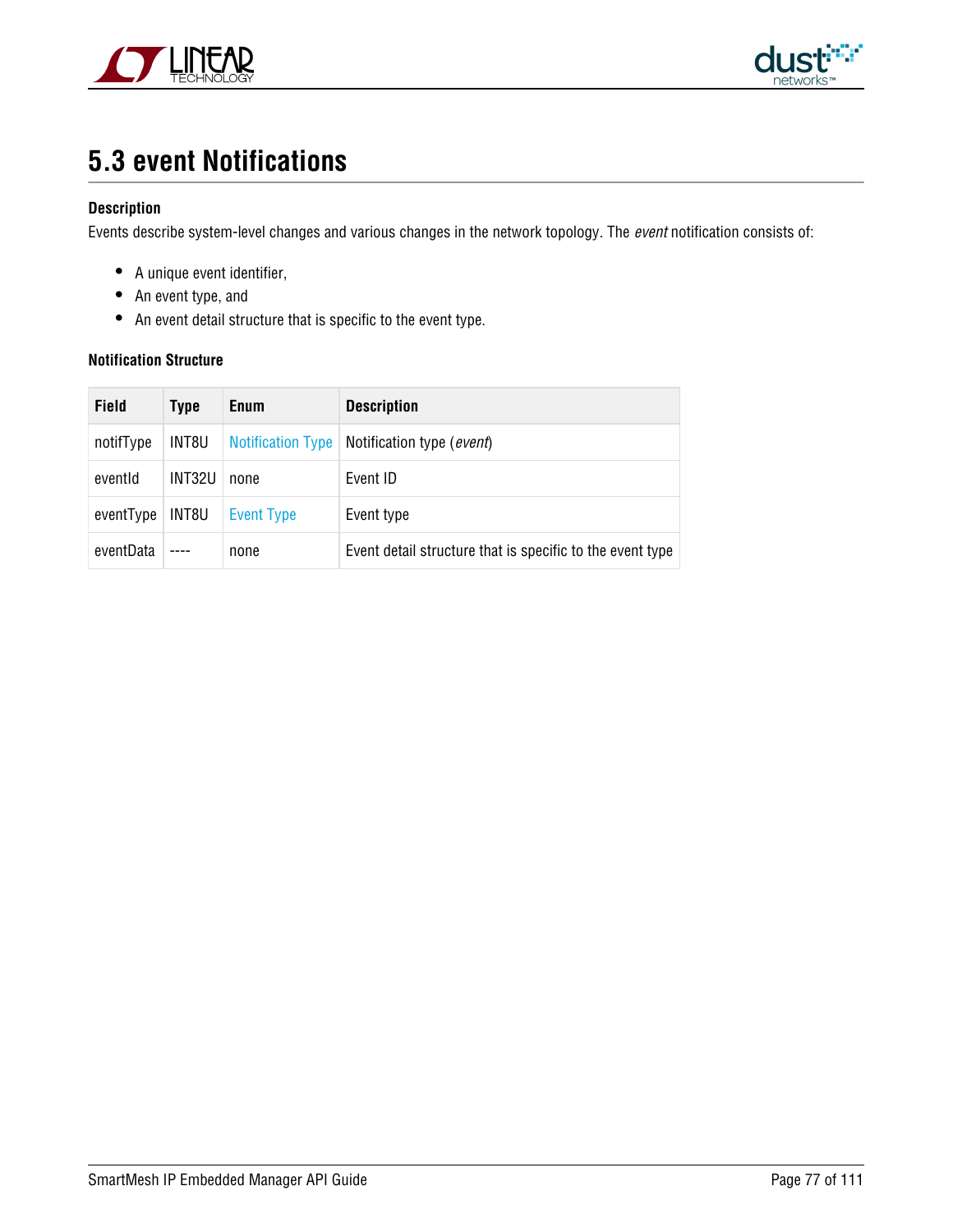## 5.3 event Notifications

**Description**

Events describe system-level changes and various changes in the network topology. The *event* notification consists of:

- A unique event identifier,
- An event type, and
- An event detail structure that is specific to the event type.

**Notification Structure**

| Field | Type | Enum | Description |
|---|---|---|---|
| notifType | INT8U | Notification Type | Notification type (*event*) |
| eventId | INT32U | none | Event ID |
| eventType | INT8U | Event Type | Event type |
| eventData | ---- | none | Event detail structure that is specific to the event type |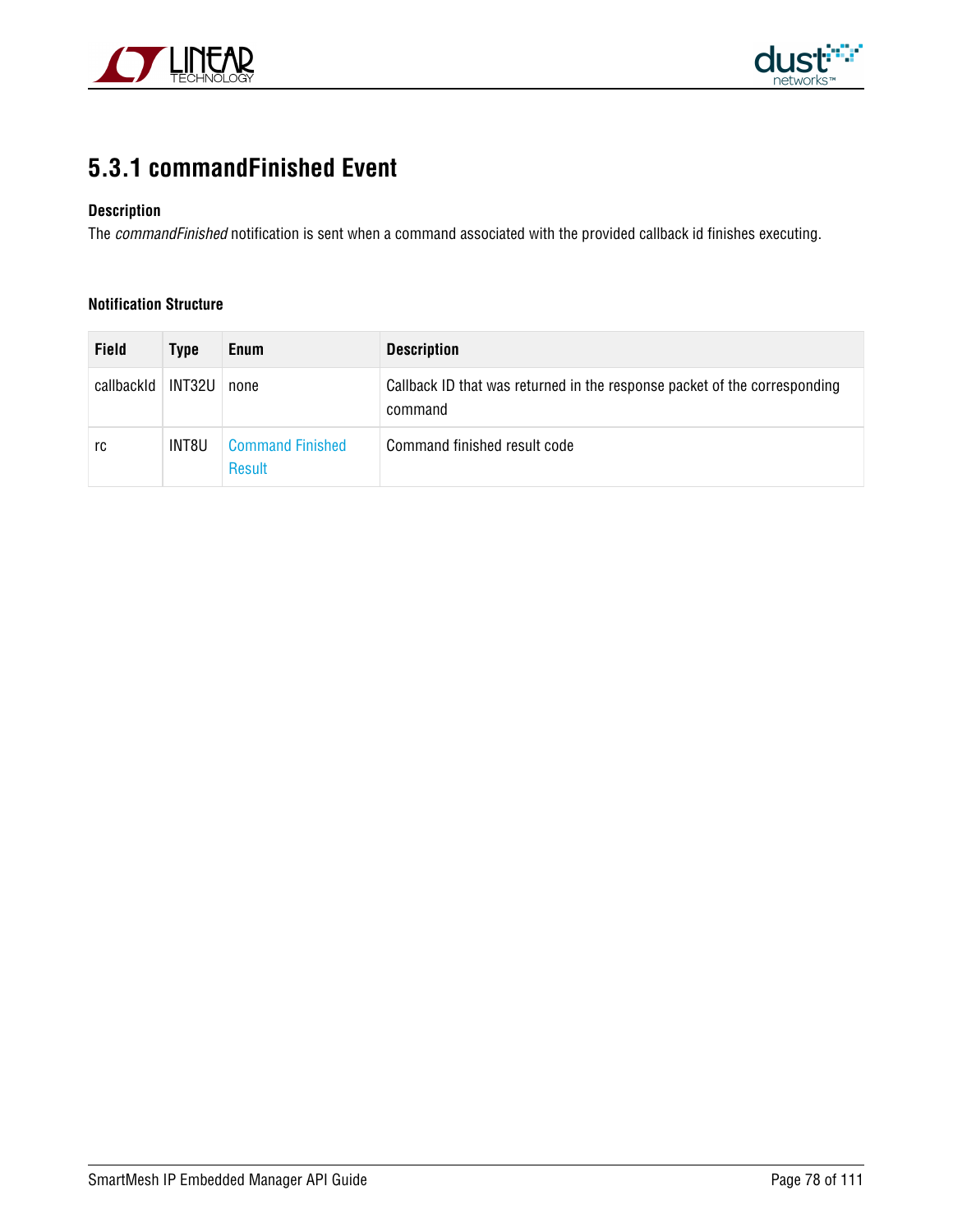## 5.3.1 commandFinished Event

**Description**

The *commandFinished* notification is sent when a command associated with the provided callback id finishes executing.

**Notification Structure**

| Field | Type | Enum | Description |
|---|---|---|---|
| callbackId | INT32U | none | Callback ID that was returned in the response packet of the corresponding command |
| rc | INT8U | Command Finished Result | Command finished result code |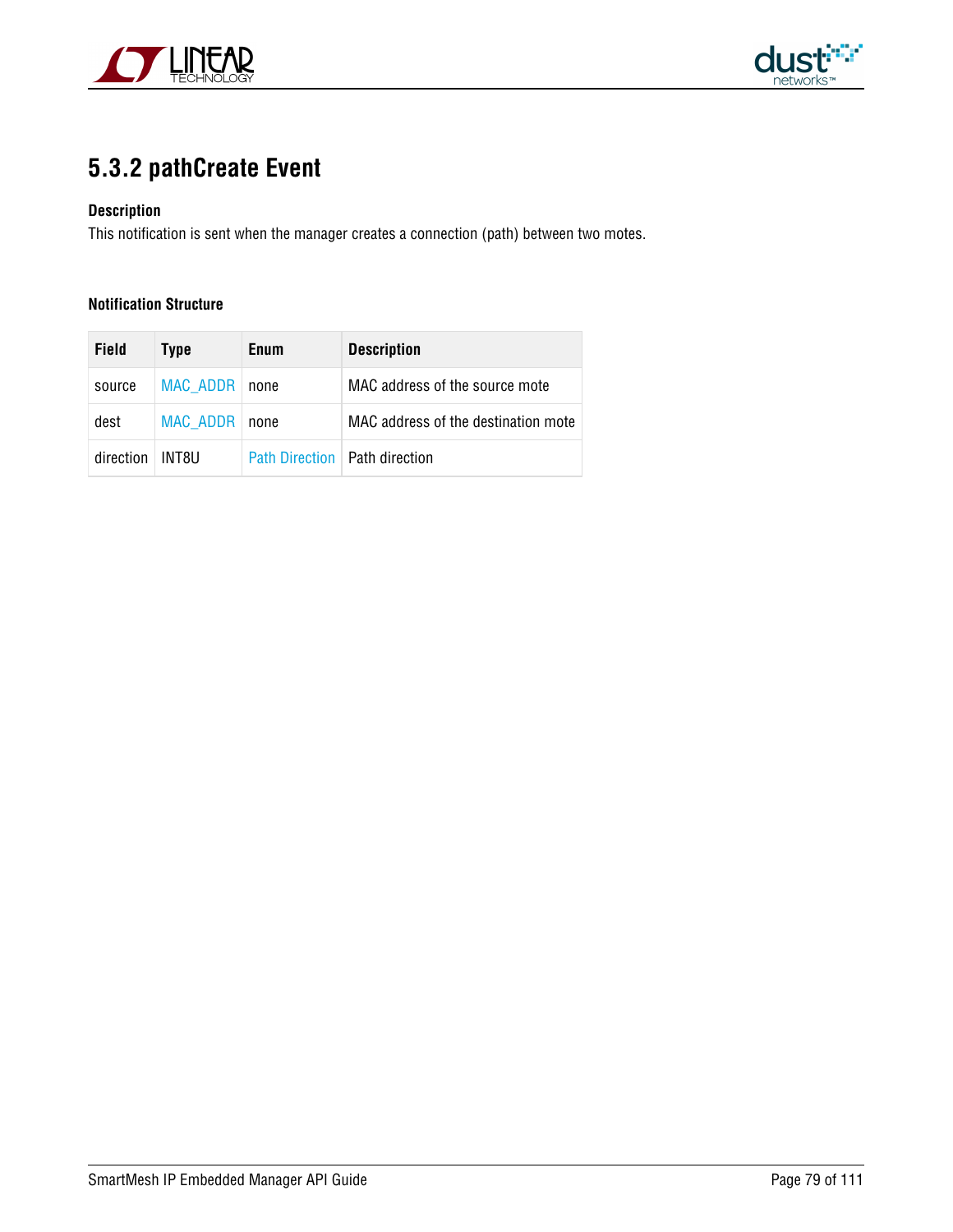## 5.3.2 pathCreate Event

**Description**

This notification is sent when the manager creates a connection (path) between two motes.

**Notification Structure**

| Field | Type | Enum | Description |
|---|---|---|---|
| source | MAC_ADDR | none | MAC address of the source mote |
| dest | MAC_ADDR | none | MAC address of the destination mote |
| direction | INT8U | Path Direction | Path direction |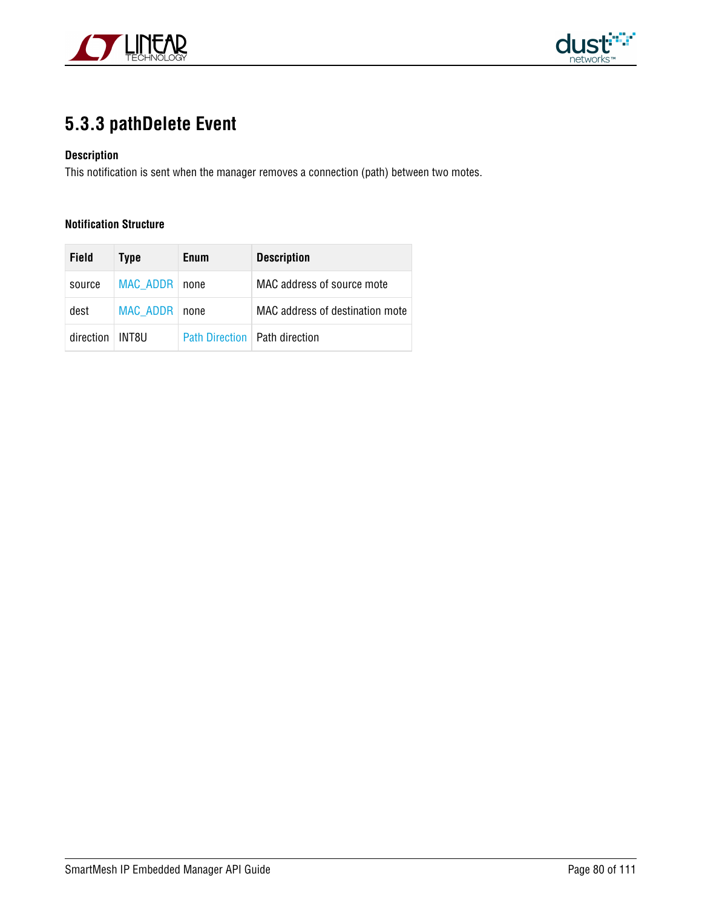## 5.3.3 pathDelete Event

**Description**

This notification is sent when the manager removes a connection (path) between two motes.

**Notification Structure**

| Field | Type | Enum | Description |
|---|---|---|---|
| source | MAC_ADDR | none | MAC address of source mote |
| dest | MAC_ADDR | none | MAC address of destination mote |
| direction | INT8U | Path Direction | Path direction |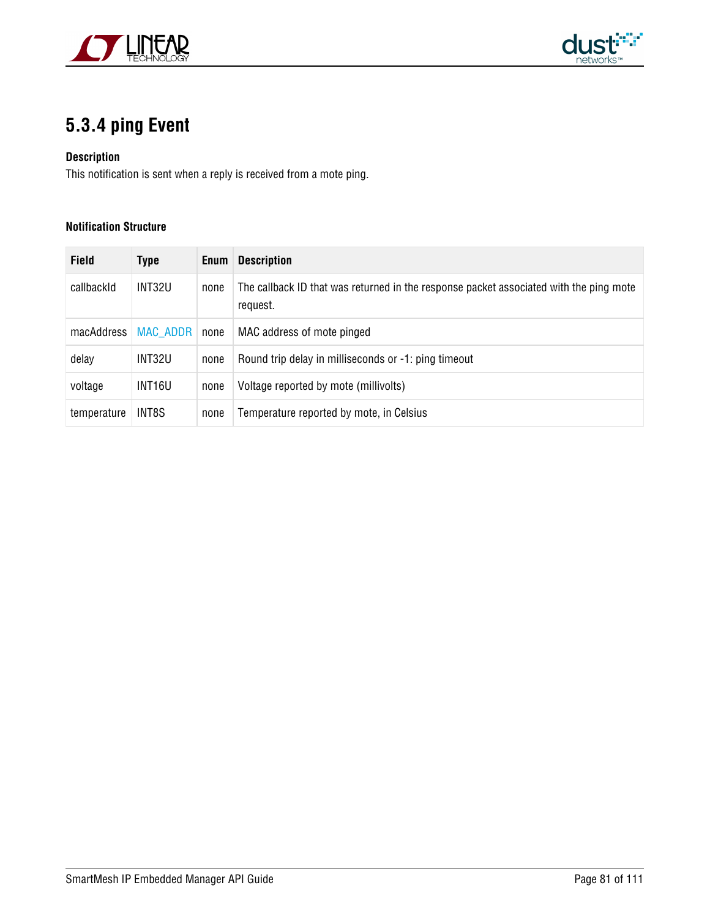## 5.3.4 ping Event

**Description**

This notification is sent when a reply is received from a mote ping.

**Notification Structure**

| Field | Type | Enum | Description |
|---|---|---|---|
| callbackId | INT32U | none | The callback ID that was returned in the response packet associated with the ping mote request. |
| macAddress | MAC_ADDR | none | MAC address of mote pinged |
| delay | INT32U | none | Round trip delay in milliseconds or -1: ping timeout |
| voltage | INT16U | none | Voltage reported by mote (millivolts) |
| temperature | INT8S | none | Temperature reported by mote, in Celsius |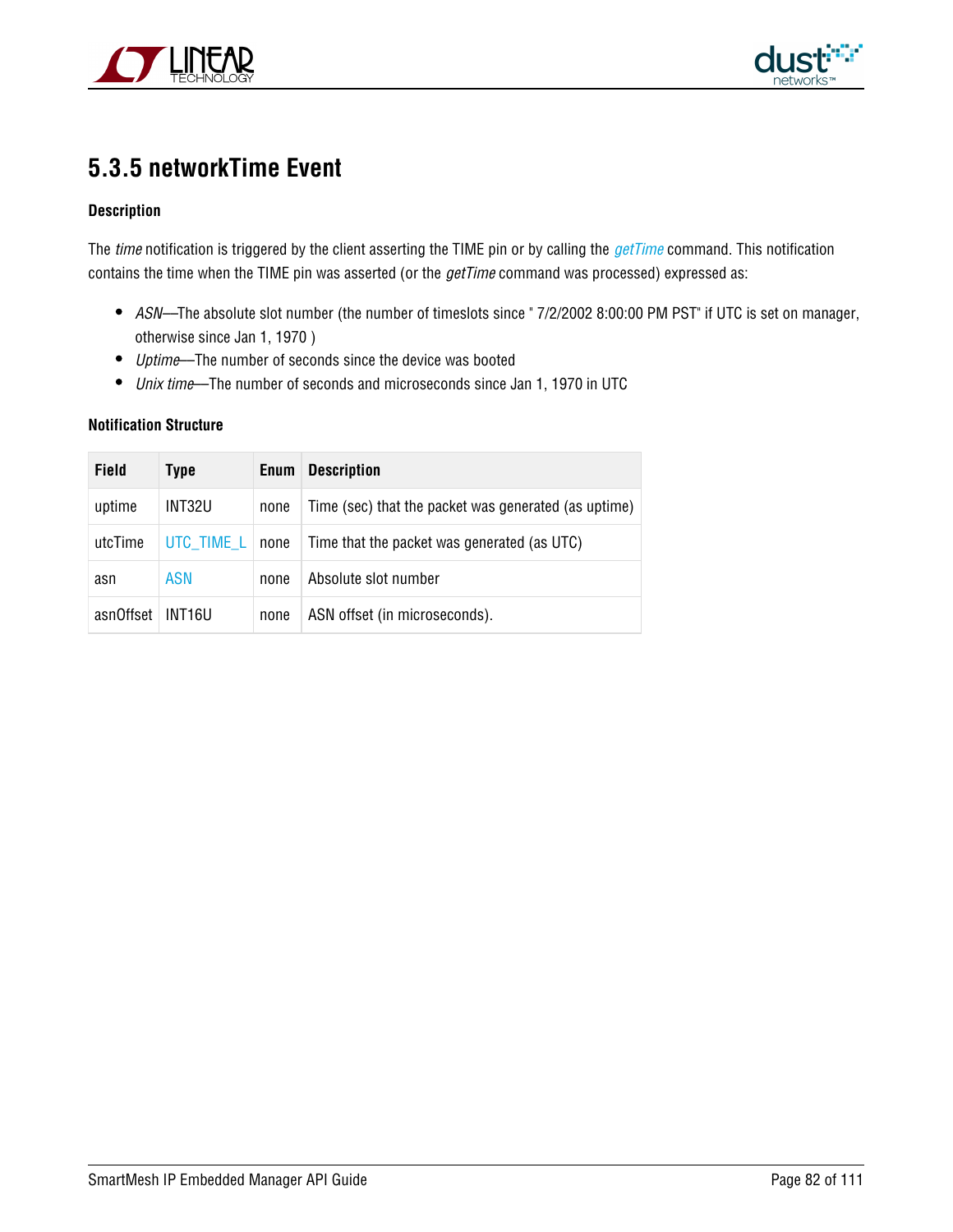## 5.3.5 networkTime Event

#### Description

The *time* notification is triggered by the client asserting the TIME pin or by calling the *getTime* command. This notification contains the time when the TIME pin was asserted (or the *getTime* command was processed) expressed as:

- *ASN*—The absolute slot number (the number of timeslots since " 7/2/2002 8:00:00 PM PST" if UTC is set on manager, otherwise since Jan 1, 1970 )
- *Uptime*—The number of seconds since the device was booted
- *Unix time*—The number of seconds and microseconds since Jan 1, 1970 in UTC

#### Notification Structure

| Field | Type | Enum | Description |
|---|---|---|---|
| uptime | INT32U | none | Time (sec) that the packet was generated (as uptime) |
| utcTime | UTC_TIME_L | none | Time that the packet was generated (as UTC) |
| asn | ASN | none | Absolute slot number |
| asnOffset | INT16U | none | ASN offset (in microseconds). |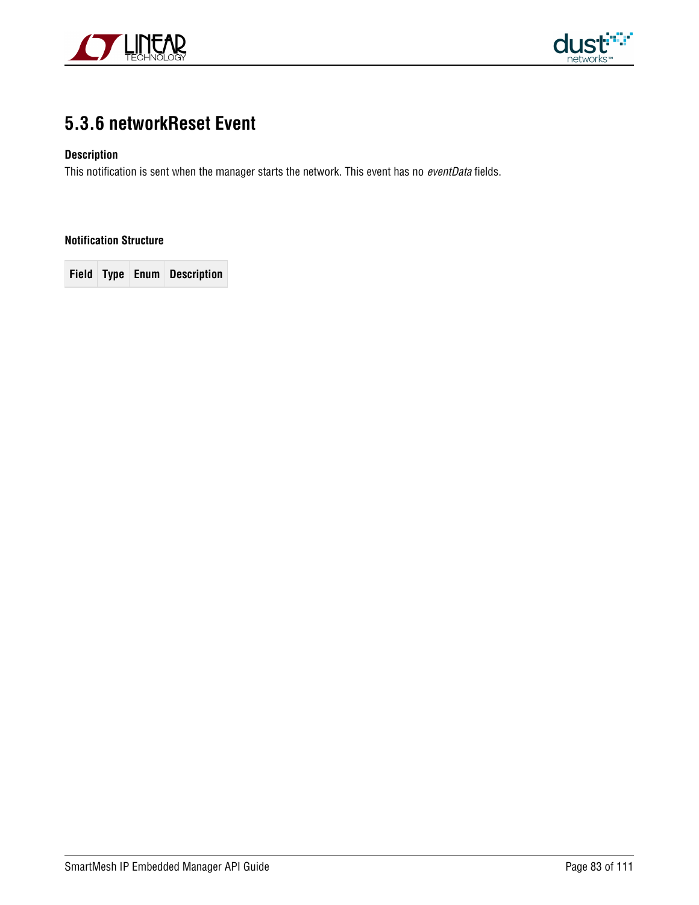## 5.3.6 networkReset Event

**Description**

This notification is sent when the manager starts the network. This event has no *eventData* fields.

**Notification Structure**

| Field | Type | Enum | Description |
|---|---|---|---|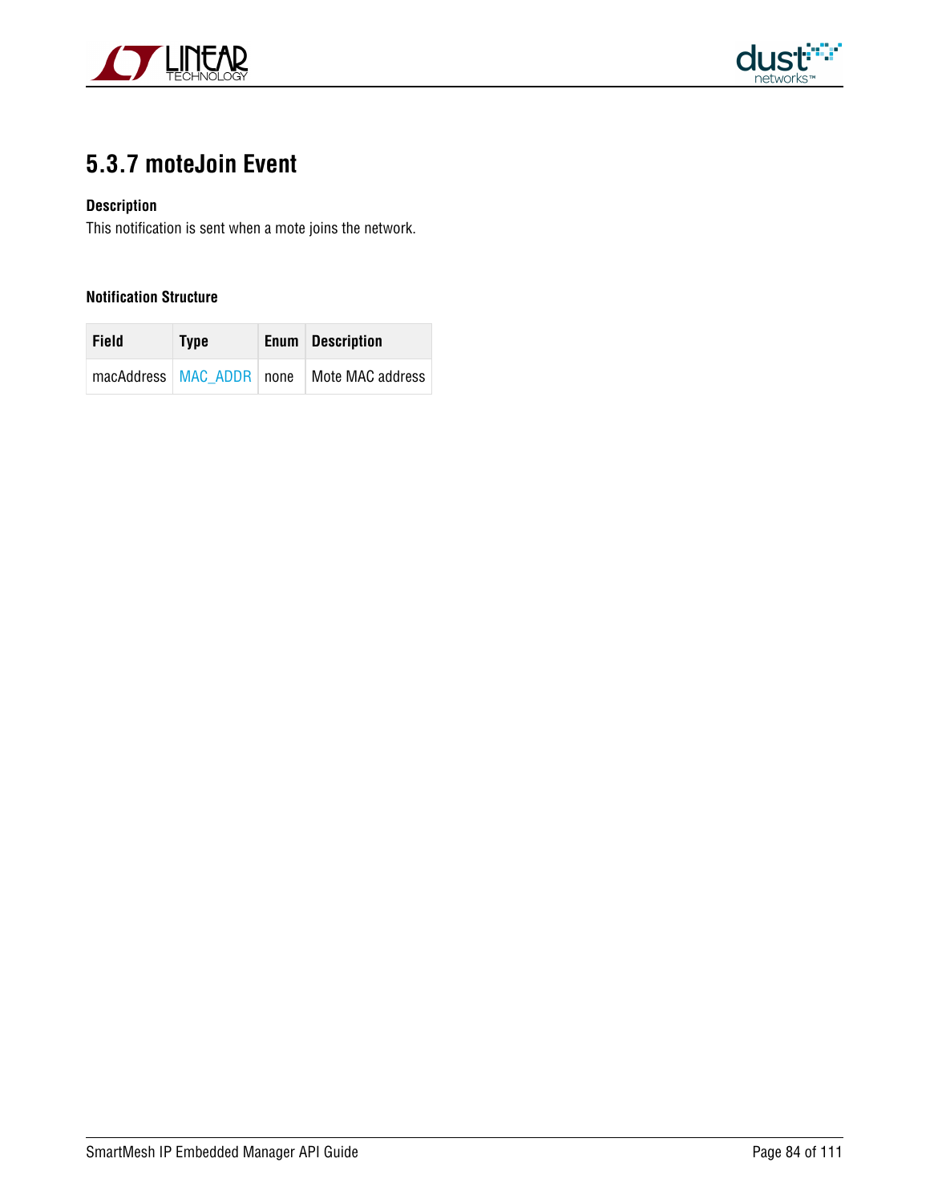## 5.3.7 moteJoin Event

**Description**

This notification is sent when a mote joins the network.

**Notification Structure**

| Field | Type | Enum | Description |
|---|---|---|---|
| macAddress | MAC_ADDR | none | Mote MAC address |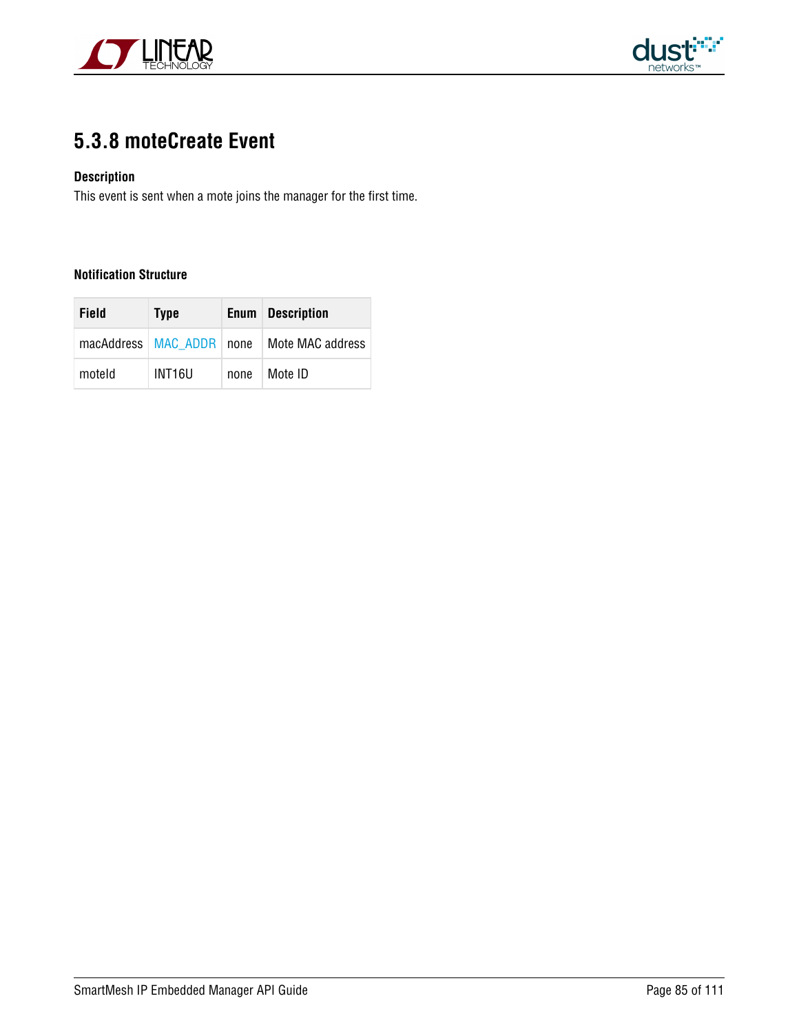## 5.3.8 moteCreate Event

**Description**

This event is sent when a mote joins the manager for the first time.

**Notification Structure**

| Field | Type | Enum | Description |
|---|---|---|---|
| macAddress | MAC_ADDR | none | Mote MAC address |
| moteId | INT16U | none | Mote ID |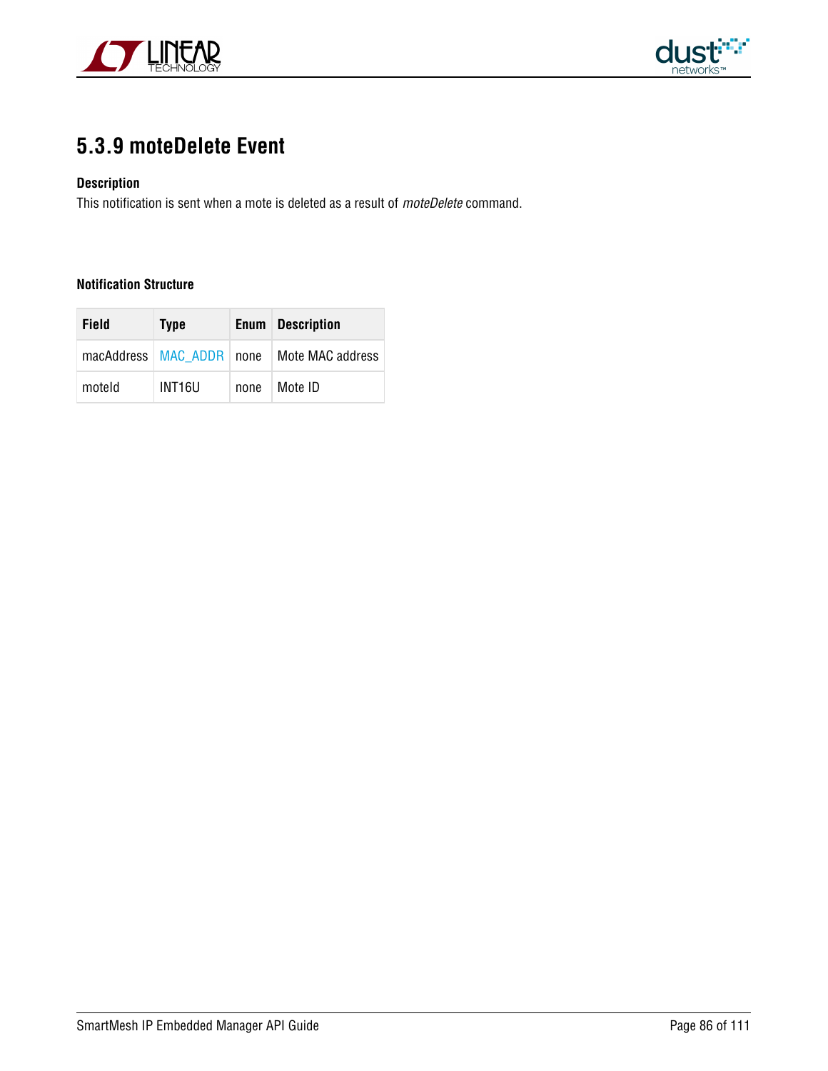## 5.3.9 moteDelete Event

**Description**

This notification is sent when a mote is deleted as a result of *moteDelete* command.

**Notification Structure**

| Field | Type | Enum | Description |
|---|---|---|---|
| macAddress | MAC_ADDR | none | Mote MAC address |
| moteId | INT16U | none | Mote ID |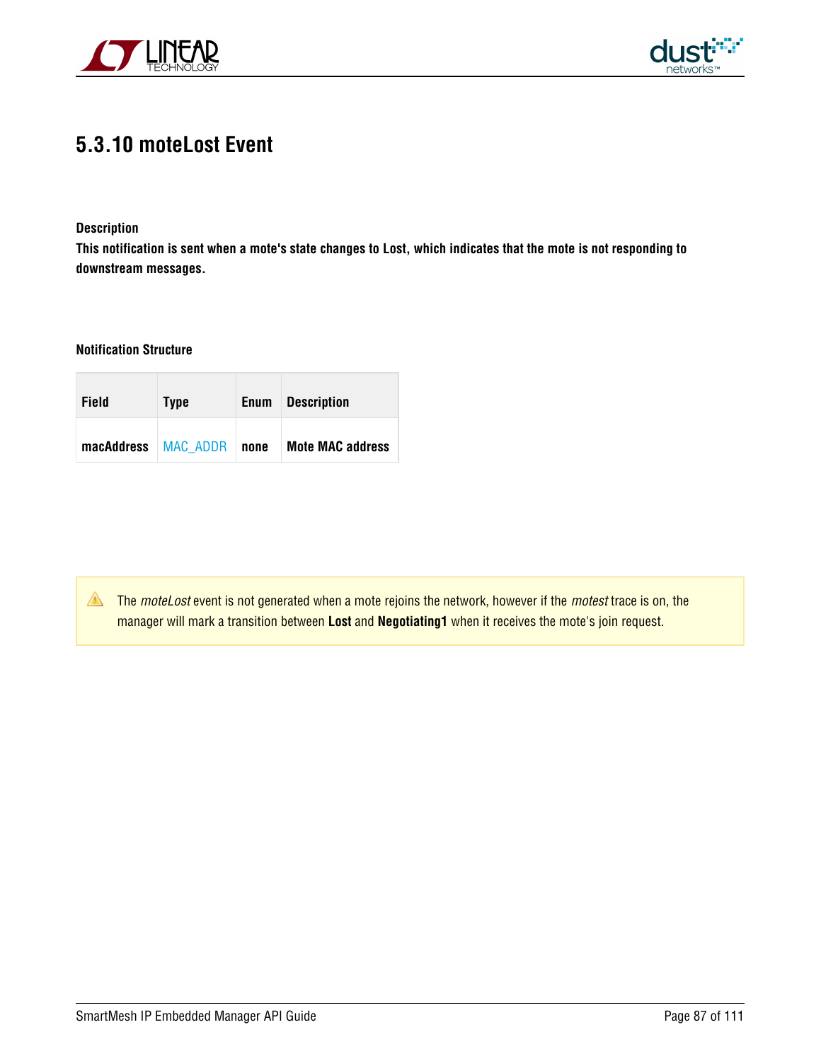## 5.3.10 moteLost Event

**Description**

**This notification is sent when a mote's state changes to Lost, which indicates that the mote is not responding to downstream messages.**

**Notification Structure**

| Field | Type | Enum | Description |
|---|---|---|---|
| **macAddress** | MAC_ADDR | **none** | **Mote MAC address** |

> The *moteLost* event is not generated when a mote rejoins the network, however if the *motest* trace is on, the manager will mark a transition between **Lost** and **Negotiating1** when it receives the mote's join request.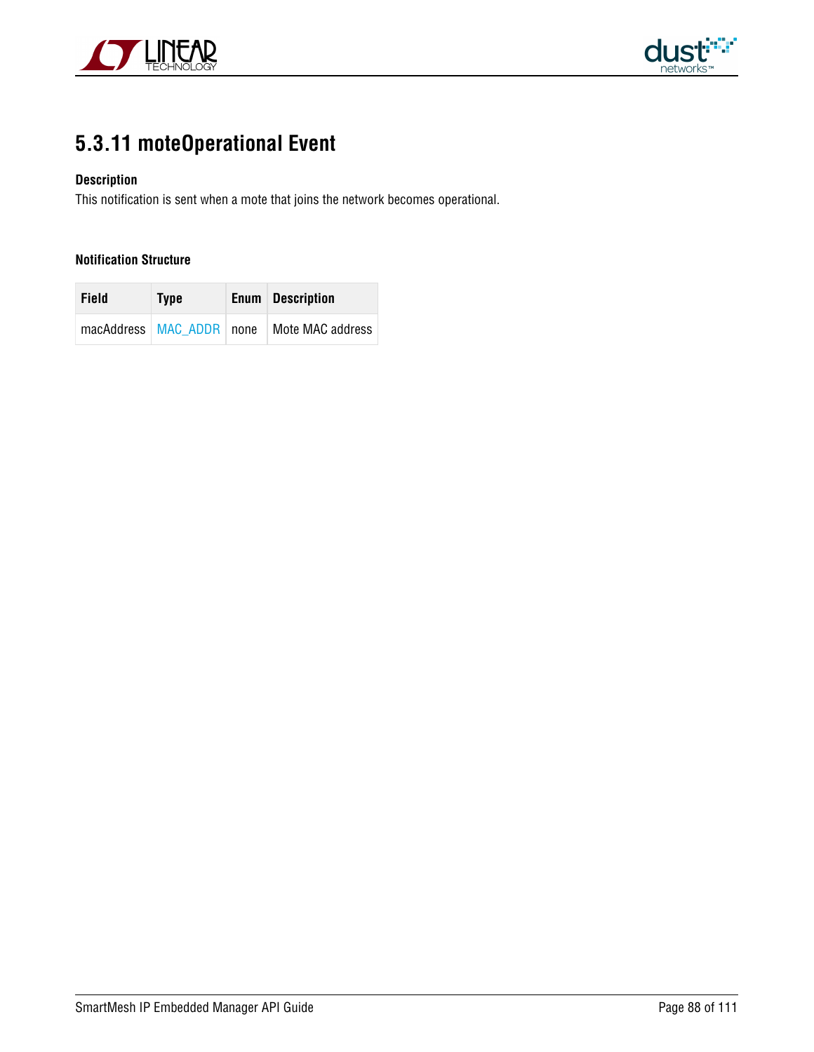## 5.3.11 moteOperational Event

**Description**

This notification is sent when a mote that joins the network becomes operational.

**Notification Structure**

| Field | Type | Enum | Description |
|---|---|---|---|
| macAddress | MAC_ADDR | none | Mote MAC address |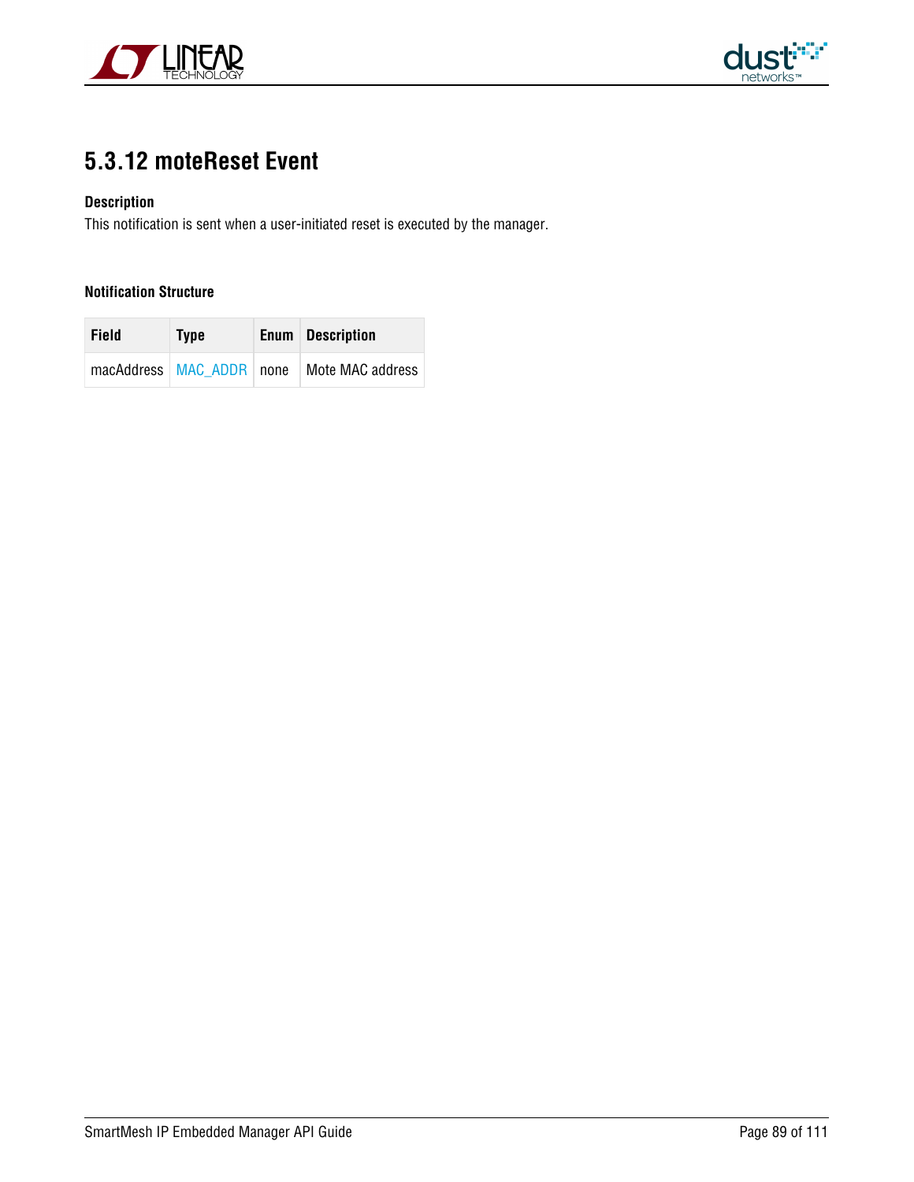## 5.3.12 moteReset Event

**Description**

This notification is sent when a user-initiated reset is executed by the manager.

**Notification Structure**

| Field | Type | Enum | Description |
|---|---|---|---|
| macAddress | MAC_ADDR | none | Mote MAC address |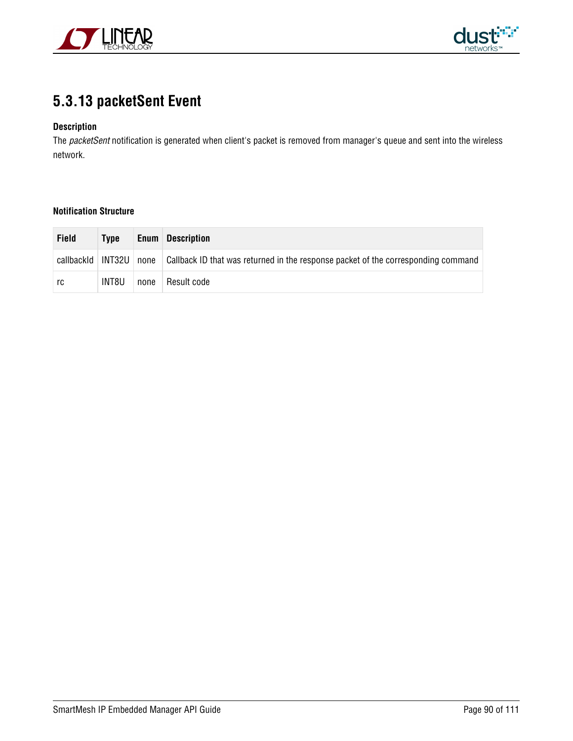## 5.3.13 packetSent Event

**Description**

The *packetSent* notification is generated when client's packet is removed from manager's queue and sent into the wireless network.

**Notification Structure**

| Field | Type | Enum | Description |
|---|---|---|---|
| callbackId | INT32U | none | Callback ID that was returned in the response packet of the corresponding command |
| rc | INT8U | none | Result code |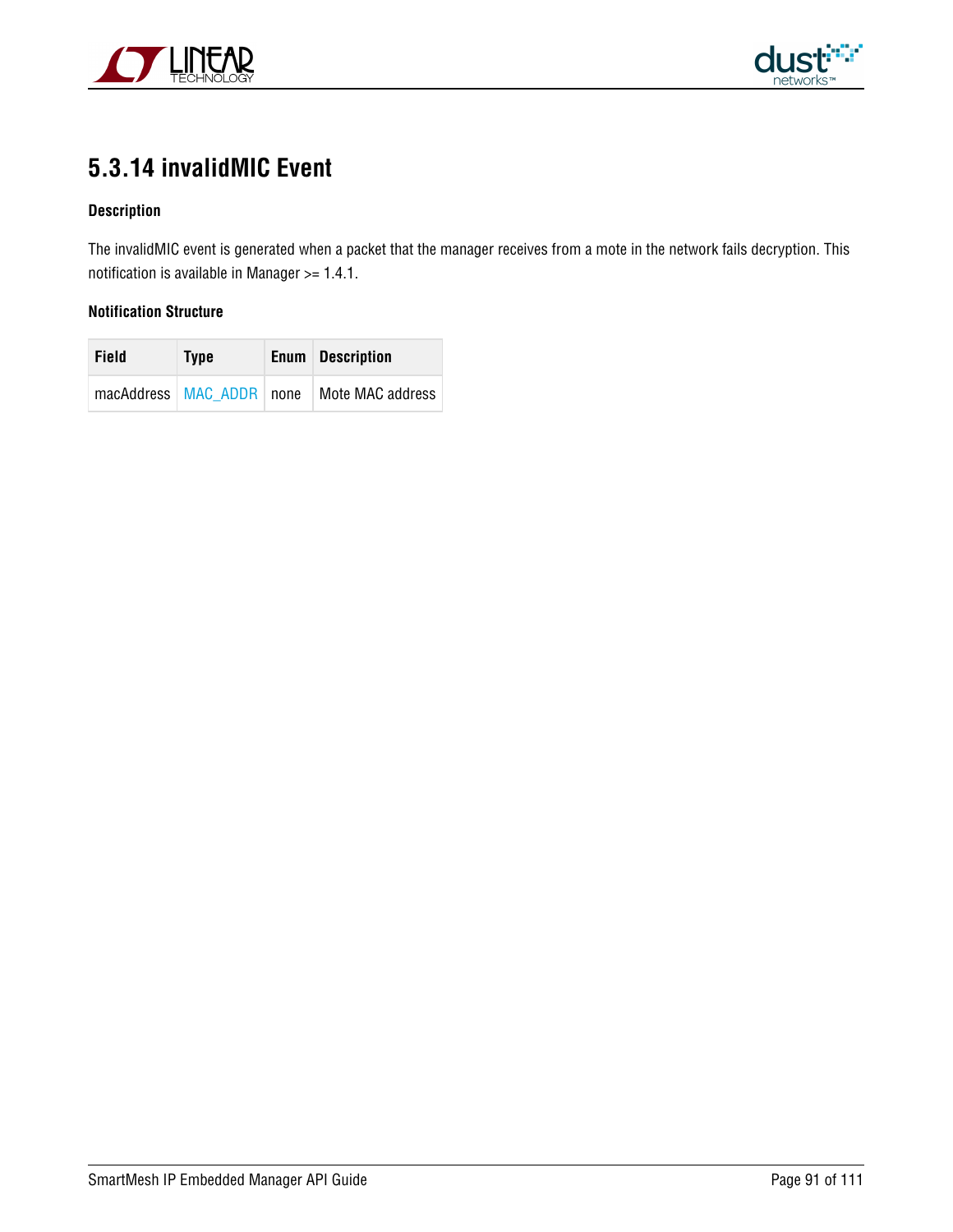## 5.3.14 invalidMIC Event

**Description**

The invalidMIC event is generated when a packet that the manager receives from a mote in the network fails decryption. This notification is available in Manager >= 1.4.1.

**Notification Structure**

| Field | Type | Enum | Description |
|---|---|---|---|
| macAddress | MAC_ADDR | none | Mote MAC address |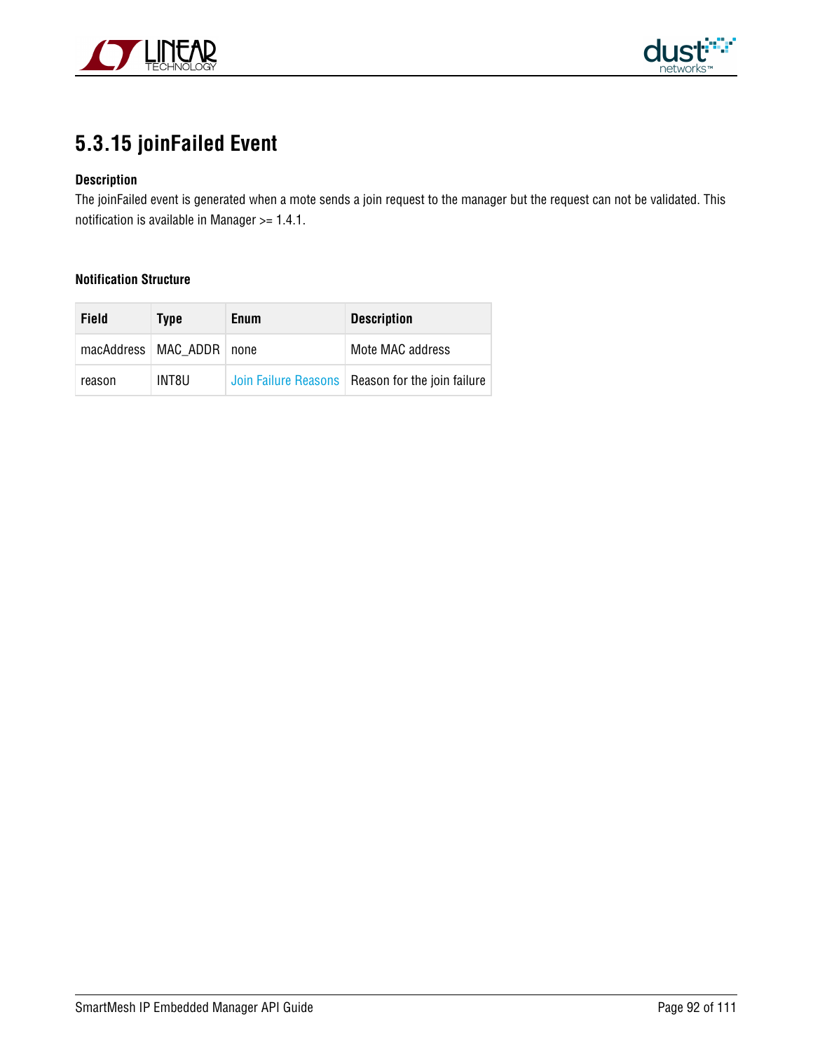### 5.3.15 joinFailed Event

**Description**

The joinFailed event is generated when a mote sends a join request to the manager but the request can not be validated. This notification is available in Manager >= 1.4.1.

**Notification Structure**

| Field | Type | Enum | Description |
|---|---|---|---|
| macAddress | MAC_ADDR | none | Mote MAC address |
| reason | INT8U | Join Failure Reasons | Reason for the join failure |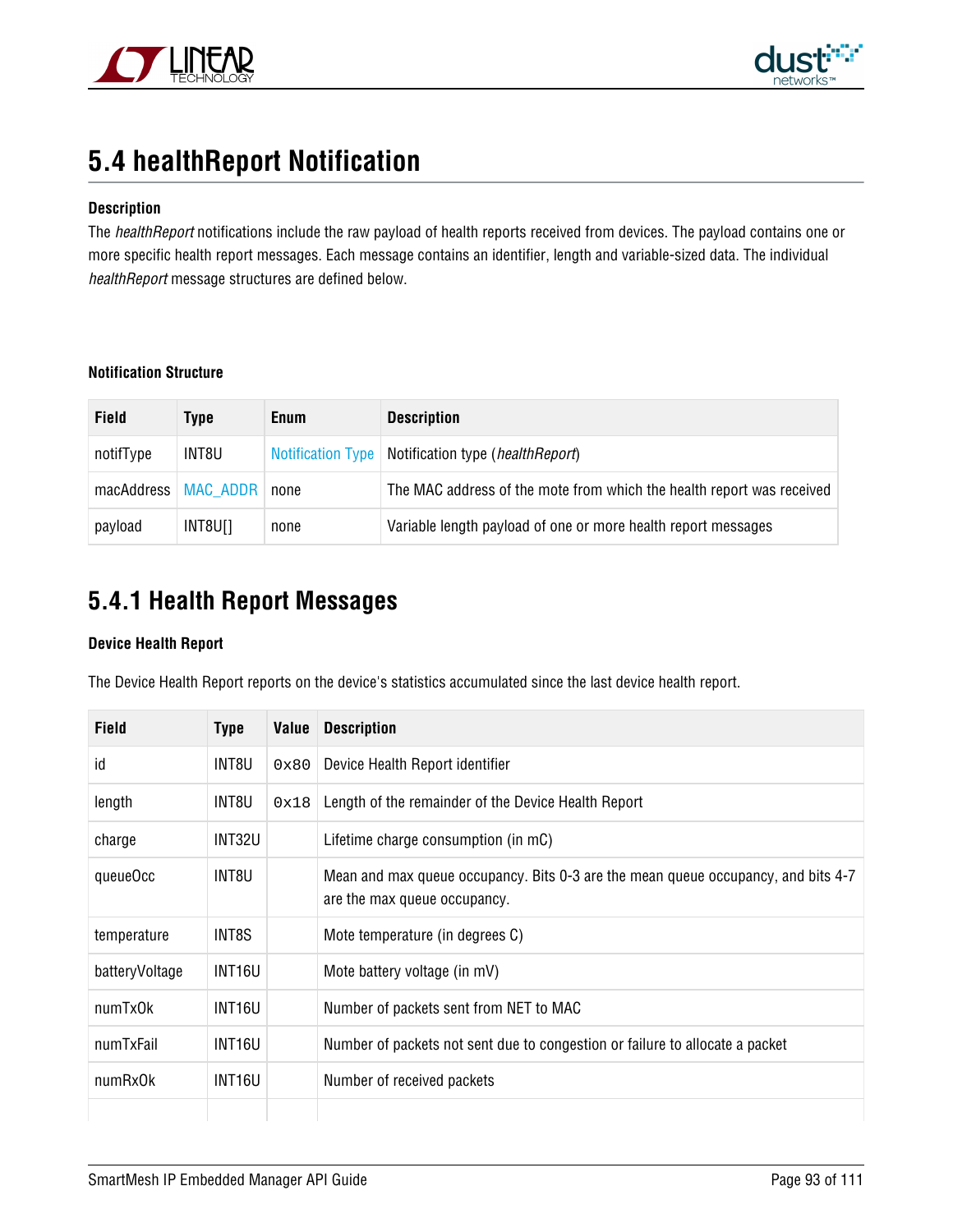## 5.4 healthReport Notification

**Description**

The *healthReport* notifications include the raw payload of health reports received from devices. The payload contains one or more specific health report messages. Each message contains an identifier, length and variable-sized data. The individual *healthReport* message structures are defined below.

**Notification Structure**

| Field | Type | Enum | Description |
|---|---|---|---|
| notifType | INT8U | Notification Type | Notification type (*healthReport*) |
| macAddress | MAC_ADDR | none | The MAC address of the mote from which the health report was received |
| payload | INT8U[] | none | Variable length payload of one or more health report messages |

### 5.4.1 Health Report Messages

**Device Health Report**

The Device Health Report reports on the device's statistics accumulated since the last device health report.

| Field | Type | Value | Description |
|---|---|---|---|
| id | INT8U | 0x80 | Device Health Report identifier |
| length | INT8U | 0x18 | Length of the remainder of the Device Health Report |
| charge | INT32U | | Lifetime charge consumption (in mC) |
| queueOcc | INT8U | | Mean and max queue occupancy. Bits 0-3 are the mean queue occupancy, and bits 4-7 are the max queue occupancy. |
| temperature | INT8S | | Mote temperature (in degrees C) |
| batteryVoltage | INT16U | | Mote battery voltage (in mV) |
| numTxOk | INT16U | | Number of packets sent from NET to MAC |
| numTxFail | INT16U | | Number of packets not sent due to congestion or failure to allocate a packet |
| numRxOk | INT16U | | Number of received packets |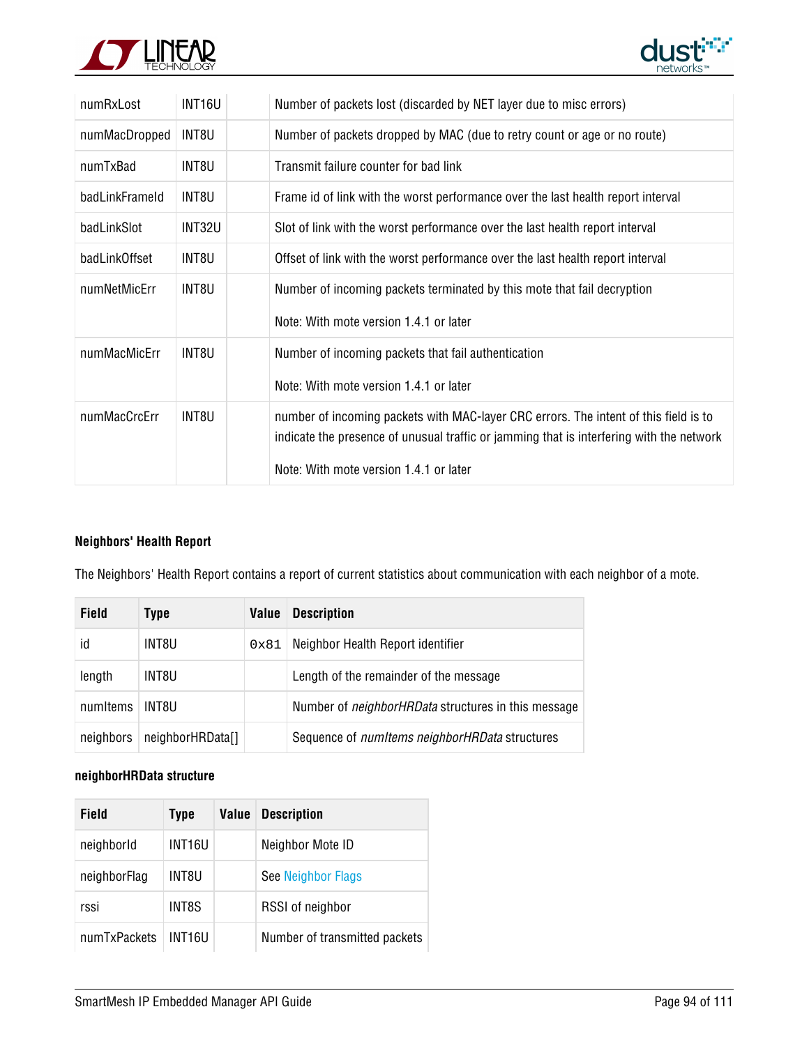| | | | |
|---|---|---|---|
| numRxLost | INT16U | | Number of packets lost (discarded by NET layer due to misc errors) |
| numMacDropped | INT8U | | Number of packets dropped by MAC (due to retry count or age or no route) |
| numTxBad | INT8U | | Transmit failure counter for bad link |
| badLinkFrameId | INT8U | | Frame id of link with the worst performance over the last health report interval |
| badLinkSlot | INT32U | | Slot of link with the worst performance over the last health report interval |
| badLinkOffset | INT8U | | Offset of link with the worst performance over the last health report interval |
| numNetMicErr | INT8U | | Number of incoming packets terminated by this mote that fail decryption<br><br>Note: With mote version 1.4.1 or later |
| numMacMicErr | INT8U | | Number of incoming packets that fail authentication<br><br>Note: With mote version 1.4.1 or later |
| numMacCrcErr | INT8U | | number of incoming packets with MAC-layer CRC errors. The intent of this field is to indicate the presence of unusual traffic or jamming that is interfering with the network<br><br>Note: With mote version 1.4.1 or later |

**Neighbors' Health Report**

The Neighbors' Health Report contains a report of current statistics about communication with each neighbor of a mote.

| Field | Type | Value | Description |
|---|---|---|---|
| id | INT8U | 0x81 | Neighbor Health Report identifier |
| length | INT8U | | Length of the remainder of the message |
| numItems | INT8U | | Number of *neighborHRData* structures in this message |
| neighbors | neighborHRData[] | | Sequence of *numItems neighborHRData* structures |

**neighborHRData structure**

| Field | Type | Value | Description |
|---|---|---|---|
| neighborId | INT16U | | Neighbor Mote ID |
| neighborFlag | INT8U | | See Neighbor Flags |
| rssi | INT8S | | RSSI of neighbor |
| numTxPackets | INT16U | | Number of transmitted packets |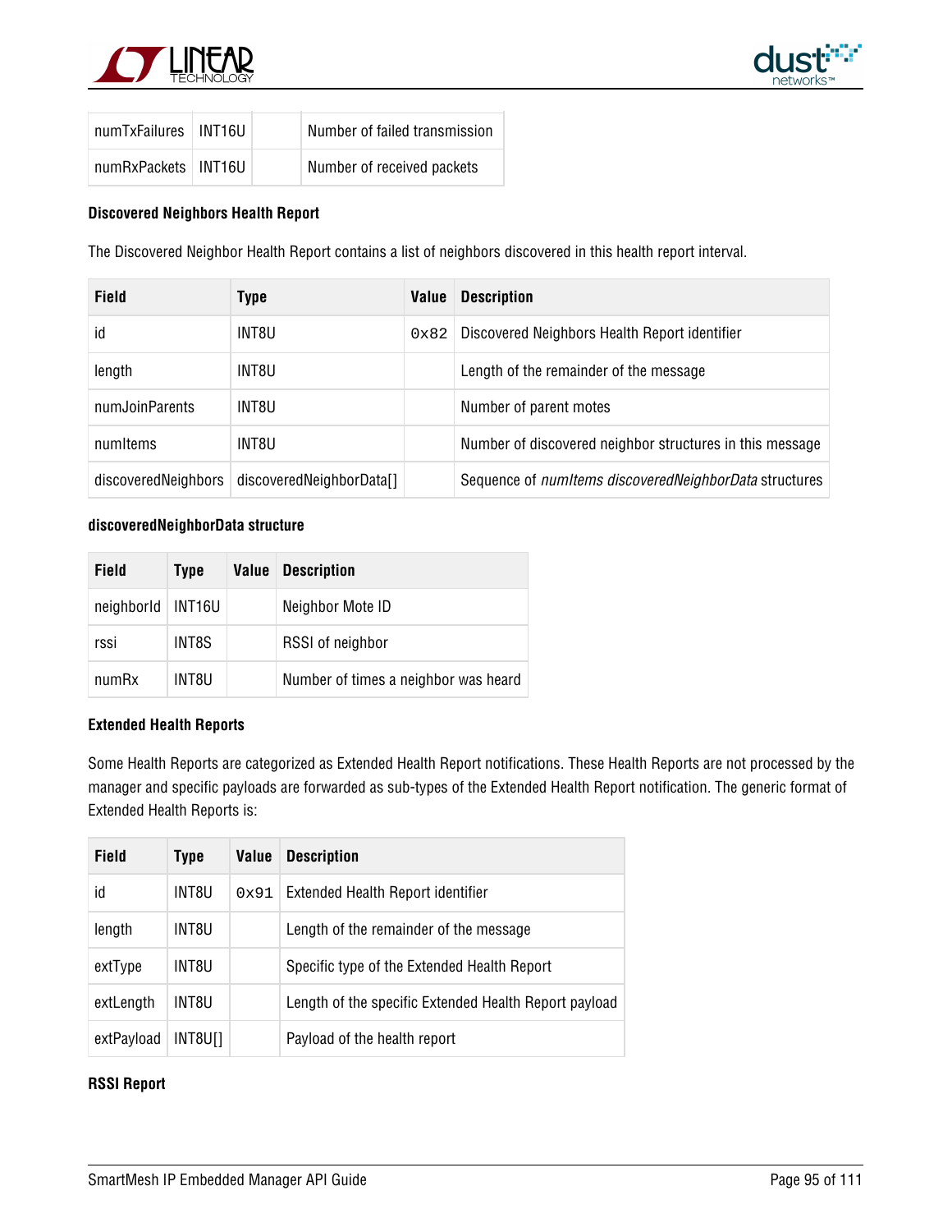| numTxFailures | INT16U | | Number of failed transmission |
|---|---|---|---|
| numRxPackets | INT16U | | Number of received packets |

#### Discovered Neighbors Health Report

The Discovered Neighbor Health Report contains a list of neighbors discovered in this health report interval.

| Field | Type | Value | Description |
|---|---|---|---|
| id | INT8U | 0x82 | Discovered Neighbors Health Report identifier |
| length | INT8U | | Length of the remainder of the message |
| numJoinParents | INT8U | | Number of parent motes |
| numItems | INT8U | | Number of discovered neighbor structures in this message |
| discoveredNeighbors | discoveredNeighborData[] | | Sequence of *numItems discoveredNeighborData* structures |

#### discoveredNeighborData structure

| Field | Type | Value | Description |
|---|---|---|---|
| neighborId | INT16U | | Neighbor Mote ID |
| rssi | INT8S | | RSSI of neighbor |
| numRx | INT8U | | Number of times a neighbor was heard |

#### Extended Health Reports

Some Health Reports are categorized as Extended Health Report notifications. These Health Reports are not processed by the manager and specific payloads are forwarded as sub-types of the Extended Health Report notification. The generic format of Extended Health Reports is:

| Field | Type | Value | Description |
|---|---|---|---|
| id | INT8U | 0x91 | Extended Health Report identifier |
| length | INT8U | | Length of the remainder of the message |
| extType | INT8U | | Specific type of the Extended Health Report |
| extLength | INT8U | | Length of the specific Extended Health Report payload |
| extPayload | INT8U[] | | Payload of the health report |

#### RSSI Report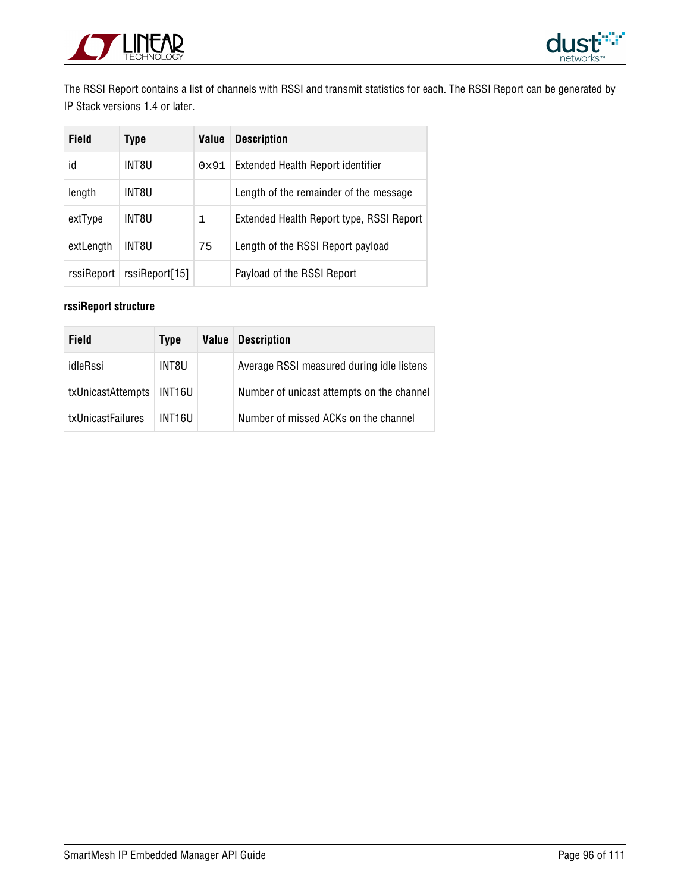The RSSI Report contains a list of channels with RSSI and transmit statistics for each. The RSSI Report can be generated by IP Stack versions 1.4 or later.

| Field | Type | Value | Description |
| --- | --- | --- | --- |
| id | INT8U | 0x91 | Extended Health Report identifier |
| length | INT8U | | Length of the remainder of the message |
| extType | INT8U | 1 | Extended Health Report type, RSSI Report |
| extLength | INT8U | 75 | Length of the RSSI Report payload |
| rssiReport | rssiReport[15] | | Payload of the RSSI Report |

**rssiReport structure**

| Field | Type | Value | Description |
| --- | --- | --- | --- |
| idleRssi | INT8U | | Average RSSI measured during idle listens |
| txUnicastAttempts | INT16U | | Number of unicast attempts on the channel |
| txUnicastFailures | INT16U | | Number of missed ACKs on the channel |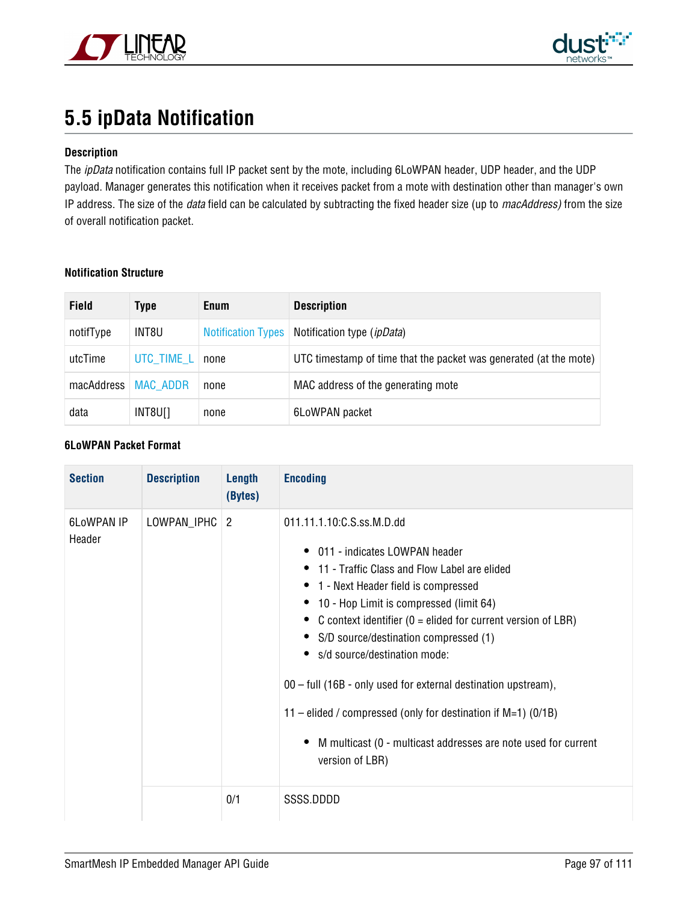## 5.5 ipData Notification

**Description**

The *ipData* notification contains full IP packet sent by the mote, including 6LoWPAN header, UDP header, and the UDP payload. Manager generates this notification when it receives packet from a mote with destination other than manager's own IP address. The size of the *data* field can be calculated by subtracting the fixed header size (up to *macAddress)* from the size of overall notification packet.

**Notification Structure**

| Field | Type | Enum | Description |
|---|---|---|---|
| notifType | INT8U | Notification Types | Notification type (*ipData*) |
| utcTime | UTC_TIME_L | none | UTC timestamp of time that the packet was generated (at the mote) |
| macAddress | MAC_ADDR | none | MAC address of the generating mote |
| data | INT8U[] | none | 6LoWPAN packet |

**6LoWPAN Packet Format**

| Section | Description | Length (Bytes) | Encoding |
|---|---|---|---|
| 6LoWPAN IP Header | LOWPAN_IPHC | 2 | 011.11.1.10:C.S.ss.M.D.dd<br>• 011 - indicates LOWPAN header<br>• 11 - Traffic Class and Flow Label are elided<br>• 1 - Next Header field is compressed<br>• 10 - Hop Limit is compressed (limit 64)<br>• C context identifier (0 = elided for current version of LBR)<br>• S/D source/destination compressed (1)<br>• s/d source/destination mode:<br>00 – full (16B - only used for external destination upstream),<br>11 – elided / compressed (only for destination if M=1) (0/1B)<br>• M multicast (0 - multicast addresses are note used for current version of LBR) |
| | | 0/1 | SSSS.DDDD |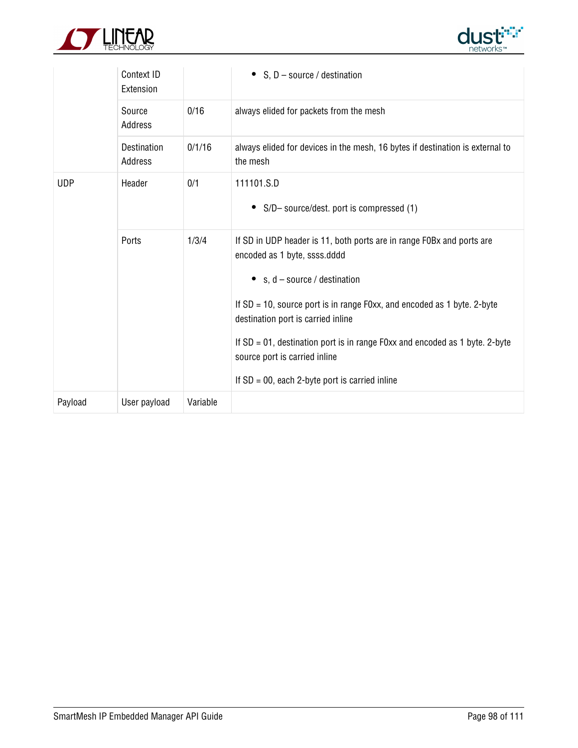| | | | |
|---|---|---|---|
| | Context ID Extension | | • S, D – source / destination |
| | Source Address | 0/16 | always elided for packets from the mesh |
| | Destination Address | 0/1/16 | always elided for devices in the mesh, 16 bytes if destination is external to the mesh |
| UDP | Header | 0/1 | 111101.S.D<br><br>• S/D– source/dest. port is compressed (1) |
| | Ports | 1/3/4 | If SD in UDP header is 11, both ports are in range F0Bx and ports are encoded as 1 byte, ssss.dddd<br><br>• s, d – source / destination<br><br>If SD = 10, source port is in range F0xx, and encoded as 1 byte. 2-byte destination port is carried inline<br><br>If SD = 01, destination port is in range F0xx and encoded as 1 byte. 2-byte source port is carried inline<br><br>If SD = 00, each 2-byte port is carried inline |
| Payload | User payload | Variable | |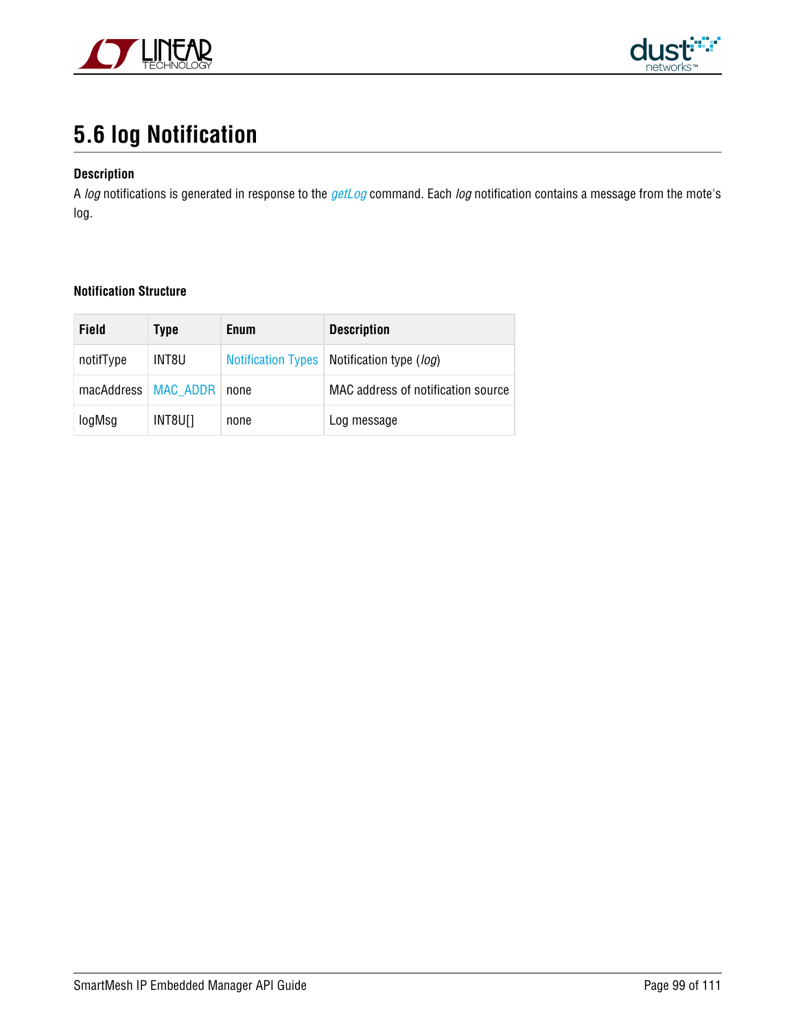## 5.6 log Notification

**Description**

A *log* notifications is generated in response to the *getLog* command. Each *log* notification contains a message from the mote's log.

**Notification Structure**

| Field | Type | Enum | Description |
|---|---|---|---|
| notifType | INT8U | Notification Types | Notification type (*log*) |
| macAddress | MAC_ADDR | none | MAC address of notification source |
| logMsg | INT8U[] | none | Log message |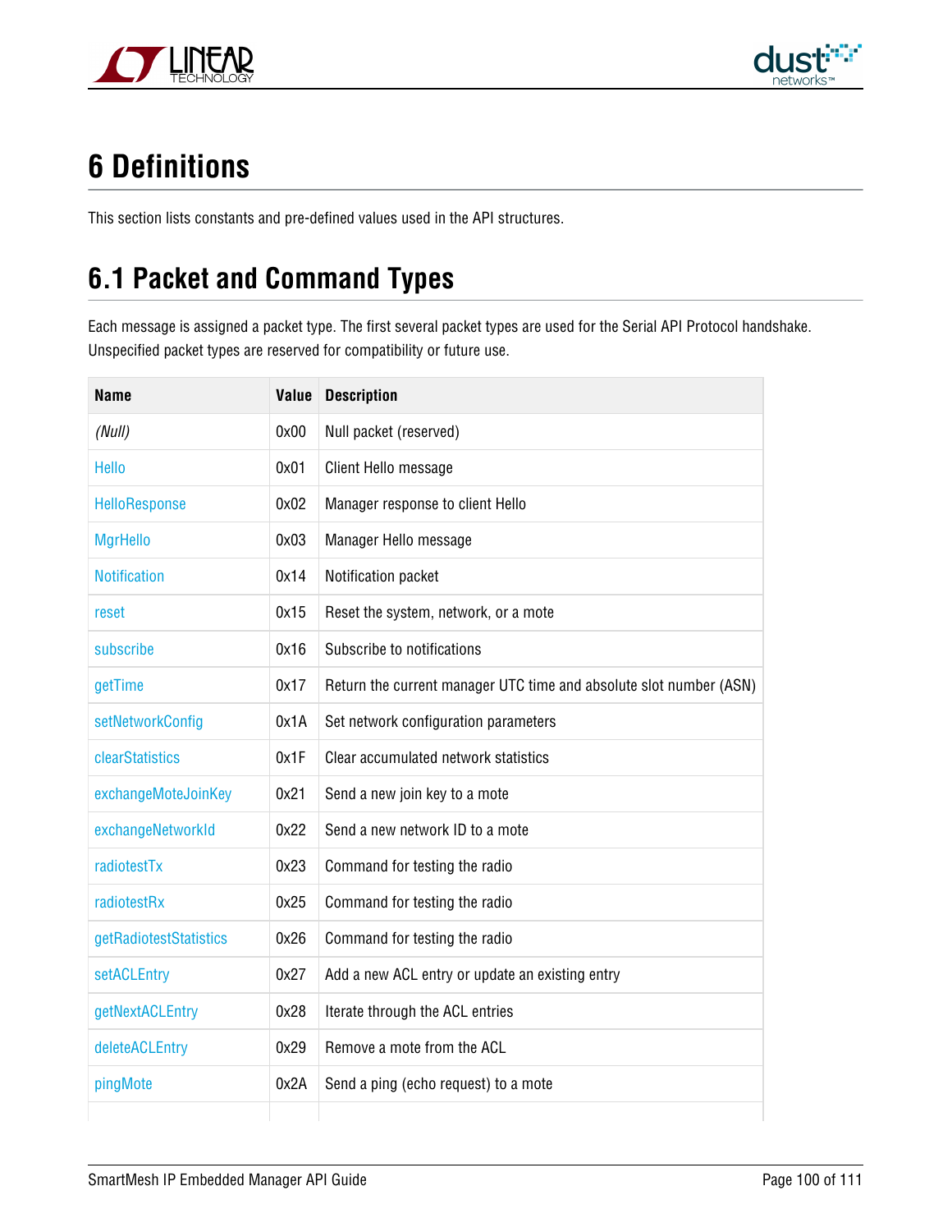# 6 Definitions

This section lists constants and pre-defined values used in the API structures.

## 6.1 Packet and Command Types

Each message is assigned a packet type. The first several packet types are used for the Serial API Protocol handshake. Unspecified packet types are reserved for compatibility or future use.

| Name | Value | Description |
|---|---|---|
| *(Null)* | 0x00 | Null packet (reserved) |
| Hello | 0x01 | Client Hello message |
| HelloResponse | 0x02 | Manager response to client Hello |
| MgrHello | 0x03 | Manager Hello message |
| Notification | 0x14 | Notification packet |
| reset | 0x15 | Reset the system, network, or a mote |
| subscribe | 0x16 | Subscribe to notifications |
| getTime | 0x17 | Return the current manager UTC time and absolute slot number (ASN) |
| setNetworkConfig | 0x1A | Set network configuration parameters |
| clearStatistics | 0x1F | Clear accumulated network statistics |
| exchangeMoteJoinKey | 0x21 | Send a new join key to a mote |
| exchangeNetworkId | 0x22 | Send a new network ID to a mote |
| radiotestTx | 0x23 | Command for testing the radio |
| radiotestRx | 0x25 | Command for testing the radio |
| getRadiotestStatistics | 0x26 | Command for testing the radio |
| setACLEntry | 0x27 | Add a new ACL entry or update an existing entry |
| getNextACLEntry | 0x28 | Iterate through the ACL entries |
| deleteACLEntry | 0x29 | Remove a mote from the ACL |
| pingMote | 0x2A | Send a ping (echo request) to a mote |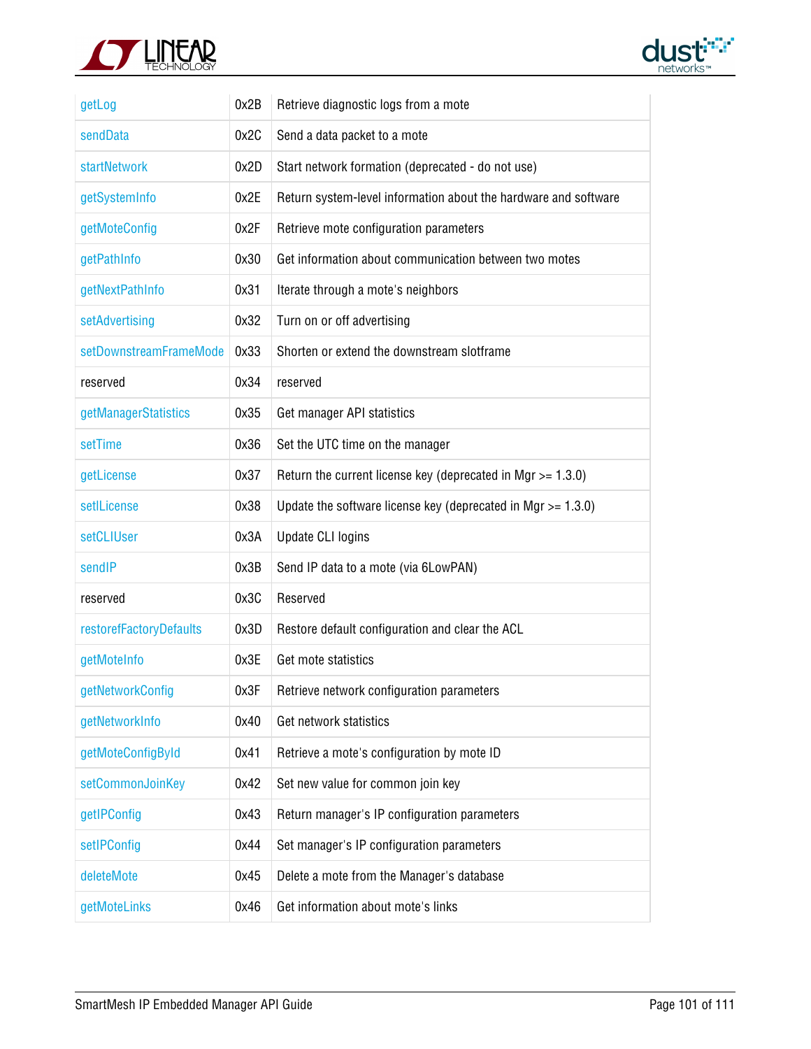| | | |
|---|---|---|
| getLog | 0x2B | Retrieve diagnostic logs from a mote |
| sendData | 0x2C | Send a data packet to a mote |
| startNetwork | 0x2D | Start network formation (deprecated - do not use) |
| getSystemInfo | 0x2E | Return system-level information about the hardware and software |
| getMoteConfig | 0x2F | Retrieve mote configuration parameters |
| getPathInfo | 0x30 | Get information about communication between two motes |
| getNextPathInfo | 0x31 | Iterate through a mote's neighbors |
| setAdvertising | 0x32 | Turn on or off advertising |
| setDownstreamFrameMode | 0x33 | Shorten or extend the downstream slotframe |
| reserved | 0x34 | reserved |
| getManagerStatistics | 0x35 | Get manager API statistics |
| setTime | 0x36 | Set the UTC time on the manager |
| getLicense | 0x37 | Return the current license key (deprecated in Mgr >= 1.3.0) |
| setlLicense | 0x38 | Update the software license key (deprecated in Mgr >= 1.3.0) |
| setCLIUser | 0x3A | Update CLI logins |
| sendIP | 0x3B | Send IP data to a mote (via 6LowPAN) |
| reserved | 0x3C | Reserved |
| restorefFactoryDefaults | 0x3D | Restore default configuration and clear the ACL |
| getMoteInfo | 0x3E | Get mote statistics |
| getNetworkConfig | 0x3F | Retrieve network configuration parameters |
| getNetworkInfo | 0x40 | Get network statistics |
| getMoteConfigById | 0x41 | Retrieve a mote's configuration by mote ID |
| setCommonJoinKey | 0x42 | Set new value for common join key |
| getIPConfig | 0x43 | Return manager's IP configuration parameters |
| setIPConfig | 0x44 | Set manager's IP configuration parameters |
| deleteMote | 0x45 | Delete a mote from the Manager's database |
| getMoteLinks | 0x46 | Get information about mote's links |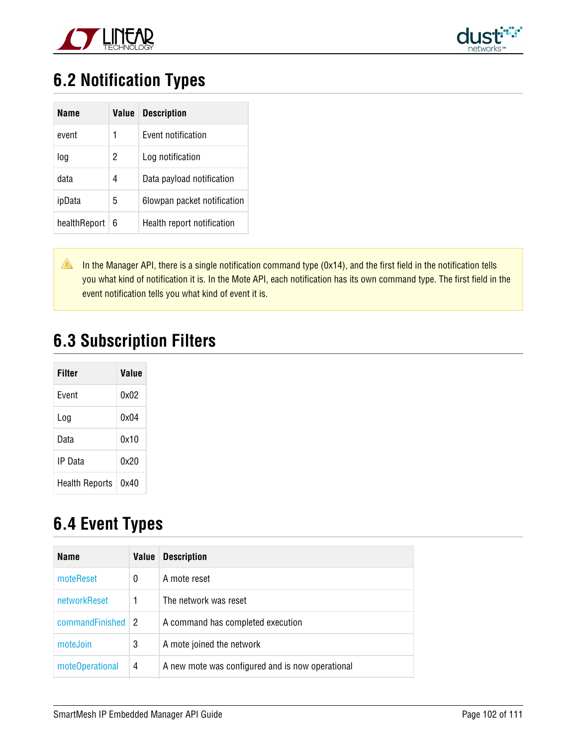## 6.2 Notification Types

| Name | Value | Description |
|---|---|---|
| event | 1 | Event notification |
| log | 2 | Log notification |
| data | 4 | Data payload notification |
| ipData | 5 | 6lowpan packet notification |
| healthReport | 6 | Health report notification |

In the Manager API, there is a single notification command type (0x14), and the first field in the notification tells you what kind of notification it is. In the Mote API, each notification has its own command type. The first field in the event notification tells you what kind of event it is.

## 6.3 Subscription Filters

| Filter | Value |
|---|---|
| Event | 0x02 |
| Log | 0x04 |
| Data | 0x10 |
| IP Data | 0x20 |
| Health Reports | 0x40 |

## 6.4 Event Types

| Name | Value | Description |
|---|---|---|
| moteReset | 0 | A mote reset |
| networkReset | 1 | The network was reset |
| commandFinished | 2 | A command has completed execution |
| moteJoin | 3 | A mote joined the network |
| moteOperational | 4 | A new mote was configured and is now operational |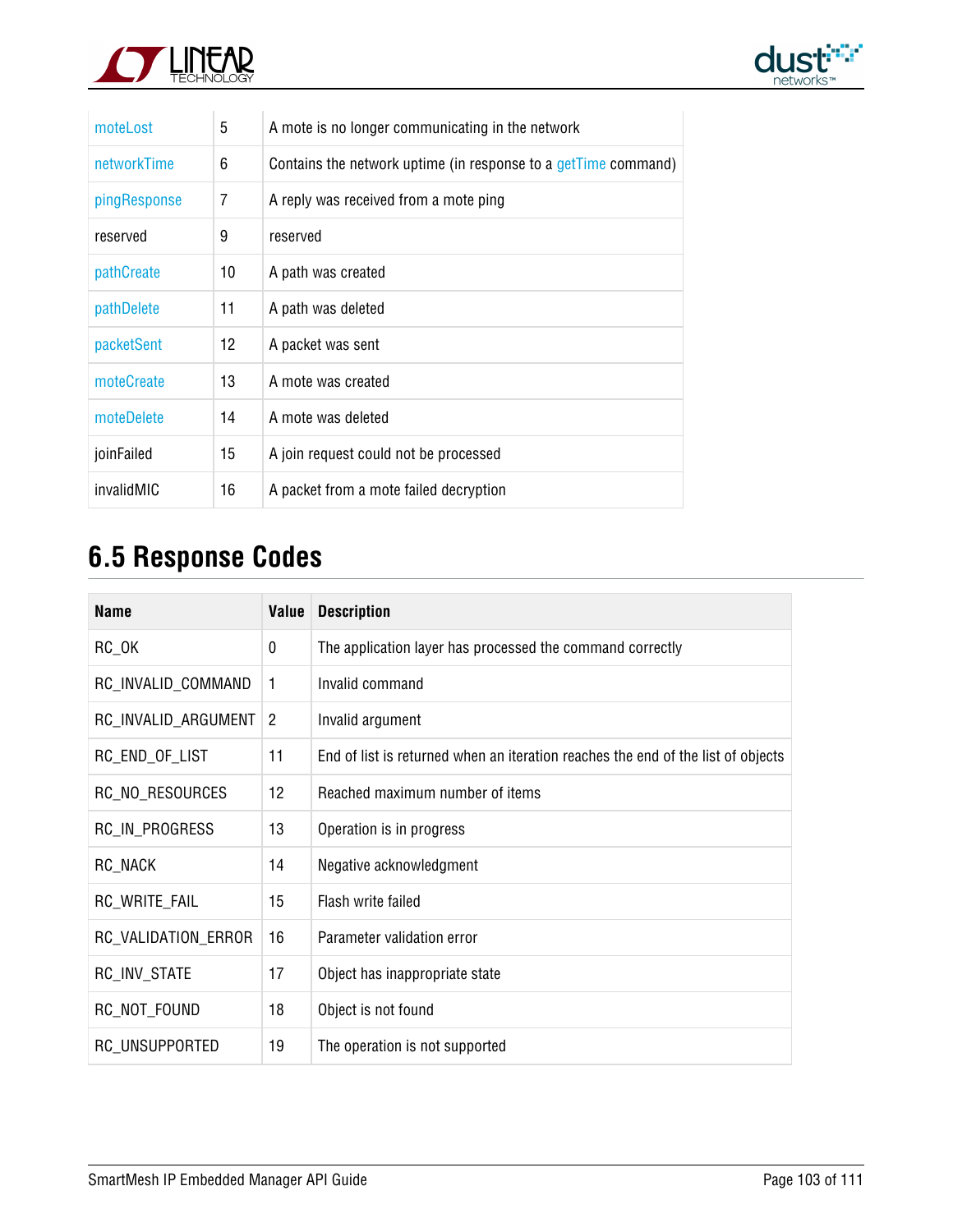| moteLost | 5 | A mote is no longer communicating in the network |
|---|---|---|
| networkTime | 6 | Contains the network uptime (in response to a getTime command) |
| pingResponse | 7 | A reply was received from a mote ping |
| reserved | 9 | reserved |
| pathCreate | 10 | A path was created |
| pathDelete | 11 | A path was deleted |
| packetSent | 12 | A packet was sent |
| moteCreate | 13 | A mote was created |
| moteDelete | 14 | A mote was deleted |
| joinFailed | 15 | A join request could not be processed |
| invalidMIC | 16 | A packet from a mote failed decryption |

## 6.5 Response Codes

| Name | Value | Description |
|---|---|---|
| RC_OK | 0 | The application layer has processed the command correctly |
| RC_INVALID_COMMAND | 1 | Invalid command |
| RC_INVALID_ARGUMENT | 2 | Invalid argument |
| RC_END_OF_LIST | 11 | End of list is returned when an iteration reaches the end of the list of objects |
| RC_NO_RESOURCES | 12 | Reached maximum number of items |
| RC_IN_PROGRESS | 13 | Operation is in progress |
| RC_NACK | 14 | Negative acknowledgment |
| RC_WRITE_FAIL | 15 | Flash write failed |
| RC_VALIDATION_ERROR | 16 | Parameter validation error |
| RC_INV_STATE | 17 | Object has inappropriate state |
| RC_NOT_FOUND | 18 | Object is not found |
| RC_UNSUPPORTED | 19 | The operation is not supported |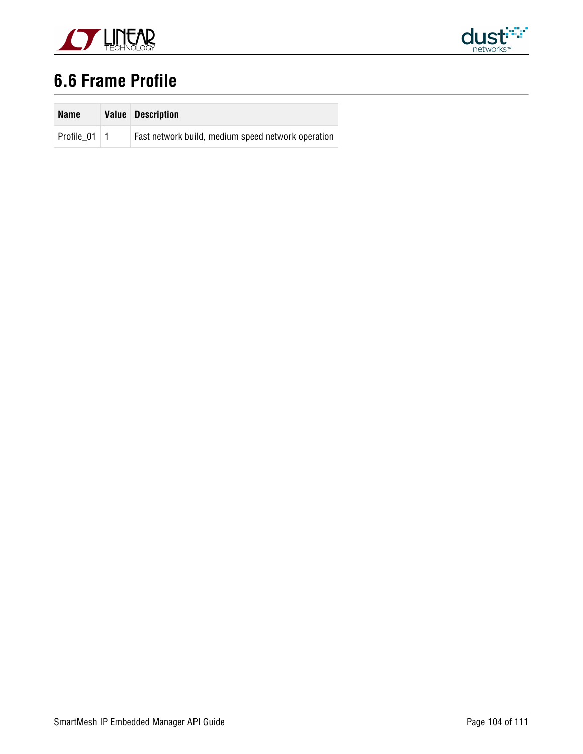## 6.6 Frame Profile

| Name | Value | Description |
| --- | --- | --- |
| Profile_01 | 1 | Fast network build, medium speed network operation |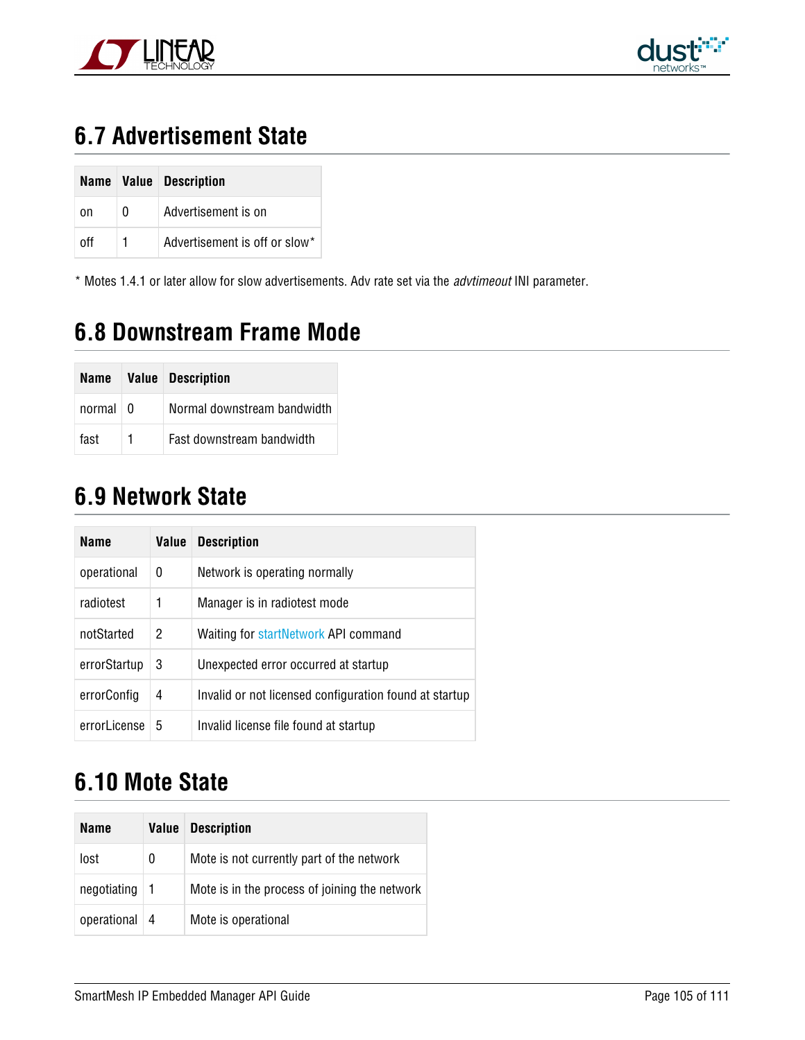## 6.7 Advertisement State

| Name | Value | Description |
|---|---|---|
| on | 0 | Advertisement is on |
| off | 1 | Advertisement is off or slow* |

* Motes 1.4.1 or later allow for slow advertisements. Adv rate set via the *advtimeout* INI parameter.

## 6.8 Downstream Frame Mode

| Name | Value | Description |
|---|---|---|
| normal | 0 | Normal downstream bandwidth |
| fast | 1 | Fast downstream bandwidth |

## 6.9 Network State

| Name | Value | Description |
|---|---|---|
| operational | 0 | Network is operating normally |
| radiotest | 1 | Manager is in radiotest mode |
| notStarted | 2 | Waiting for startNetwork API command |
| errorStartup | 3 | Unexpected error occurred at startup |
| errorConfig | 4 | Invalid or not licensed configuration found at startup |
| errorLicense | 5 | Invalid license file found at startup |

## 6.10 Mote State

| Name | Value | Description |
|---|---|---|
| lost | 0 | Mote is not currently part of the network |
| negotiating | 1 | Mote is in the process of joining the network |
| operational | 4 | Mote is operational |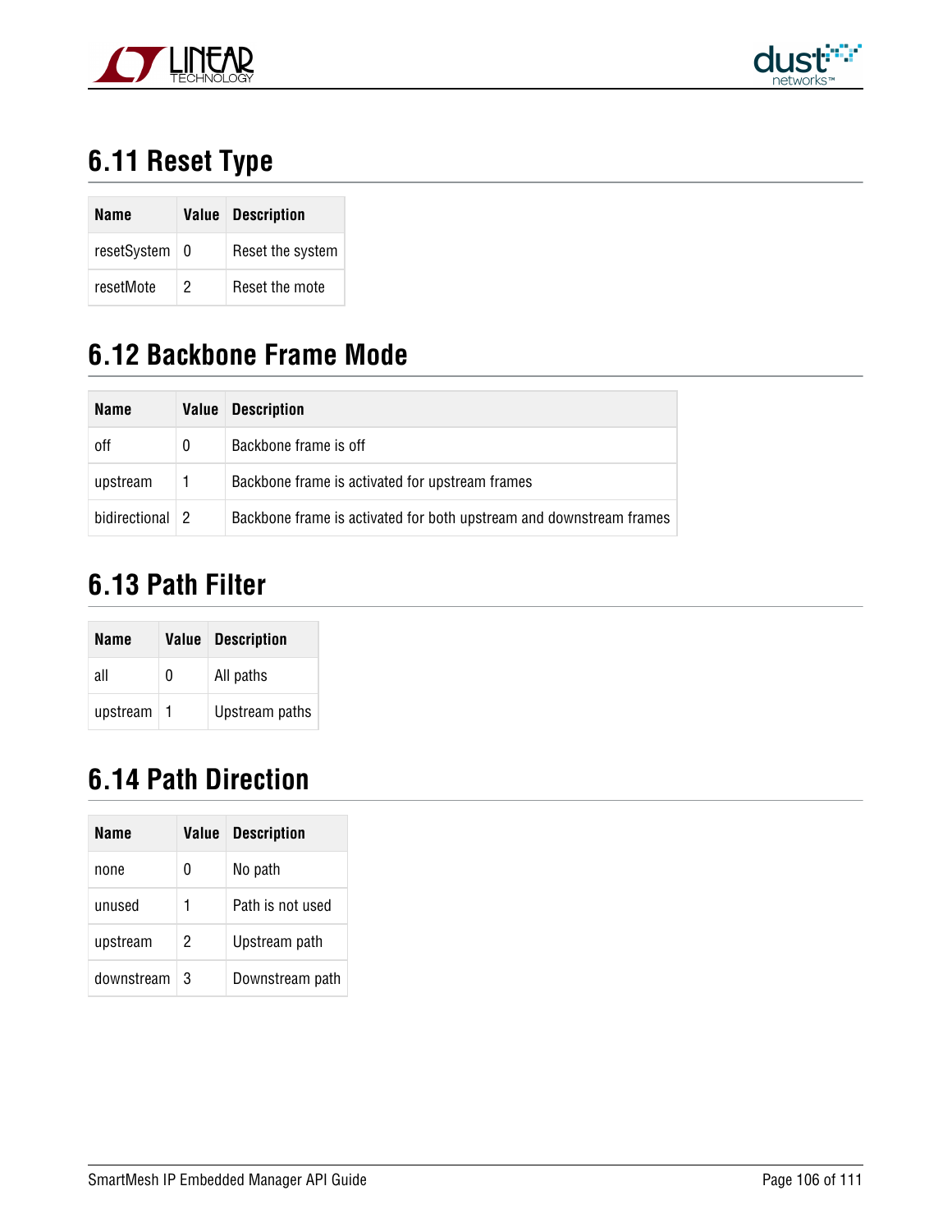## 6.11 Reset Type

| Name | Value | Description |
| --- | --- | --- |
| resetSystem | 0 | Reset the system |
| resetMote | 2 | Reset the mote |

## 6.12 Backbone Frame Mode

| Name | Value | Description |
| --- | --- | --- |
| off | 0 | Backbone frame is off |
| upstream | 1 | Backbone frame is activated for upstream frames |
| bidirectional | 2 | Backbone frame is activated for both upstream and downstream frames |

## 6.13 Path Filter

| Name | Value | Description |
| --- | --- | --- |
| all | 0 | All paths |
| upstream | 1 | Upstream paths |

## 6.14 Path Direction

| Name | Value | Description |
| --- | --- | --- |
| none | 0 | No path |
| unused | 1 | Path is not used |
| upstream | 2 | Upstream path |
| downstream | 3 | Downstream path |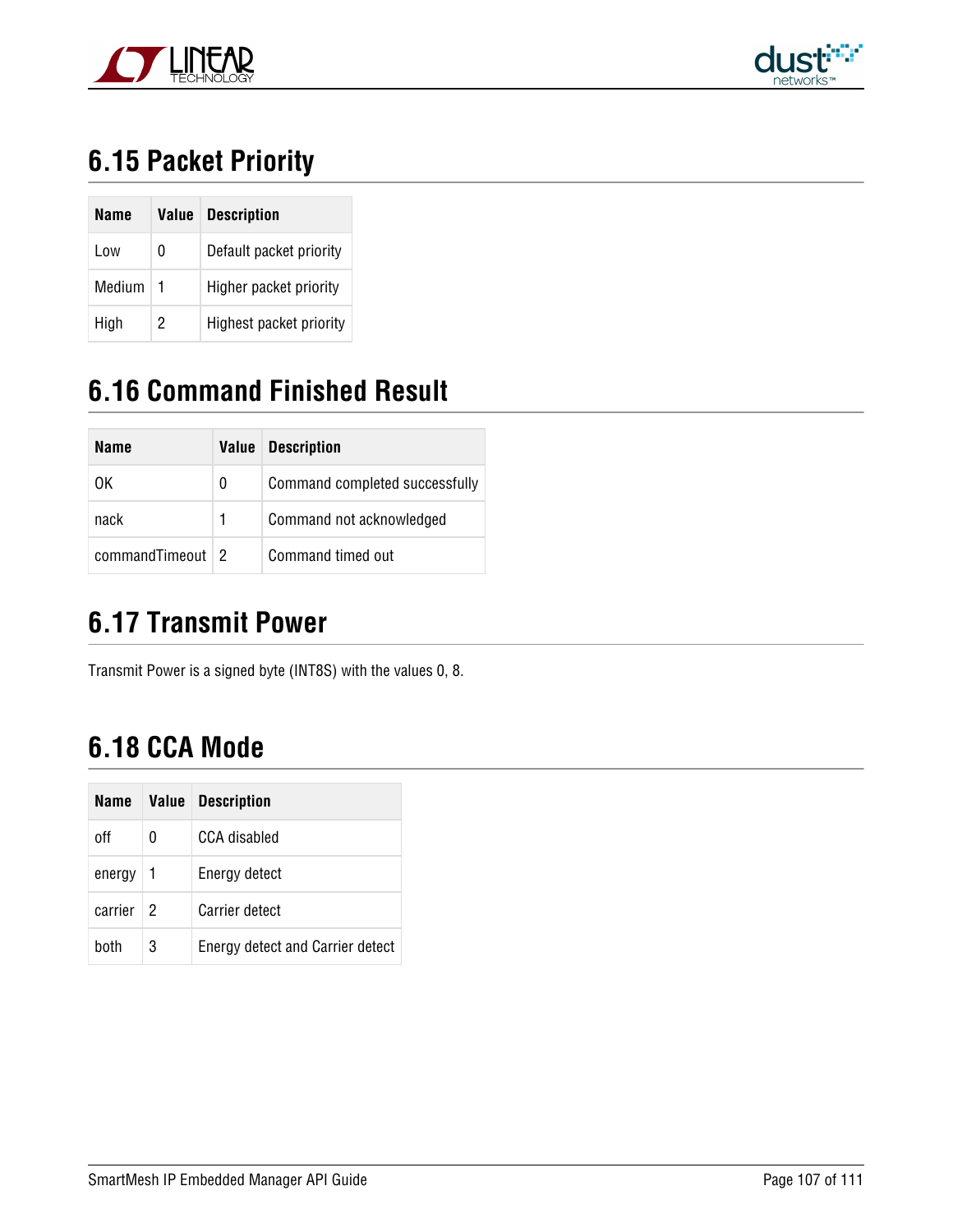## 6.15 Packet Priority

| Name | Value | Description |
|---|---|---|
| Low | 0 | Default packet priority |
| Medium | 1 | Higher packet priority |
| High | 2 | Highest packet priority |

## 6.16 Command Finished Result

| Name | Value | Description |
|---|---|---|
| OK | 0 | Command completed successfully |
| nack | 1 | Command not acknowledged |
| commandTimeout | 2 | Command timed out |

## 6.17 Transmit Power

Transmit Power is a signed byte (INT8S) with the values 0, 8.

## 6.18 CCA Mode

| Name | Value | Description |
|---|---|---|
| off | 0 | CCA disabled |
| energy | 1 | Energy detect |
| carrier | 2 | Carrier detect |
| both | 3 | Energy detect and Carrier detect |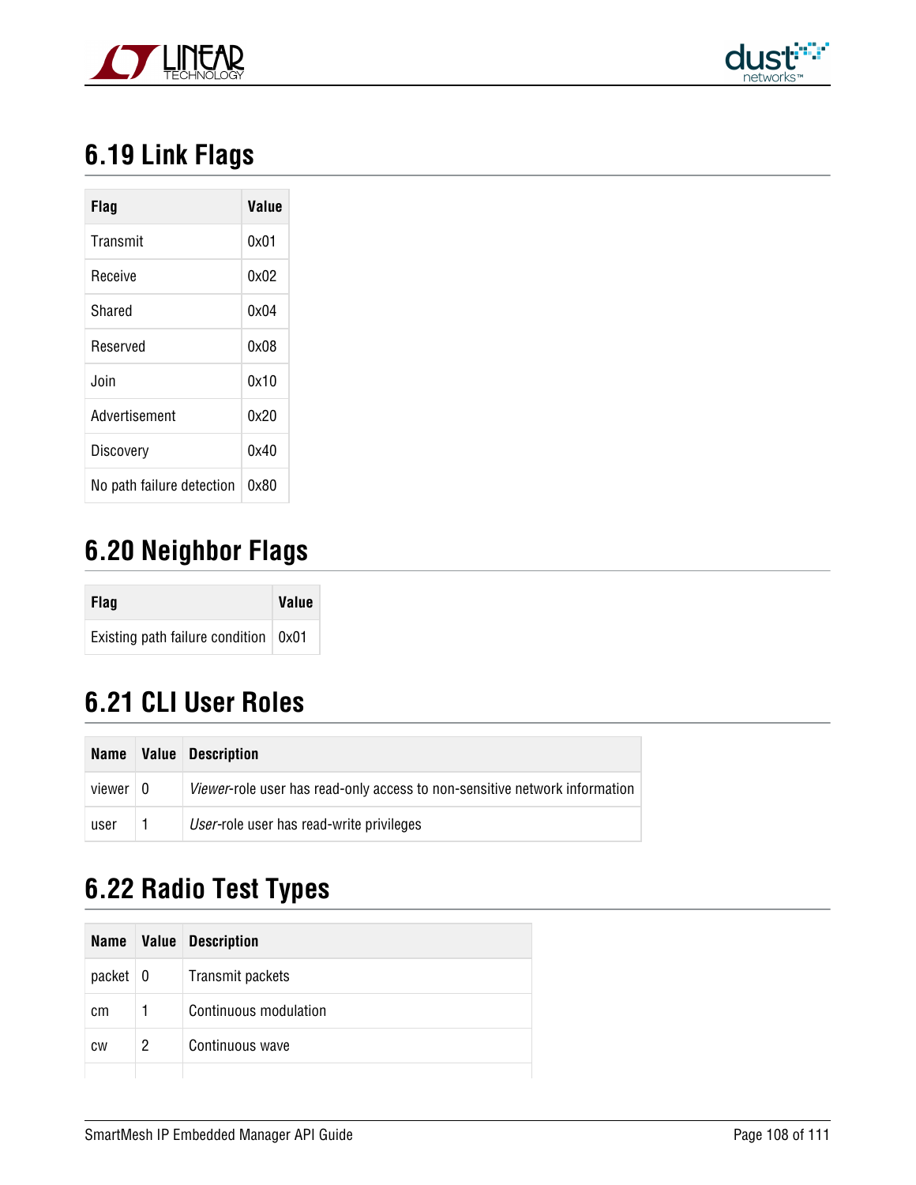## 6.19 Link Flags

| Flag | Value |
|---|---|
| Transmit | 0x01 |
| Receive | 0x02 |
| Shared | 0x04 |
| Reserved | 0x08 |
| Join | 0x10 |
| Advertisement | 0x20 |
| Discovery | 0x40 |
| No path failure detection | 0x80 |

## 6.20 Neighbor Flags

| Flag | Value |
|---|---|
| Existing path failure condition | 0x01 |

## 6.21 CLI User Roles

| Name | Value | Description |
|---|---|---|
| viewer | 0 | *Viewer*-role user has read-only access to non-sensitive network information |
| user | 1 | *User*-role user has read-write privileges |

## 6.22 Radio Test Types

| Name | Value | Description |
|---|---|---|
| packet | 0 | Transmit packets |
| cm | 1 | Continuous modulation |
| cw | 2 | Continuous wave |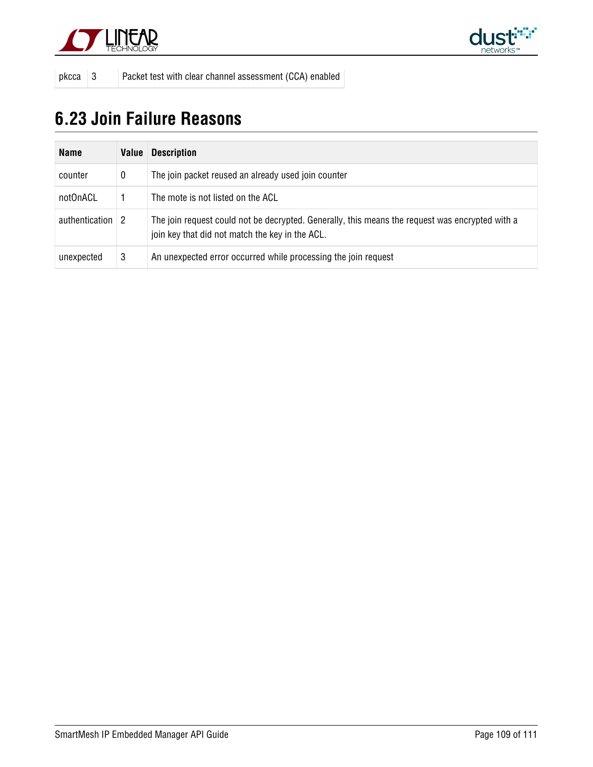| pkcca | 3 | Packet test with clear channel assessment (CCA) enabled |
|---|---|---|

## 6.23 Join Failure Reasons

| Name | Value | Description |
|---|---|---|
| counter | 0 | The join packet reused an already used join counter |
| notOnACL | 1 | The mote is not listed on the ACL |
| authentication | 2 | The join request could not be decrypted. Generally, this means the request was encrypted with a join key that did not match the key in the ACL. |
| unexpected | 3 | An unexpected error occurred while processing the join request |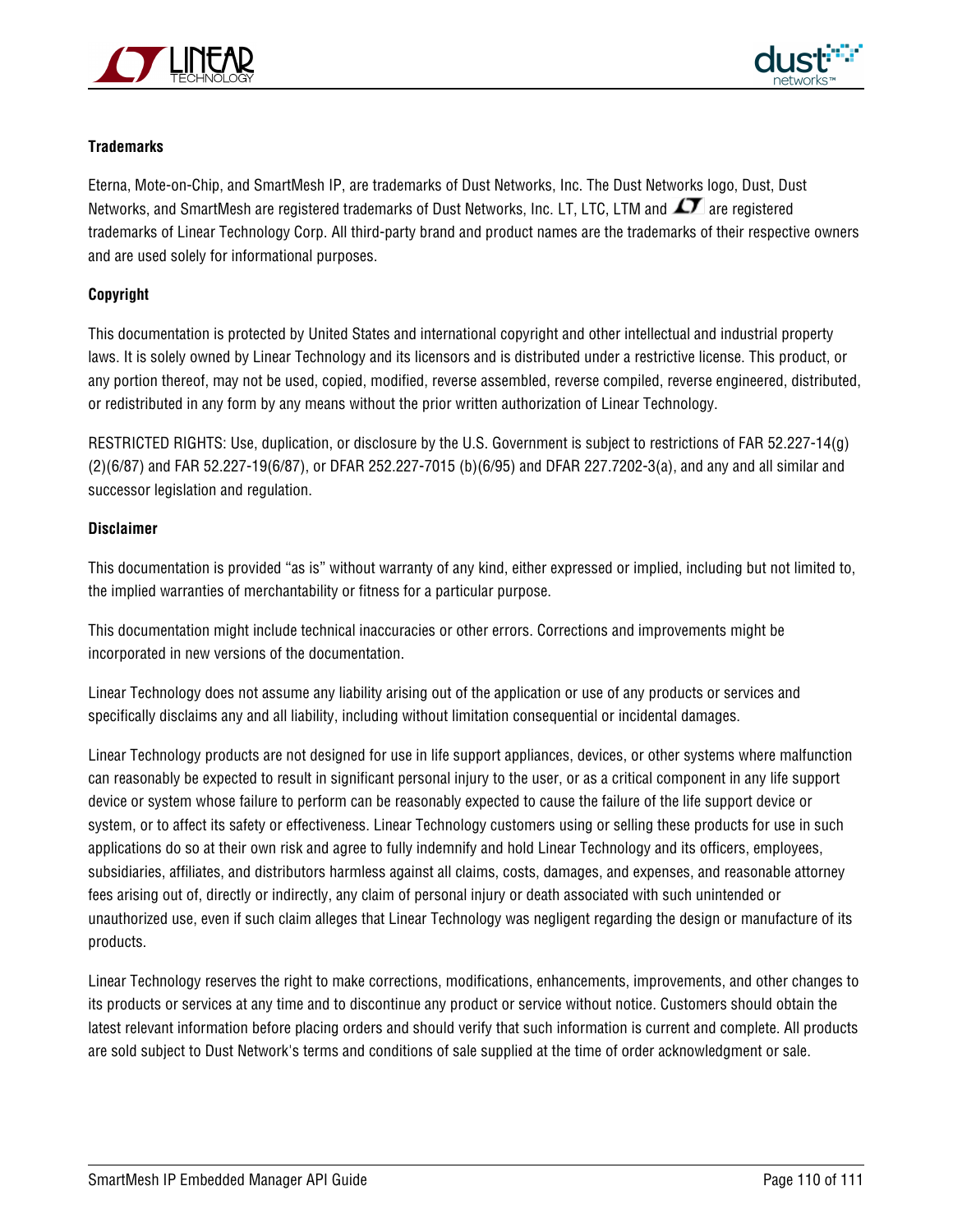**Trademarks**

Eterna, Mote-on-Chip, and SmartMesh IP, are trademarks of Dust Networks, Inc. The Dust Networks logo, Dust, Dust Networks, and SmartMesh are registered trademarks of Dust Networks, Inc. LT, LTC, LTM and LT are registered trademarks of Linear Technology Corp. All third-party brand and product names are the trademarks of their respective owners and are used solely for informational purposes.

**Copyright**

This documentation is protected by United States and international copyright and other intellectual and industrial property laws. It is solely owned by Linear Technology and its licensors and is distributed under a restrictive license. This product, or any portion thereof, may not be used, copied, modified, reverse assembled, reverse compiled, reverse engineered, distributed, or redistributed in any form by any means without the prior written authorization of Linear Technology.

RESTRICTED RIGHTS: Use, duplication, or disclosure by the U.S. Government is subject to restrictions of FAR 52.227-14(g)(2)(6/87) and FAR 52.227-19(6/87), or DFAR 252.227-7015 (b)(6/95) and DFAR 227.7202-3(a), and any and all similar and successor legislation and regulation.

**Disclaimer**

This documentation is provided "as is" without warranty of any kind, either expressed or implied, including but not limited to, the implied warranties of merchantability or fitness for a particular purpose.

This documentation might include technical inaccuracies or other errors. Corrections and improvements might be incorporated in new versions of the documentation.

Linear Technology does not assume any liability arising out of the application or use of any products or services and specifically disclaims any and all liability, including without limitation consequential or incidental damages.

Linear Technology products are not designed for use in life support appliances, devices, or other systems where malfunction can reasonably be expected to result in significant personal injury to the user, or as a critical component in any life support device or system whose failure to perform can be reasonably expected to cause the failure of the life support device or system, or to affect its safety or effectiveness. Linear Technology customers using or selling these products for use in such applications do so at their own risk and agree to fully indemnify and hold Linear Technology and its officers, employees, subsidiaries, affiliates, and distributors harmless against all claims, costs, damages, and expenses, and reasonable attorney fees arising out of, directly or indirectly, any claim of personal injury or death associated with such unintended or unauthorized use, even if such claim alleges that Linear Technology was negligent regarding the design or manufacture of its products.

Linear Technology reserves the right to make corrections, modifications, enhancements, improvements, and other changes to its products or services at any time and to discontinue any product or service without notice. Customers should obtain the latest relevant information before placing orders and should verify that such information is current and complete. All products are sold subject to Dust Network's terms and conditions of sale supplied at the time of order acknowledgment or sale.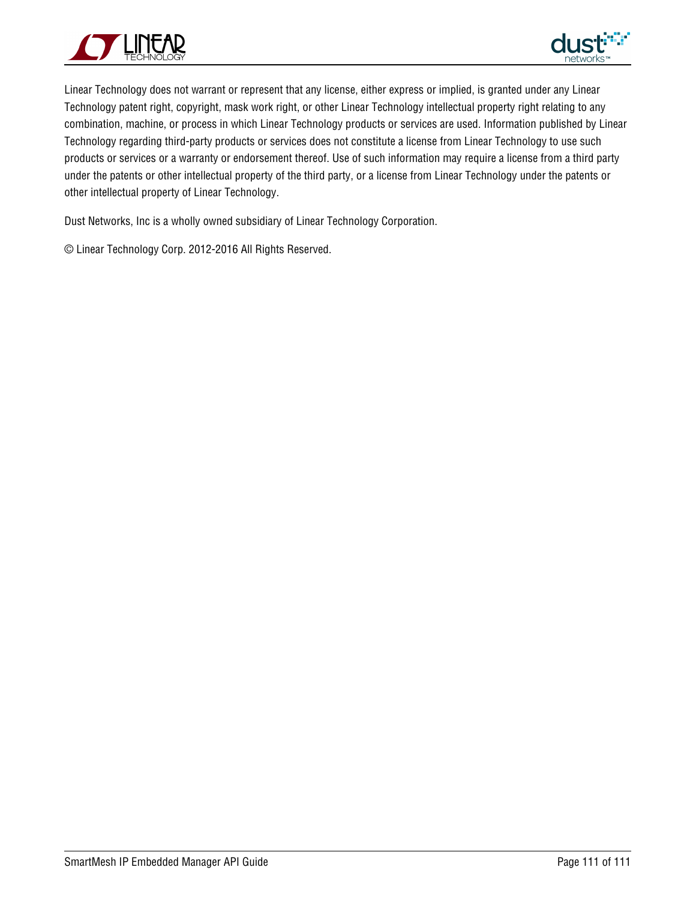Linear Technology does not warrant or represent that any license, either express or implied, is granted under any Linear Technology patent right, copyright, mask work right, or other Linear Technology intellectual property right relating to any combination, machine, or process in which Linear Technology products or services are used. Information published by Linear Technology regarding third-party products or services does not constitute a license from Linear Technology to use such products or services or a warranty or endorsement thereof. Use of such information may require a license from a third party under the patents or other intellectual property of the third party, or a license from Linear Technology under the patents or other intellectual property of Linear Technology.

Dust Networks, Inc is a wholly owned subsidiary of Linear Technology Corporation.

© Linear Technology Corp. 2012-2016 All Rights Reserved.